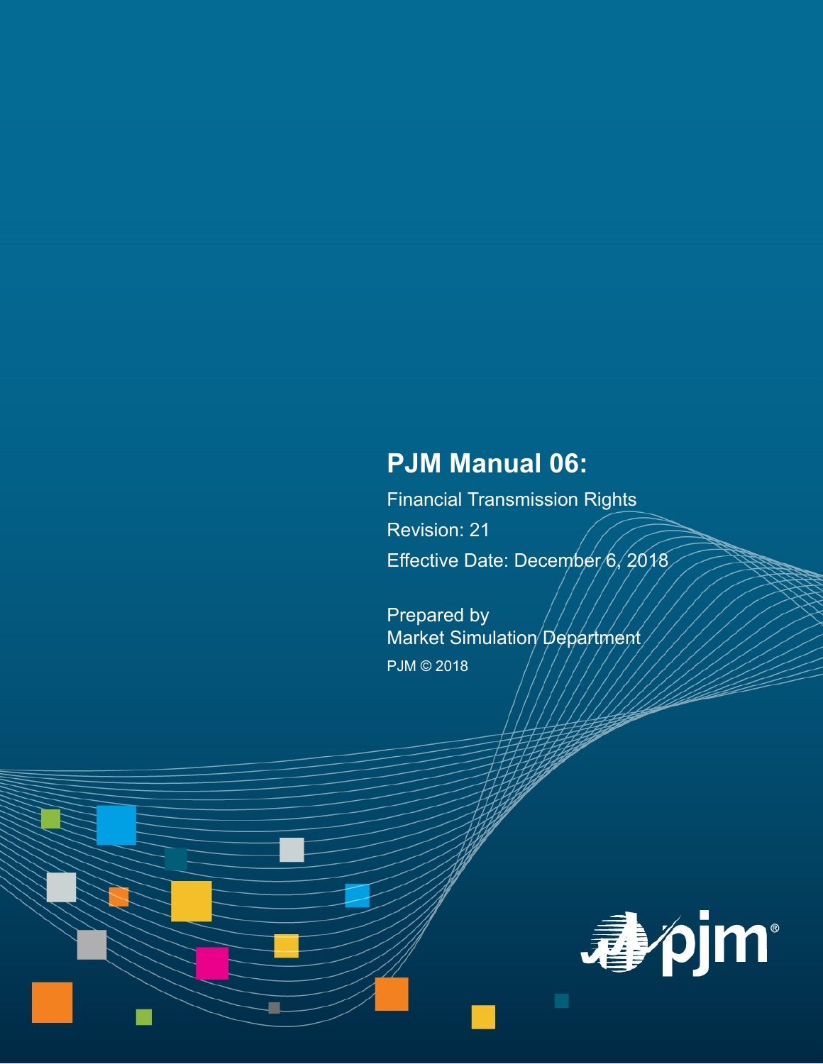# PJM Manual 06:

Financial Transmission Rights

Revision: 21

Effective Date: December 6, 2018

Prepared by
Market Simulation Department

PJM © 2018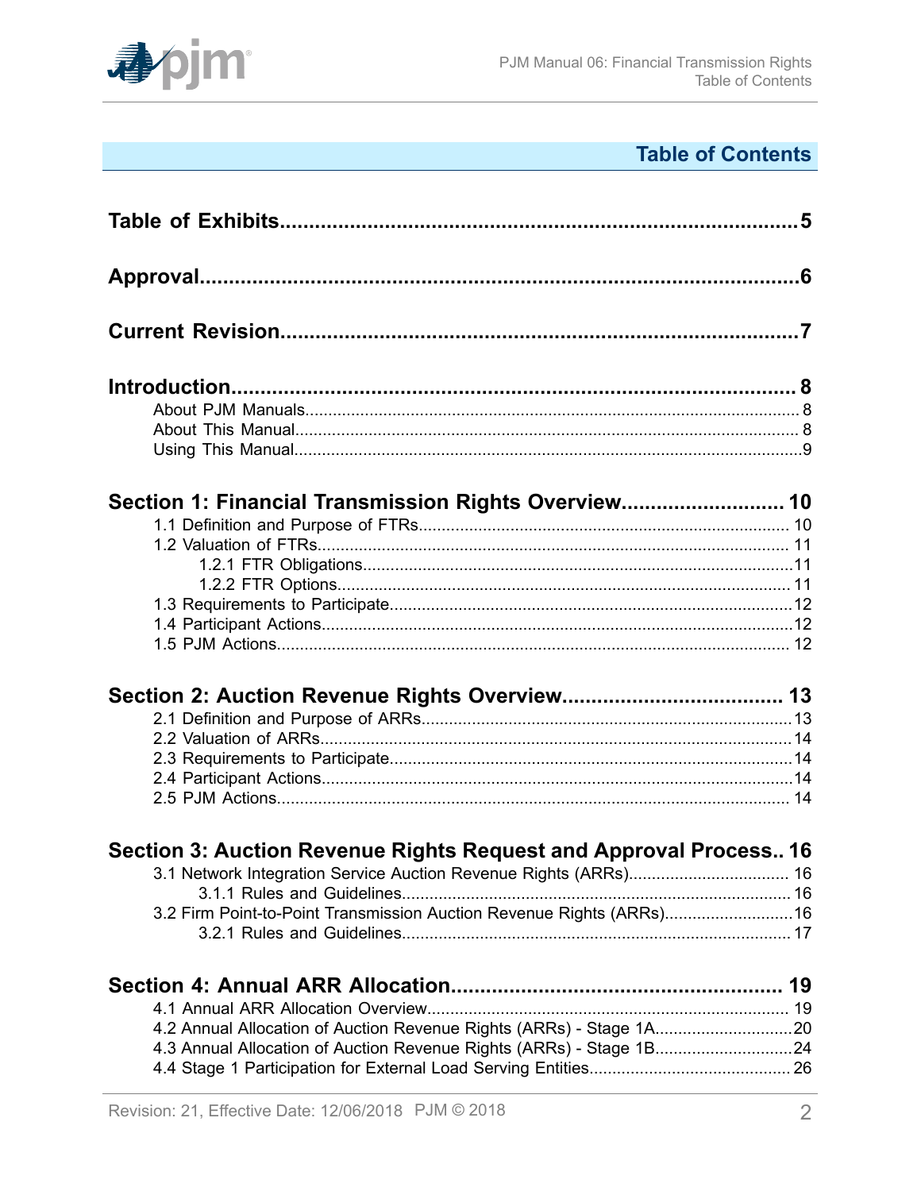## Table of Contents

**Table of Exhibits** ........................................................ 5

**Approval** ........................................................ 6

**Current Revision** ........................................................ 7

**Introduction** ........................................................ 8

- About PJM Manuals ........................................................ 8
- About This Manual ........................................................ 8
- Using This Manual ........................................................ 9

**Section 1: Financial Transmission Rights Overview** ........................................................ 10

- 1.1 Definition and Purpose of FTRs ........................................................ 10
- 1.2 Valuation of FTRs ........................................................ 11
  - 1.2.1 FTR Obligations ........................................................ 11
  - 1.2.2 FTR Options ........................................................ 11
- 1.3 Requirements to Participate ........................................................ 12
- 1.4 Participant Actions ........................................................ 12
- 1.5 PJM Actions ........................................................ 12

**Section 2: Auction Revenue Rights Overview** ........................................................ 13

- 2.1 Definition and Purpose of ARRs ........................................................ 13
- 2.2 Valuation of ARRs ........................................................ 14
- 2.3 Requirements to Participate ........................................................ 14
- 2.4 Participant Actions ........................................................ 14
- 2.5 PJM Actions ........................................................ 14

**Section 3: Auction Revenue Rights Request and Approval Process** ........................................................ 16

- 3.1 Network Integration Service Auction Revenue Rights (ARRs) ........................................................ 16
  - 3.1.1 Rules and Guidelines ........................................................ 16
- 3.2 Firm Point-to-Point Transmission Auction Revenue Rights (ARRs) ........................................................ 16
  - 3.2.1 Rules and Guidelines ........................................................ 17

**Section 4: Annual ARR Allocation** ........................................................ 19

- 4.1 Annual ARR Allocation Overview ........................................................ 19
- 4.2 Annual Allocation of Auction Revenue Rights (ARRs) - Stage 1A ........................................................ 20
- 4.3 Annual Allocation of Auction Revenue Rights (ARRs) - Stage 1B ........................................................ 24
- 4.4 Stage 1 Participation for External Load Serving Entities ........................................................ 26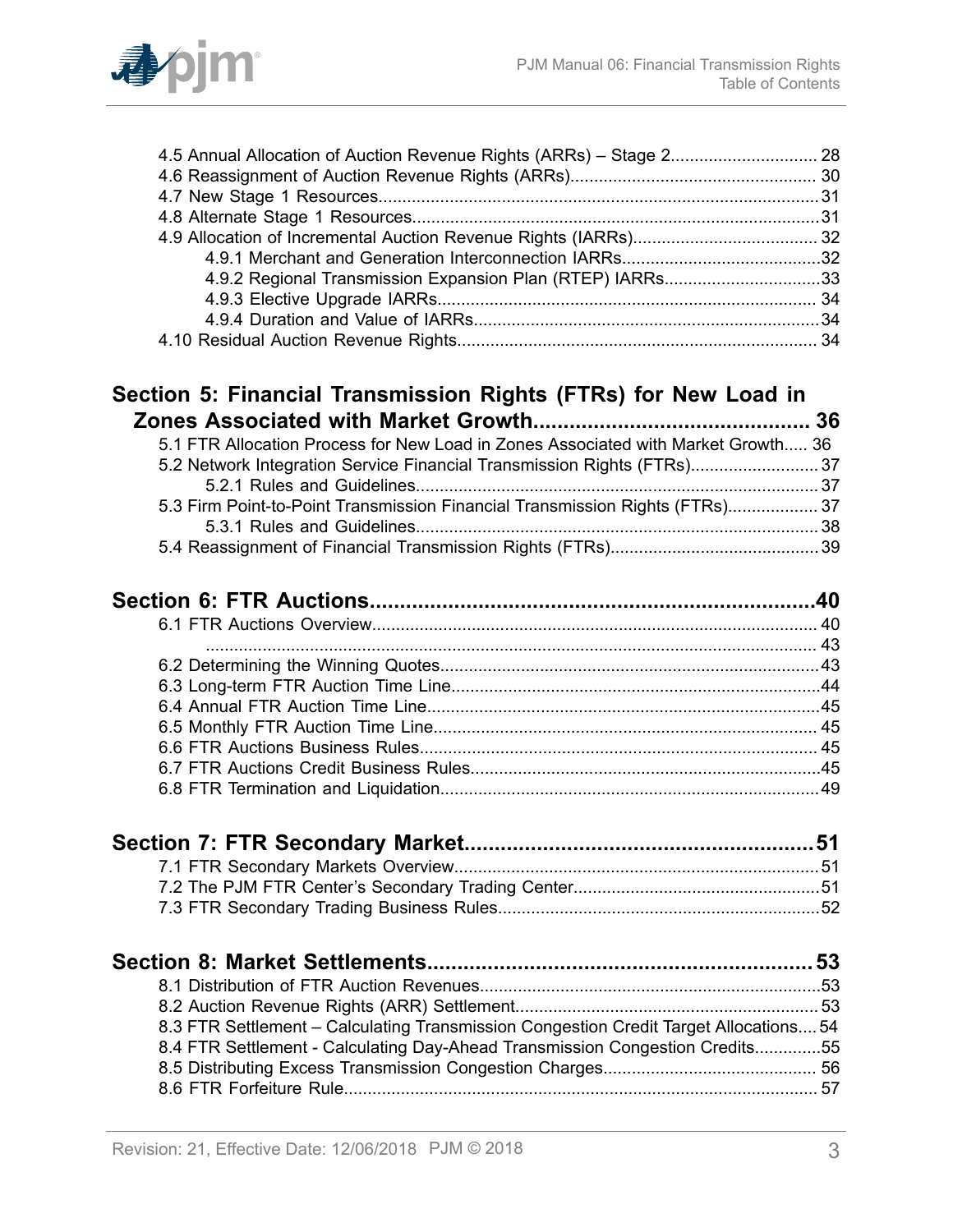4.5 Annual Allocation of Auction Revenue Rights (ARRs) – Stage 2............................... 28
4.6 Reassignment of Auction Revenue Rights (ARRs).................................................... 30
4.7 New Stage 1 Resources............................................................................................31
4.8 Alternate Stage 1 Resources.....................................................................................31
4.9 Allocation of Incremental Auction Revenue Rights (IARRs)....................................... 32
4.9.1 Merchant and Generation Interconnection IARRs..........................................32
4.9.2 Regional Transmission Expansion Plan (RTEP) IARRs.................................33
4.9.3 Elective Upgrade IARRs................................................................................ 34
4.9.4 Duration and Value of IARRs........................................................................34
4.10 Residual Auction Revenue Rights............................................................................ 34

## Section 5: Financial Transmission Rights (FTRs) for New Load in Zones Associated with Market Growth............................................ 36

5.1 FTR Allocation Process for New Load in Zones Associated with Market Growth..... 36
5.2 Network Integration Service Financial Transmission Rights (FTRs)........................... 37
5.2.1 Rules and Guidelines.................................................................................... 37
5.3 Firm Point-to-Point Transmission Financial Transmission Rights (FTRs).................. 37
5.3.1 Rules and Guidelines.................................................................................... 38
5.4 Reassignment of Financial Transmission Rights (FTRs)............................................39

## Section 6: FTR Auctions.........................................................................40

6.1 FTR Auctions Overview............................................................................................. 40
................................................................................................................................ 43
6.2 Determining the Winning Quotes................................................................................43
6.3 Long-term FTR Auction Time Line.............................................................................44
6.4 Annual FTR Auction Time Line..................................................................................45
6.5 Monthly FTR Auction Time Line................................................................................ 45
6.6 FTR Auctions Business Rules................................................................................... 45
6.7 FTR Auctions Credit Business Rules.........................................................................45
6.8 FTR Termination and Liquidation...............................................................................49

## Section 7: FTR Secondary Market.........................................................51

7.1 FTR Secondary Markets Overview............................................................................51
7.2 The PJM FTR Center's Secondary Trading Center....................................................51
7.3 FTR Secondary Trading Business Rules...................................................................52

## Section 8: Market Settlements................................................................53

8.1 Distribution of FTR Auction Revenues.......................................................................53
8.2 Auction Revenue Rights (ARR) Settlement............................................................... 53
8.3 FTR Settlement – Calculating Transmission Congestion Credit Target Allocations.... 54
8.4 FTR Settlement - Calculating Day-Ahead Transmission Congestion Credits..............55
8.5 Distributing Excess Transmission Congestion Charges............................................ 56
8.6 FTR Forfeiture Rule.................................................................................................. 57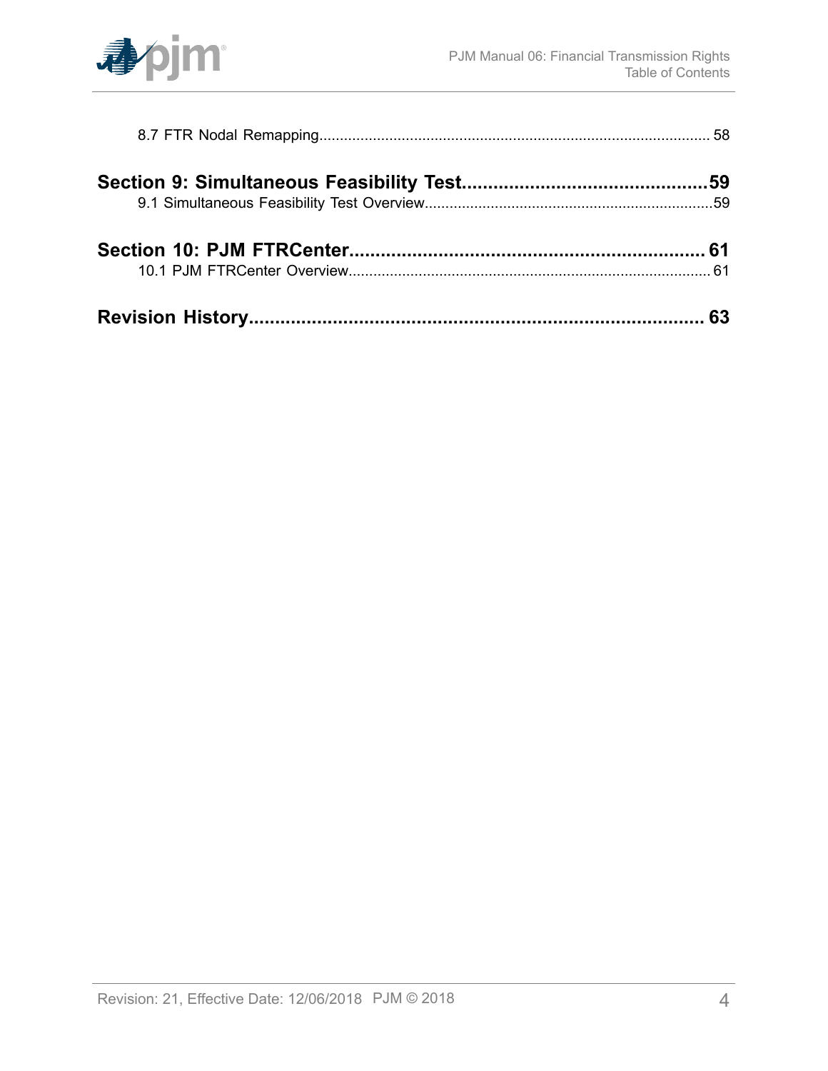8.7 FTR Nodal Remapping.......................................................................................... 58

**Section 9: Simultaneous Feasibility Test..............................................59**

9.1 Simultaneous Feasibility Test Overview.....................................................................59

**Section 10: PJM FTRCenter................................................................... 61**

10.1 PJM FTRCenter Overview....................................................................................... 61

**Revision History....................................................................................... 63**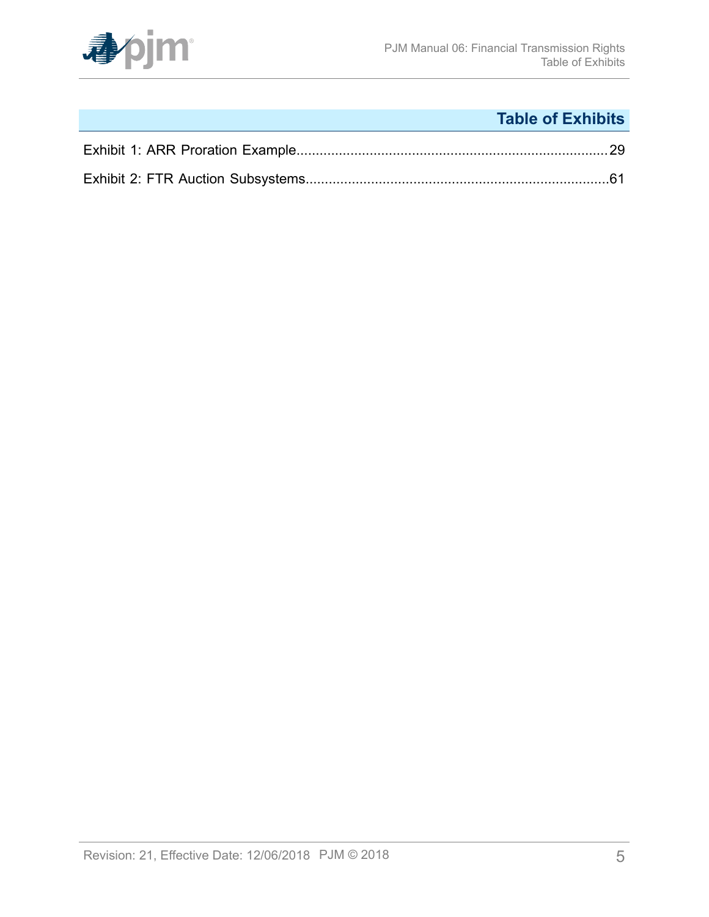## Table of Exhibits

Exhibit 1: ARR Proration Example....................................................................................29

Exhibit 2: FTR Auction Subsystems.................................................................................61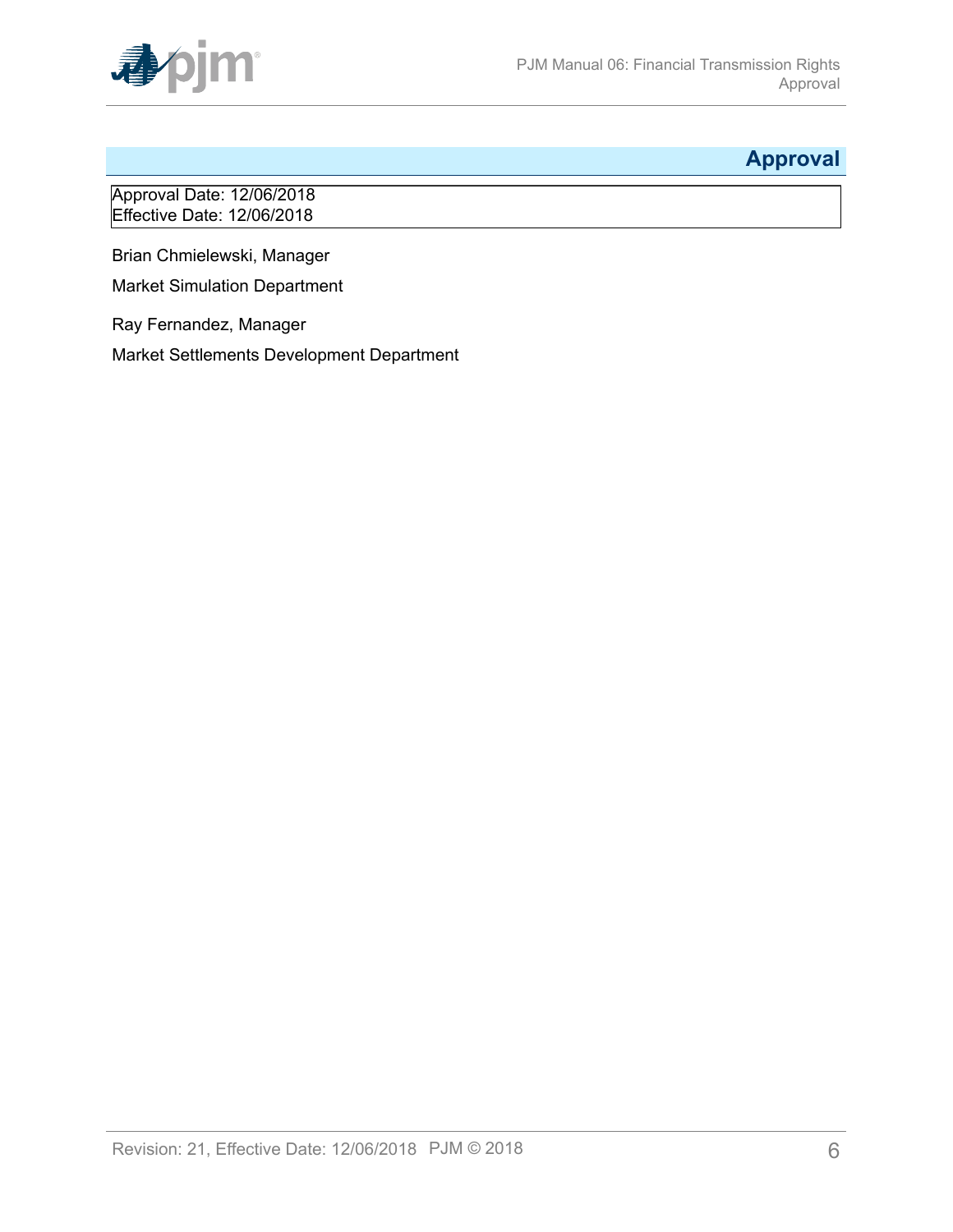# Approval

Approval Date: 12/06/2018
Effective Date: 12/06/2018

Brian Chmielewski, Manager

Market Simulation Department

Ray Fernandez, Manager

Market Settlements Development Department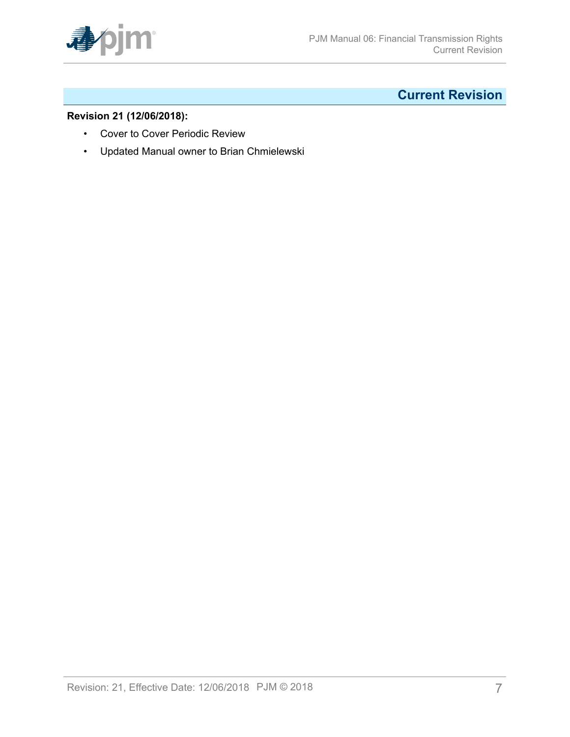# Current Revision

**Revision 21 (12/06/2018):**

- Cover to Cover Periodic Review
- Updated Manual owner to Brian Chmielewski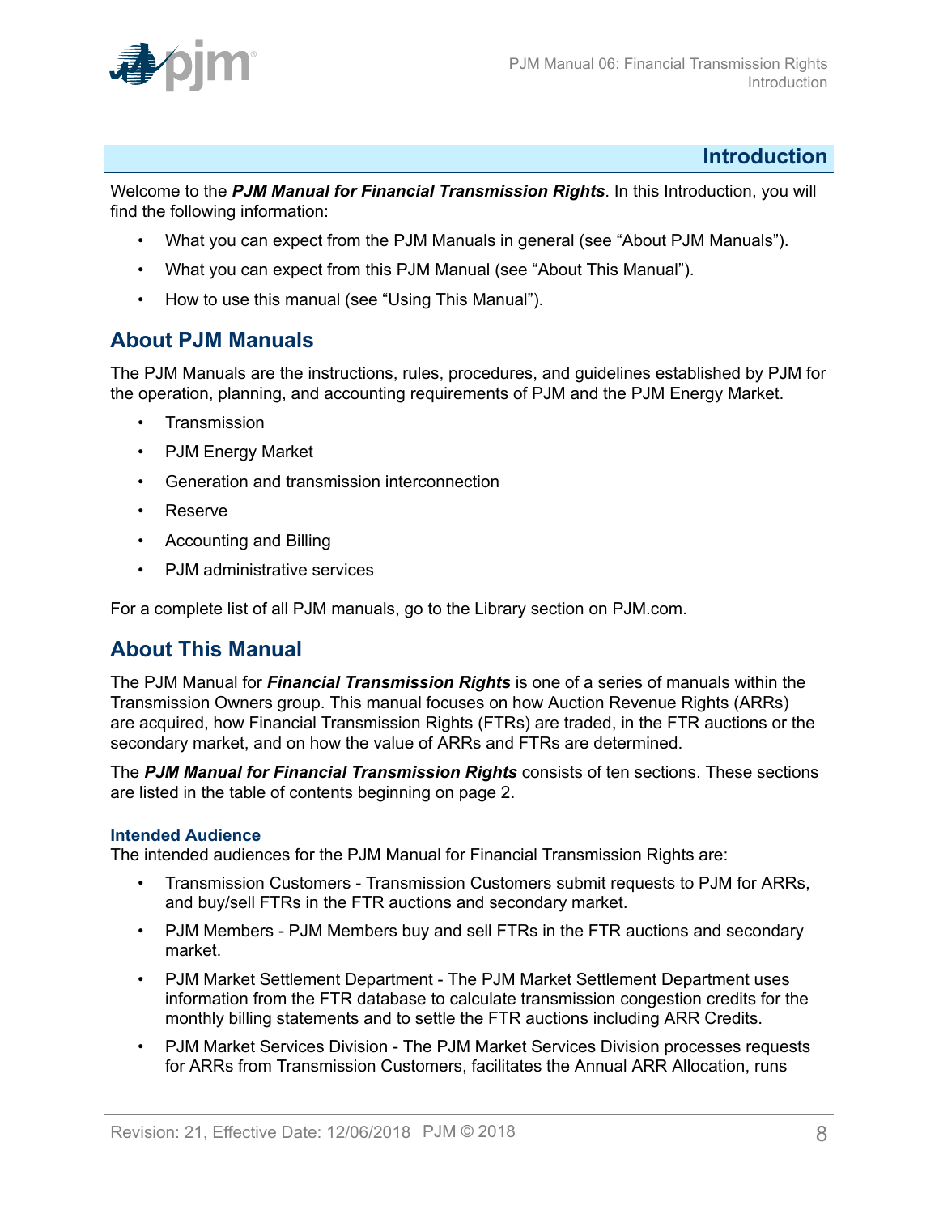# Introduction

Welcome to the ***PJM Manual for Financial Transmission Rights***. In this Introduction, you will find the following information:

- What you can expect from the PJM Manuals in general (see "About PJM Manuals").
- What you can expect from this PJM Manual (see "About This Manual").
- How to use this manual (see "Using This Manual").

## About PJM Manuals

The PJM Manuals are the instructions, rules, procedures, and guidelines established by PJM for the operation, planning, and accounting requirements of PJM and the PJM Energy Market.

- Transmission
- PJM Energy Market
- Generation and transmission interconnection
- Reserve
- Accounting and Billing
- PJM administrative services

For a complete list of all PJM manuals, go to the Library section on PJM.com.

## About This Manual

The PJM Manual for ***Financial Transmission Rights*** is one of a series of manuals within the Transmission Owners group. This manual focuses on how Auction Revenue Rights (ARRs) are acquired, how Financial Transmission Rights (FTRs) are traded, in the FTR auctions or the secondary market, and on how the value of ARRs and FTRs are determined.

The ***PJM Manual for Financial Transmission Rights*** consists of ten sections. These sections are listed in the table of contents beginning on page 2.

### Intended Audience

The intended audiences for the PJM Manual for Financial Transmission Rights are:

- Transmission Customers - Transmission Customers submit requests to PJM for ARRs, and buy/sell FTRs in the FTR auctions and secondary market.
- PJM Members - PJM Members buy and sell FTRs in the FTR auctions and secondary market.
- PJM Market Settlement Department - The PJM Market Settlement Department uses information from the FTR database to calculate transmission congestion credits for the monthly billing statements and to settle the FTR auctions including ARR Credits.
- PJM Market Services Division - The PJM Market Services Division processes requests for ARRs from Transmission Customers, facilitates the Annual ARR Allocation, runs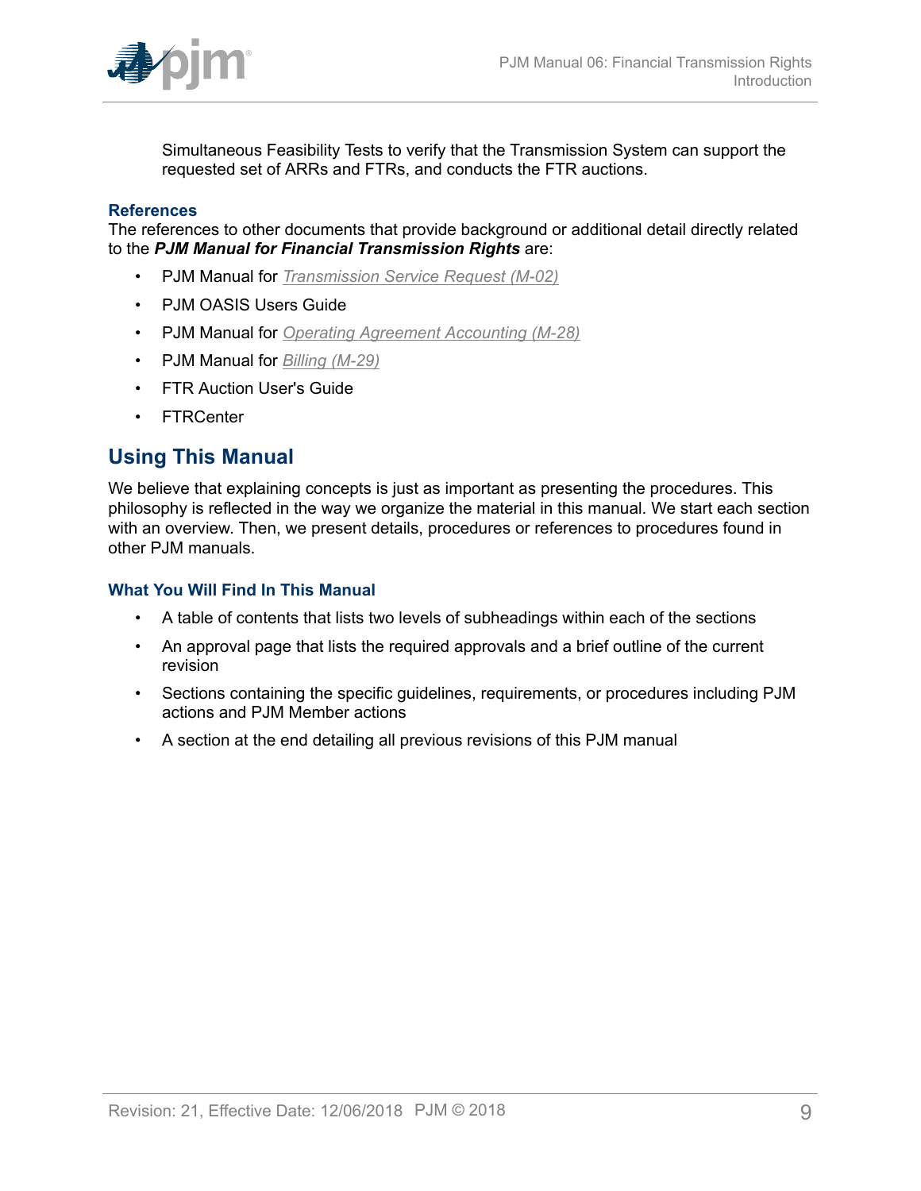Simultaneous Feasibility Tests to verify that the Transmission System can support the requested set of ARRs and FTRs, and conducts the FTR auctions.

### References

The references to other documents that provide background or additional detail directly related to the ***PJM Manual for Financial Transmission Rights*** are:

- PJM Manual for *Transmission Service Request (M-02)*
- PJM OASIS Users Guide
- PJM Manual for *Operating Agreement Accounting (M-28)*
- PJM Manual for *Billing (M-29)*
- FTR Auction User's Guide
- FTRCenter

## Using This Manual

We believe that explaining concepts is just as important as presenting the procedures. This philosophy is reflected in the way we organize the material in this manual. We start each section with an overview. Then, we present details, procedures or references to procedures found in other PJM manuals.

### What You Will Find In This Manual

- A table of contents that lists two levels of subheadings within each of the sections
- An approval page that lists the required approvals and a brief outline of the current revision
- Sections containing the specific guidelines, requirements, or procedures including PJM actions and PJM Member actions
- A section at the end detailing all previous revisions of this PJM manual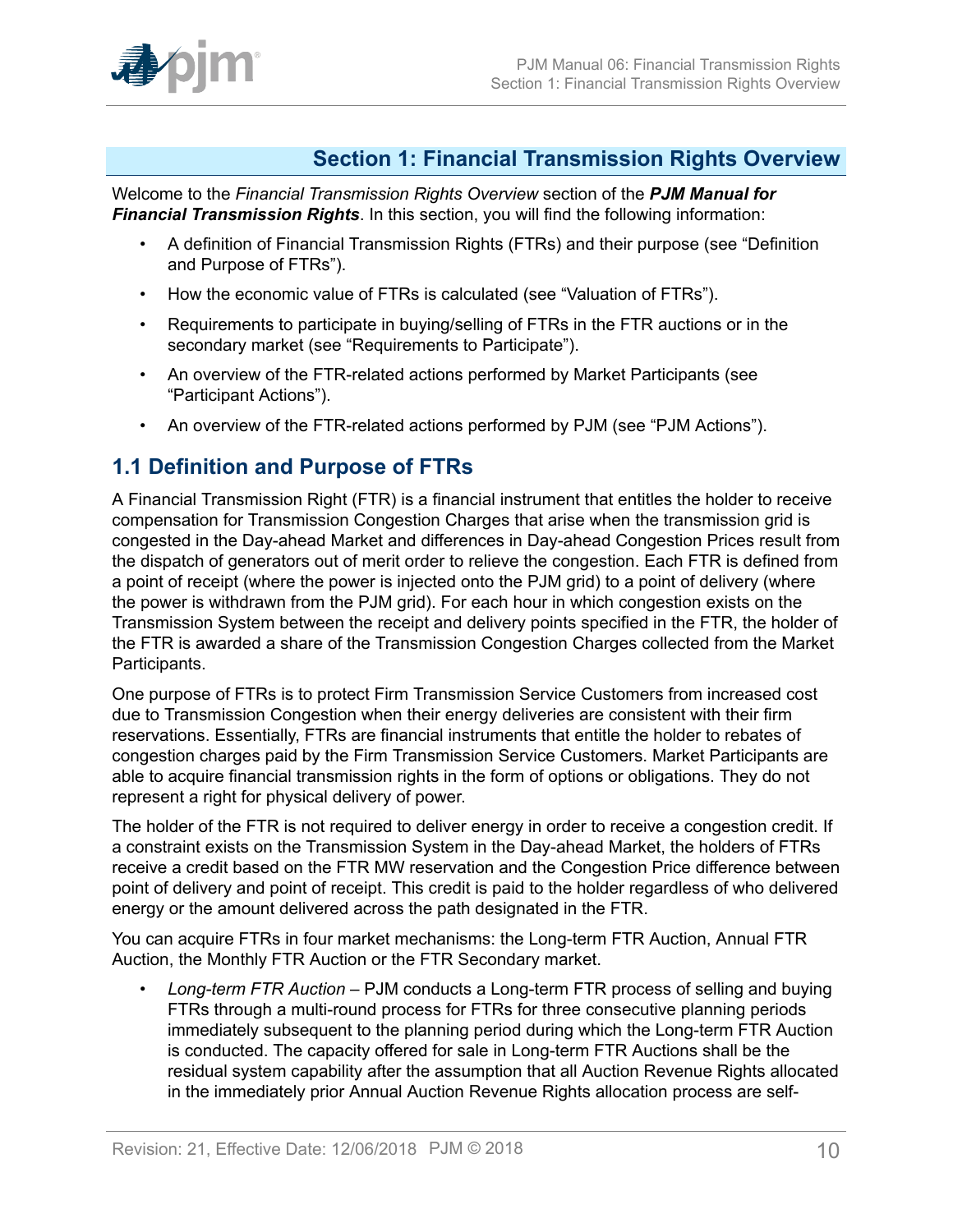# Section 1: Financial Transmission Rights Overview

Welcome to the *Financial Transmission Rights Overview* section of the ***PJM Manual for Financial Transmission Rights***. In this section, you will find the following information:

- A definition of Financial Transmission Rights (FTRs) and their purpose (see "Definition and Purpose of FTRs").
- How the economic value of FTRs is calculated (see "Valuation of FTRs").
- Requirements to participate in buying/selling of FTRs in the FTR auctions or in the secondary market (see "Requirements to Participate").
- An overview of the FTR-related actions performed by Market Participants (see "Participant Actions").
- An overview of the FTR-related actions performed by PJM (see "PJM Actions").

## 1.1 Definition and Purpose of FTRs

A Financial Transmission Right (FTR) is a financial instrument that entitles the holder to receive compensation for Transmission Congestion Charges that arise when the transmission grid is congested in the Day-ahead Market and differences in Day-ahead Congestion Prices result from the dispatch of generators out of merit order to relieve the congestion. Each FTR is defined from a point of receipt (where the power is injected onto the PJM grid) to a point of delivery (where the power is withdrawn from the PJM grid). For each hour in which congestion exists on the Transmission System between the receipt and delivery points specified in the FTR, the holder of the FTR is awarded a share of the Transmission Congestion Charges collected from the Market Participants.

One purpose of FTRs is to protect Firm Transmission Service Customers from increased cost due to Transmission Congestion when their energy deliveries are consistent with their firm reservations. Essentially, FTRs are financial instruments that entitle the holder to rebates of congestion charges paid by the Firm Transmission Service Customers. Market Participants are able to acquire financial transmission rights in the form of options or obligations. They do not represent a right for physical delivery of power.

The holder of the FTR is not required to deliver energy in order to receive a congestion credit. If a constraint exists on the Transmission System in the Day-ahead Market, the holders of FTRs receive a credit based on the FTR MW reservation and the Congestion Price difference between point of delivery and point of receipt. This credit is paid to the holder regardless of who delivered energy or the amount delivered across the path designated in the FTR.

You can acquire FTRs in four market mechanisms: the Long-term FTR Auction, Annual FTR Auction, the Monthly FTR Auction or the FTR Secondary market.

- *Long-term FTR Auction* – PJM conducts a Long-term FTR process of selling and buying FTRs through a multi-round process for FTRs for three consecutive planning periods immediately subsequent to the planning period during which the Long-term FTR Auction is conducted. The capacity offered for sale in Long-term FTR Auctions shall be the residual system capability after the assumption that all Auction Revenue Rights allocated in the immediately prior Annual Auction Revenue Rights allocation process are self-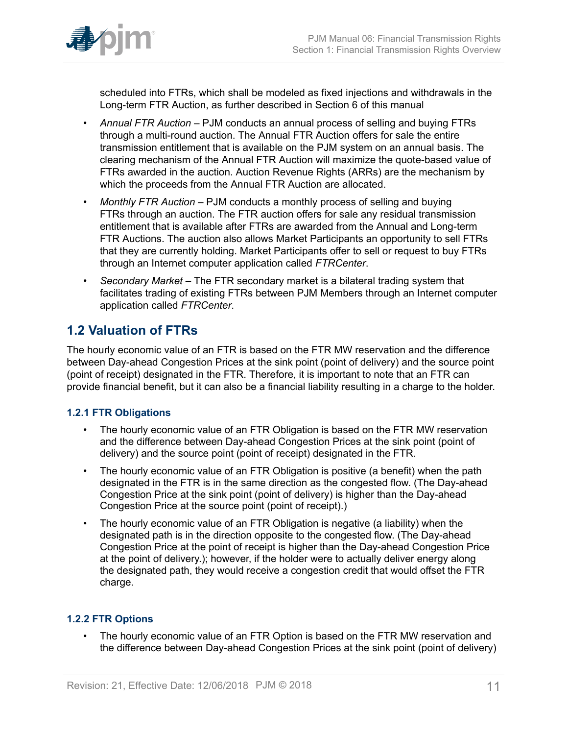scheduled into FTRs, which shall be modeled as fixed injections and withdrawals in the Long-term FTR Auction, as further described in Section 6 of this manual

- *Annual FTR Auction* – PJM conducts an annual process of selling and buying FTRs through a multi-round auction. The Annual FTR Auction offers for sale the entire transmission entitlement that is available on the PJM system on an annual basis. The clearing mechanism of the Annual FTR Auction will maximize the quote-based value of FTRs awarded in the auction. Auction Revenue Rights (ARRs) are the mechanism by which the proceeds from the Annual FTR Auction are allocated.
- *Monthly FTR Auction* – PJM conducts a monthly process of selling and buying FTRs through an auction. The FTR auction offers for sale any residual transmission entitlement that is available after FTRs are awarded from the Annual and Long-term FTR Auctions. The auction also allows Market Participants an opportunity to sell FTRs that they are currently holding. Market Participants offer to sell or request to buy FTRs through an Internet computer application called *FTRCenter*.
- *Secondary Market* – The FTR secondary market is a bilateral trading system that facilitates trading of existing FTRs between PJM Members through an Internet computer application called *FTRCenter*.

## 1.2 Valuation of FTRs

The hourly economic value of an FTR is based on the FTR MW reservation and the difference between Day-ahead Congestion Prices at the sink point (point of delivery) and the source point (point of receipt) designated in the FTR. Therefore, it is important to note that an FTR can provide financial benefit, but it can also be a financial liability resulting in a charge to the holder.

### 1.2.1 FTR Obligations

- The hourly economic value of an FTR Obligation is based on the FTR MW reservation and the difference between Day-ahead Congestion Prices at the sink point (point of delivery) and the source point (point of receipt) designated in the FTR.
- The hourly economic value of an FTR Obligation is positive (a benefit) when the path designated in the FTR is in the same direction as the congested flow. (The Day-ahead Congestion Price at the sink point (point of delivery) is higher than the Day-ahead Congestion Price at the source point (point of receipt).)
- The hourly economic value of an FTR Obligation is negative (a liability) when the designated path is in the direction opposite to the congested flow. (The Day-ahead Congestion Price at the point of receipt is higher than the Day-ahead Congestion Price at the point of delivery.); however, if the holder were to actually deliver energy along the designated path, they would receive a congestion credit that would offset the FTR charge.

### 1.2.2 FTR Options

- The hourly economic value of an FTR Option is based on the FTR MW reservation and the difference between Day-ahead Congestion Prices at the sink point (point of delivery)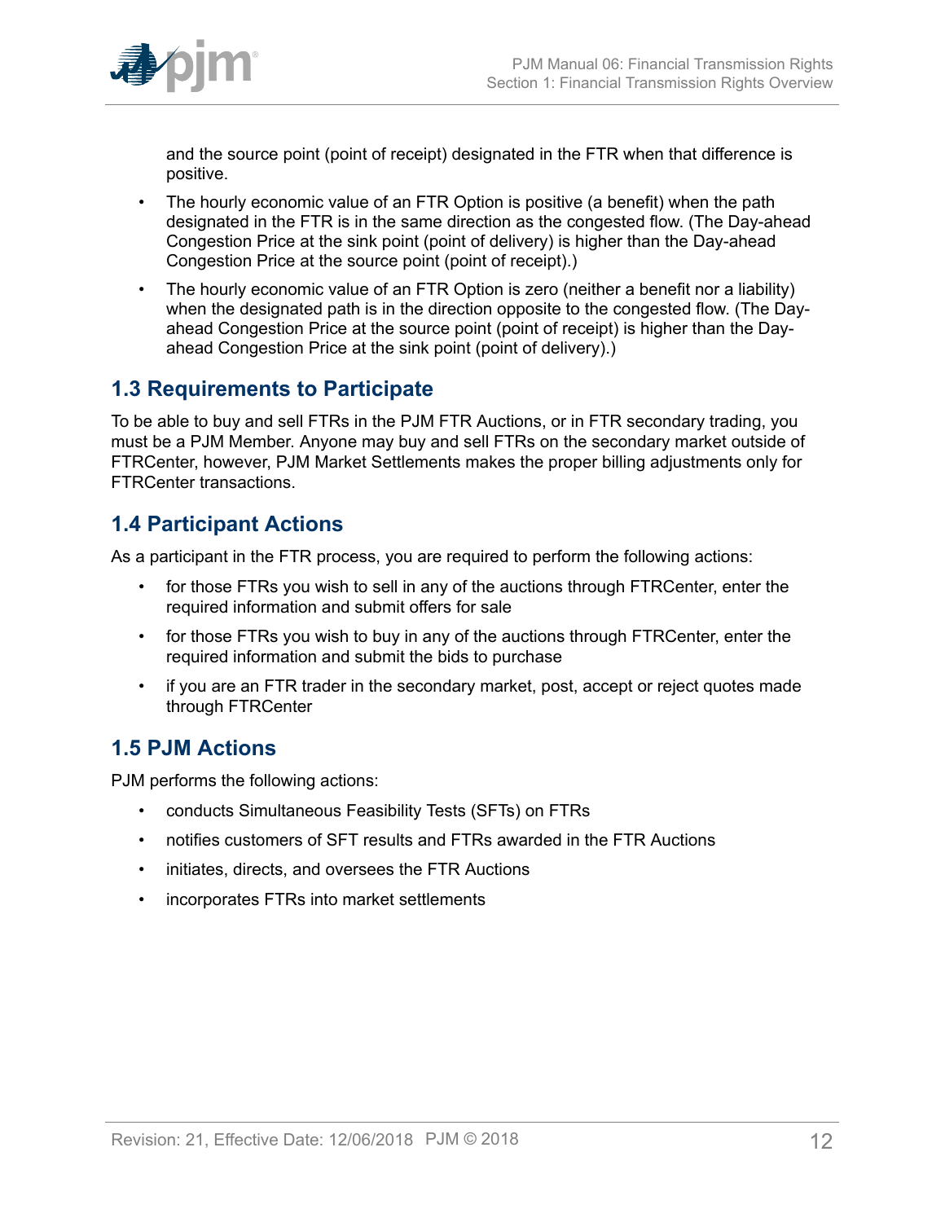and the source point (point of receipt) designated in the FTR when that difference is positive.

- The hourly economic value of an FTR Option is positive (a benefit) when the path designated in the FTR is in the same direction as the congested flow. (The Day-ahead Congestion Price at the sink point (point of delivery) is higher than the Day-ahead Congestion Price at the source point (point of receipt).)
- The hourly economic value of an FTR Option is zero (neither a benefit nor a liability) when the designated path is in the direction opposite to the congested flow. (The Day-ahead Congestion Price at the source point (point of receipt) is higher than the Day-ahead Congestion Price at the sink point (point of delivery).)

## 1.3 Requirements to Participate

To be able to buy and sell FTRs in the PJM FTR Auctions, or in FTR secondary trading, you must be a PJM Member. Anyone may buy and sell FTRs on the secondary market outside of FTRCenter, however, PJM Market Settlements makes the proper billing adjustments only for FTRCenter transactions.

## 1.4 Participant Actions

As a participant in the FTR process, you are required to perform the following actions:

- for those FTRs you wish to sell in any of the auctions through FTRCenter, enter the required information and submit offers for sale
- for those FTRs you wish to buy in any of the auctions through FTRCenter, enter the required information and submit the bids to purchase
- if you are an FTR trader in the secondary market, post, accept or reject quotes made through FTRCenter

## 1.5 PJM Actions

PJM performs the following actions:

- conducts Simultaneous Feasibility Tests (SFTs) on FTRs
- notifies customers of SFT results and FTRs awarded in the FTR Auctions
- initiates, directs, and oversees the FTR Auctions
- incorporates FTRs into market settlements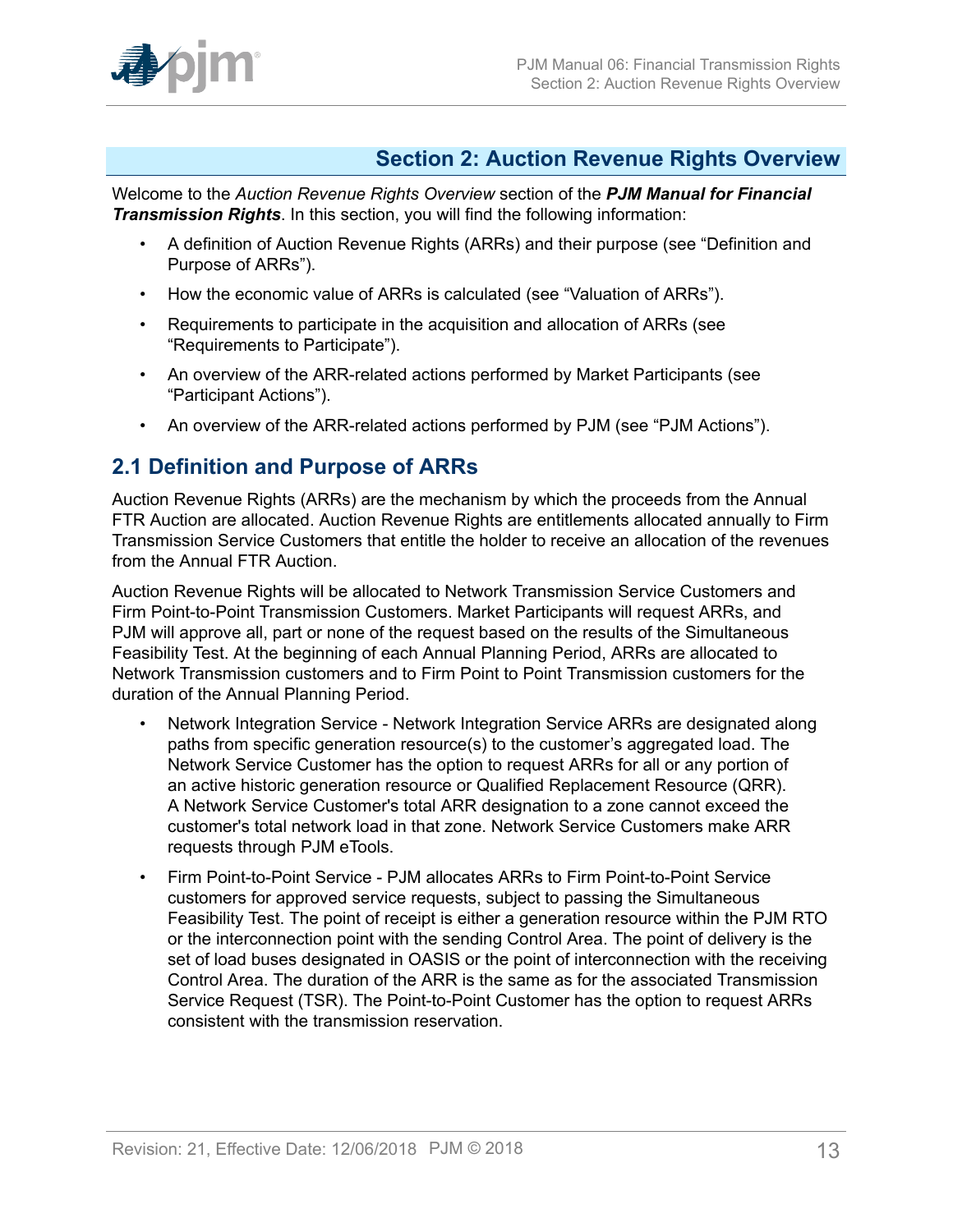## Section 2: Auction Revenue Rights Overview

Welcome to the *Auction Revenue Rights Overview* section of the ***PJM Manual for Financial Transmission Rights***. In this section, you will find the following information:

- A definition of Auction Revenue Rights (ARRs) and their purpose (see "Definition and Purpose of ARRs").
- How the economic value of ARRs is calculated (see "Valuation of ARRs").
- Requirements to participate in the acquisition and allocation of ARRs (see "Requirements to Participate").
- An overview of the ARR-related actions performed by Market Participants (see "Participant Actions").
- An overview of the ARR-related actions performed by PJM (see "PJM Actions").

## 2.1 Definition and Purpose of ARRs

Auction Revenue Rights (ARRs) are the mechanism by which the proceeds from the Annual FTR Auction are allocated. Auction Revenue Rights are entitlements allocated annually to Firm Transmission Service Customers that entitle the holder to receive an allocation of the revenues from the Annual FTR Auction.

Auction Revenue Rights will be allocated to Network Transmission Service Customers and Firm Point-to-Point Transmission Customers. Market Participants will request ARRs, and PJM will approve all, part or none of the request based on the results of the Simultaneous Feasibility Test. At the beginning of each Annual Planning Period, ARRs are allocated to Network Transmission customers and to Firm Point to Point Transmission customers for the duration of the Annual Planning Period.

- Network Integration Service - Network Integration Service ARRs are designated along paths from specific generation resource(s) to the customer's aggregated load. The Network Service Customer has the option to request ARRs for all or any portion of an active historic generation resource or Qualified Replacement Resource (QRR). A Network Service Customer's total ARR designation to a zone cannot exceed the customer's total network load in that zone. Network Service Customers make ARR requests through PJM eTools.
- Firm Point-to-Point Service - PJM allocates ARRs to Firm Point-to-Point Service customers for approved service requests, subject to passing the Simultaneous Feasibility Test. The point of receipt is either a generation resource within the PJM RTO or the interconnection point with the sending Control Area. The point of delivery is the set of load buses designated in OASIS or the point of interconnection with the receiving Control Area. The duration of the ARR is the same as for the associated Transmission Service Request (TSR). The Point-to-Point Customer has the option to request ARRs consistent with the transmission reservation.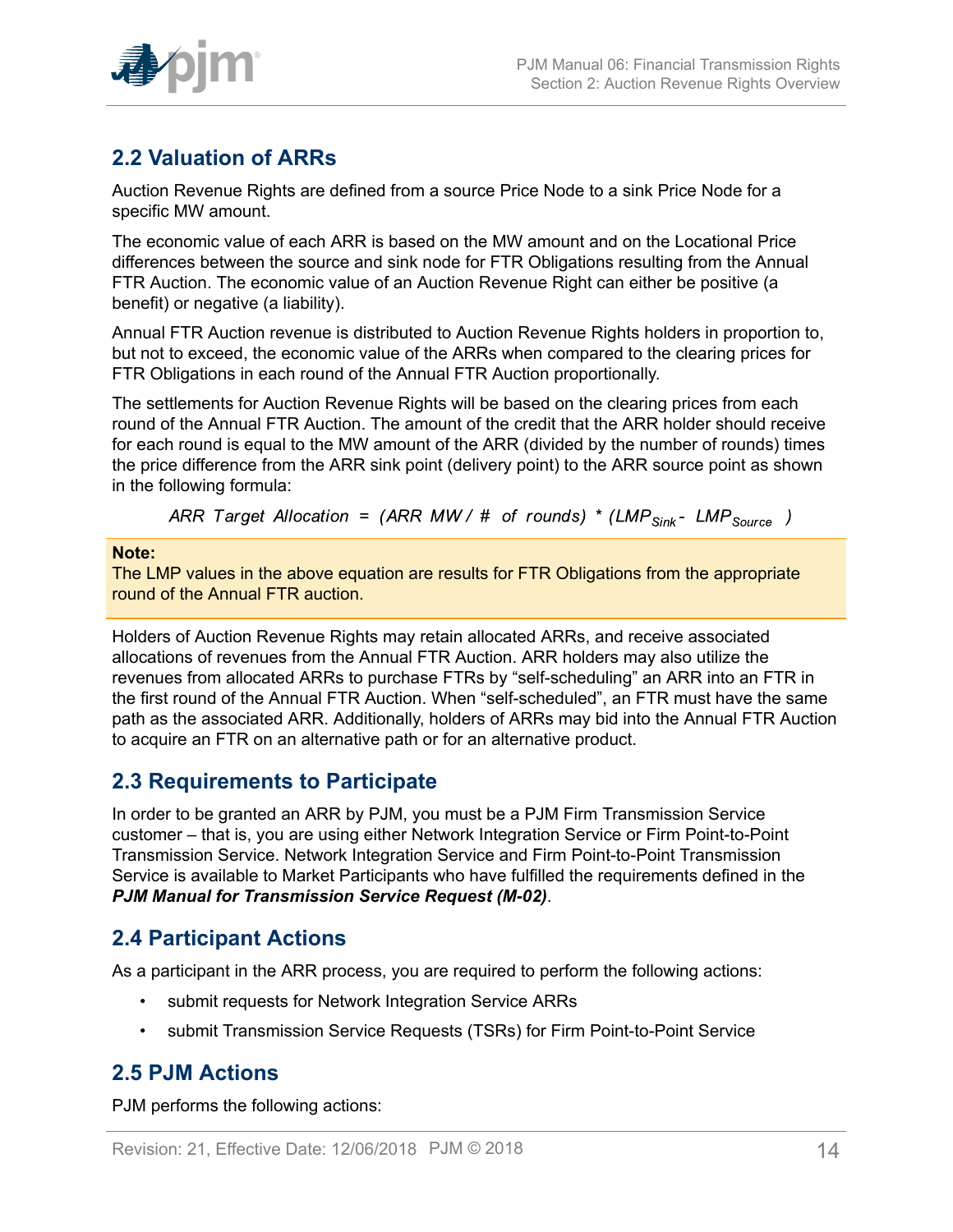## 2.2 Valuation of ARRs

Auction Revenue Rights are defined from a source Price Node to a sink Price Node for a specific MW amount.

The economic value of each ARR is based on the MW amount and on the Locational Price differences between the source and sink node for FTR Obligations resulting from the Annual FTR Auction. The economic value of an Auction Revenue Right can either be positive (a benefit) or negative (a liability).

Annual FTR Auction revenue is distributed to Auction Revenue Rights holders in proportion to, but not to exceed, the economic value of the ARRs when compared to the clearing prices for FTR Obligations in each round of the Annual FTR Auction proportionally.

The settlements for Auction Revenue Rights will be based on the clearing prices from each round of the Annual FTR Auction. The amount of the credit that the ARR holder should receive for each round is equal to the MW amount of the ARR (divided by the number of rounds) times the price difference from the ARR sink point (delivery point) to the ARR source point as shown in the following formula:

$$ARR\ Target\ Allocation = (ARR\ MW\ /\ \#\ of\ rounds) * (LMP_{Sink} - LMP_{Source})$$

**Note:**
The LMP values in the above equation are results for FTR Obligations from the appropriate round of the Annual FTR auction.

Holders of Auction Revenue Rights may retain allocated ARRs, and receive associated allocations of revenues from the Annual FTR Auction. ARR holders may also utilize the revenues from allocated ARRs to purchase FTRs by "self-scheduling" an ARR into an FTR in the first round of the Annual FTR Auction. When "self-scheduled", an FTR must have the same path as the associated ARR. Additionally, holders of ARRs may bid into the Annual FTR Auction to acquire an FTR on an alternative path or for an alternative product.

## 2.3 Requirements to Participate

In order to be granted an ARR by PJM, you must be a PJM Firm Transmission Service customer – that is, you are using either Network Integration Service or Firm Point-to-Point Transmission Service. Network Integration Service and Firm Point-to-Point Transmission Service is available to Market Participants who have fulfilled the requirements defined in the ***PJM Manual for Transmission Service Request (M-02)***.

## 2.4 Participant Actions

As a participant in the ARR process, you are required to perform the following actions:

- submit requests for Network Integration Service ARRs
- submit Transmission Service Requests (TSRs) for Firm Point-to-Point Service

## 2.5 PJM Actions

PJM performs the following actions: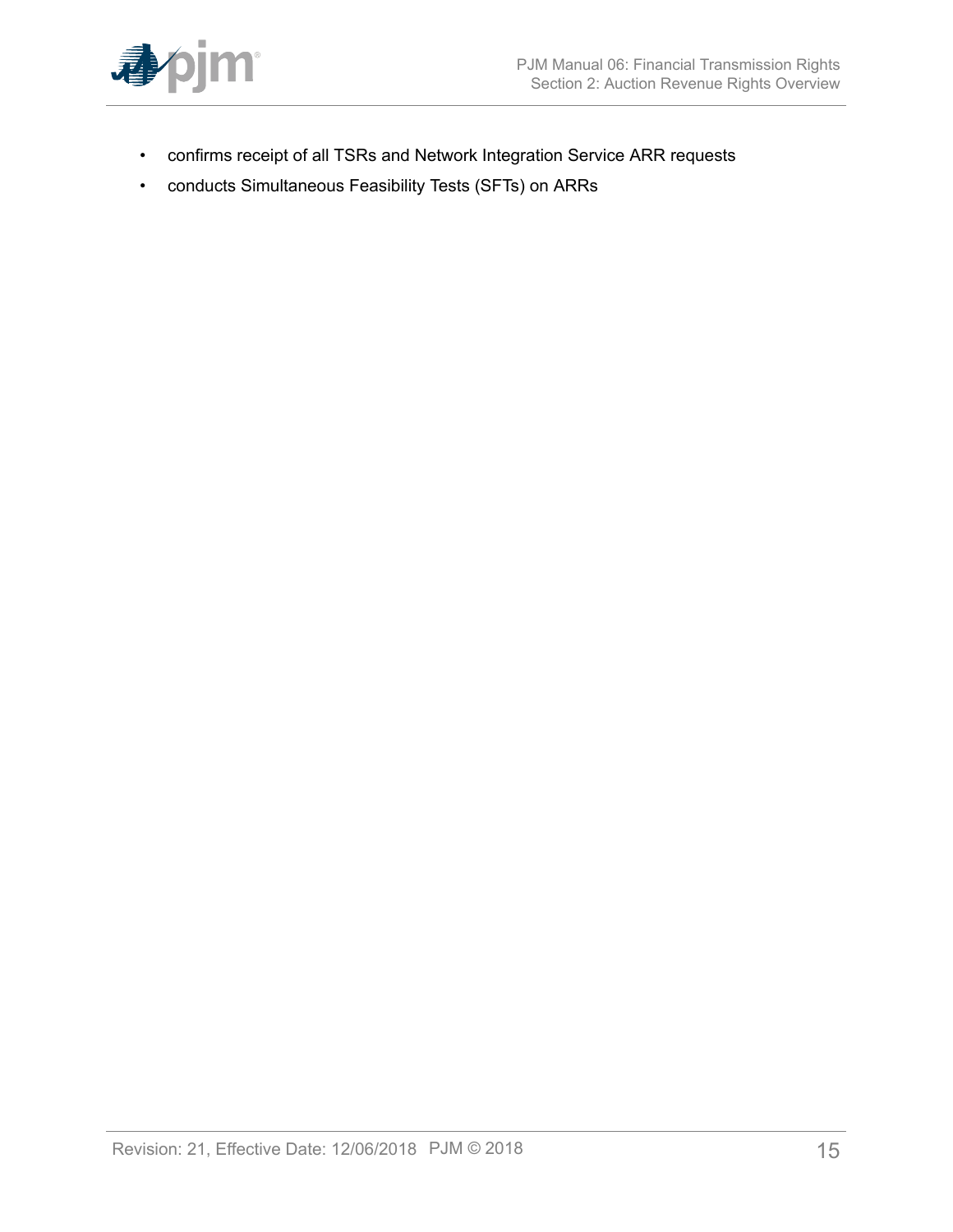- confirms receipt of all TSRs and Network Integration Service ARR requests
- conducts Simultaneous Feasibility Tests (SFTs) on ARRs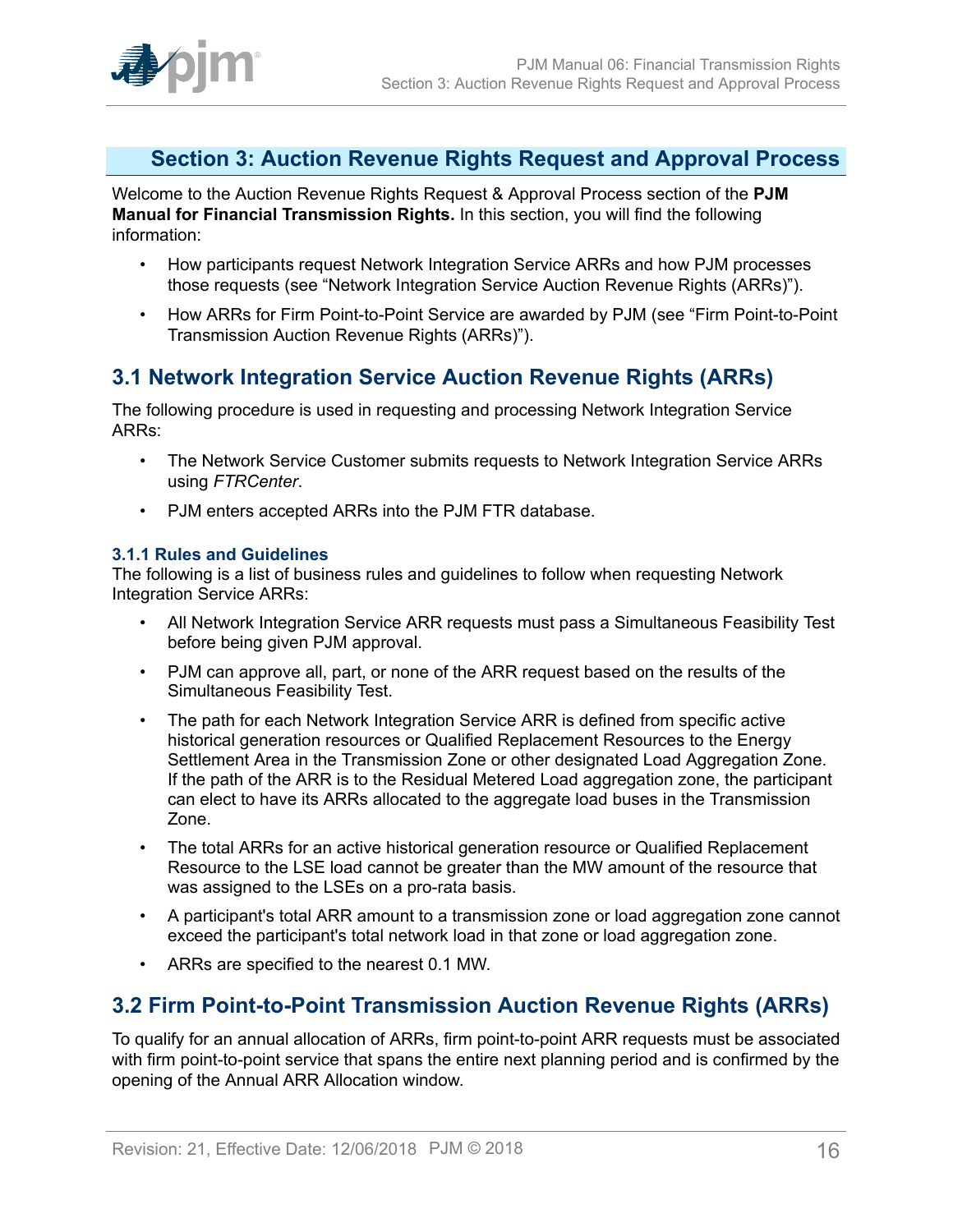## Section 3: Auction Revenue Rights Request and Approval Process

Welcome to the Auction Revenue Rights Request & Approval Process section of the **PJM Manual for Financial Transmission Rights.** In this section, you will find the following information:

- How participants request Network Integration Service ARRs and how PJM processes those requests (see "Network Integration Service Auction Revenue Rights (ARRs)").
- How ARRs for Firm Point-to-Point Service are awarded by PJM (see "Firm Point-to-Point Transmission Auction Revenue Rights (ARRs)").

## 3.1 Network Integration Service Auction Revenue Rights (ARRs)

The following procedure is used in requesting and processing Network Integration Service ARRs:

- The Network Service Customer submits requests to Network Integration Service ARRs using *FTRCenter*.
- PJM enters accepted ARRs into the PJM FTR database.

### 3.1.1 Rules and Guidelines

The following is a list of business rules and guidelines to follow when requesting Network Integration Service ARRs:

- All Network Integration Service ARR requests must pass a Simultaneous Feasibility Test before being given PJM approval.
- PJM can approve all, part, or none of the ARR request based on the results of the Simultaneous Feasibility Test.
- The path for each Network Integration Service ARR is defined from specific active historical generation resources or Qualified Replacement Resources to the Energy Settlement Area in the Transmission Zone or other designated Load Aggregation Zone. If the path of the ARR is to the Residual Metered Load aggregation zone, the participant can elect to have its ARRs allocated to the aggregate load buses in the Transmission Zone.
- The total ARRs for an active historical generation resource or Qualified Replacement Resource to the LSE load cannot be greater than the MW amount of the resource that was assigned to the LSEs on a pro-rata basis.
- A participant's total ARR amount to a transmission zone or load aggregation zone cannot exceed the participant's total network load in that zone or load aggregation zone.
- ARRs are specified to the nearest 0.1 MW.

## 3.2 Firm Point-to-Point Transmission Auction Revenue Rights (ARRs)

To qualify for an annual allocation of ARRs, firm point-to-point ARR requests must be associated with firm point-to-point service that spans the entire next planning period and is confirmed by the opening of the Annual ARR Allocation window.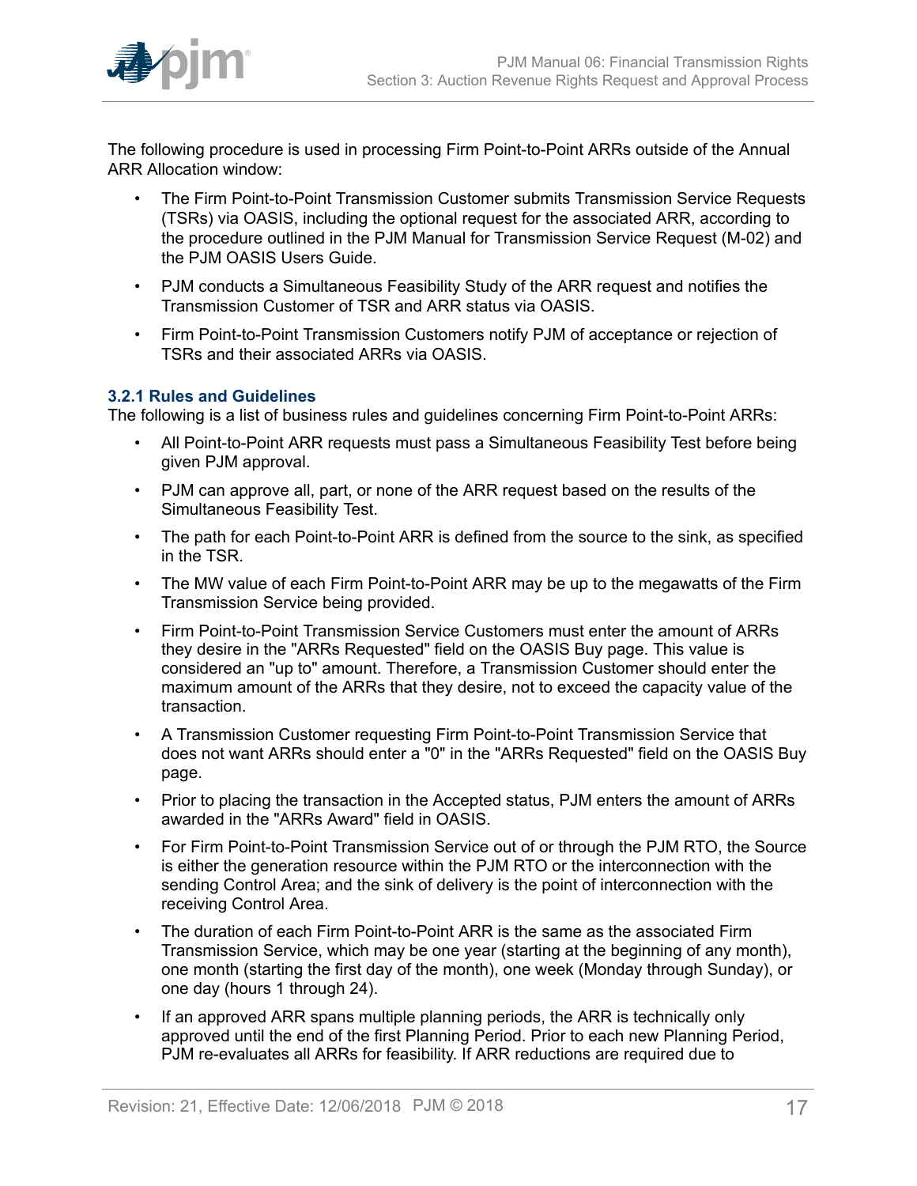The following procedure is used in processing Firm Point-to-Point ARRs outside of the Annual ARR Allocation window:

- The Firm Point-to-Point Transmission Customer submits Transmission Service Requests (TSRs) via OASIS, including the optional request for the associated ARR, according to the procedure outlined in the PJM Manual for Transmission Service Request (M-02) and the PJM OASIS Users Guide.
- PJM conducts a Simultaneous Feasibility Study of the ARR request and notifies the Transmission Customer of TSR and ARR status via OASIS.
- Firm Point-to-Point Transmission Customers notify PJM of acceptance or rejection of TSRs and their associated ARRs via OASIS.

### 3.2.1 Rules and Guidelines

The following is a list of business rules and guidelines concerning Firm Point-to-Point ARRs:

- All Point-to-Point ARR requests must pass a Simultaneous Feasibility Test before being given PJM approval.
- PJM can approve all, part, or none of the ARR request based on the results of the Simultaneous Feasibility Test.
- The path for each Point-to-Point ARR is defined from the source to the sink, as specified in the TSR.
- The MW value of each Firm Point-to-Point ARR may be up to the megawatts of the Firm Transmission Service being provided.
- Firm Point-to-Point Transmission Service Customers must enter the amount of ARRs they desire in the "ARRs Requested" field on the OASIS Buy page. This value is considered an "up to" amount. Therefore, a Transmission Customer should enter the maximum amount of the ARRs that they desire, not to exceed the capacity value of the transaction.
- A Transmission Customer requesting Firm Point-to-Point Transmission Service that does not want ARRs should enter a "0" in the "ARRs Requested" field on the OASIS Buy page.
- Prior to placing the transaction in the Accepted status, PJM enters the amount of ARRs awarded in the "ARRs Award" field in OASIS.
- For Firm Point-to-Point Transmission Service out of or through the PJM RTO, the Source is either the generation resource within the PJM RTO or the interconnection with the sending Control Area; and the sink of delivery is the point of interconnection with the receiving Control Area.
- The duration of each Firm Point-to-Point ARR is the same as the associated Firm Transmission Service, which may be one year (starting at the beginning of any month), one month (starting the first day of the month), one week (Monday through Sunday), or one day (hours 1 through 24).
- If an approved ARR spans multiple planning periods, the ARR is technically only approved until the end of the first Planning Period. Prior to each new Planning Period, PJM re-evaluates all ARRs for feasibility. If ARR reductions are required due to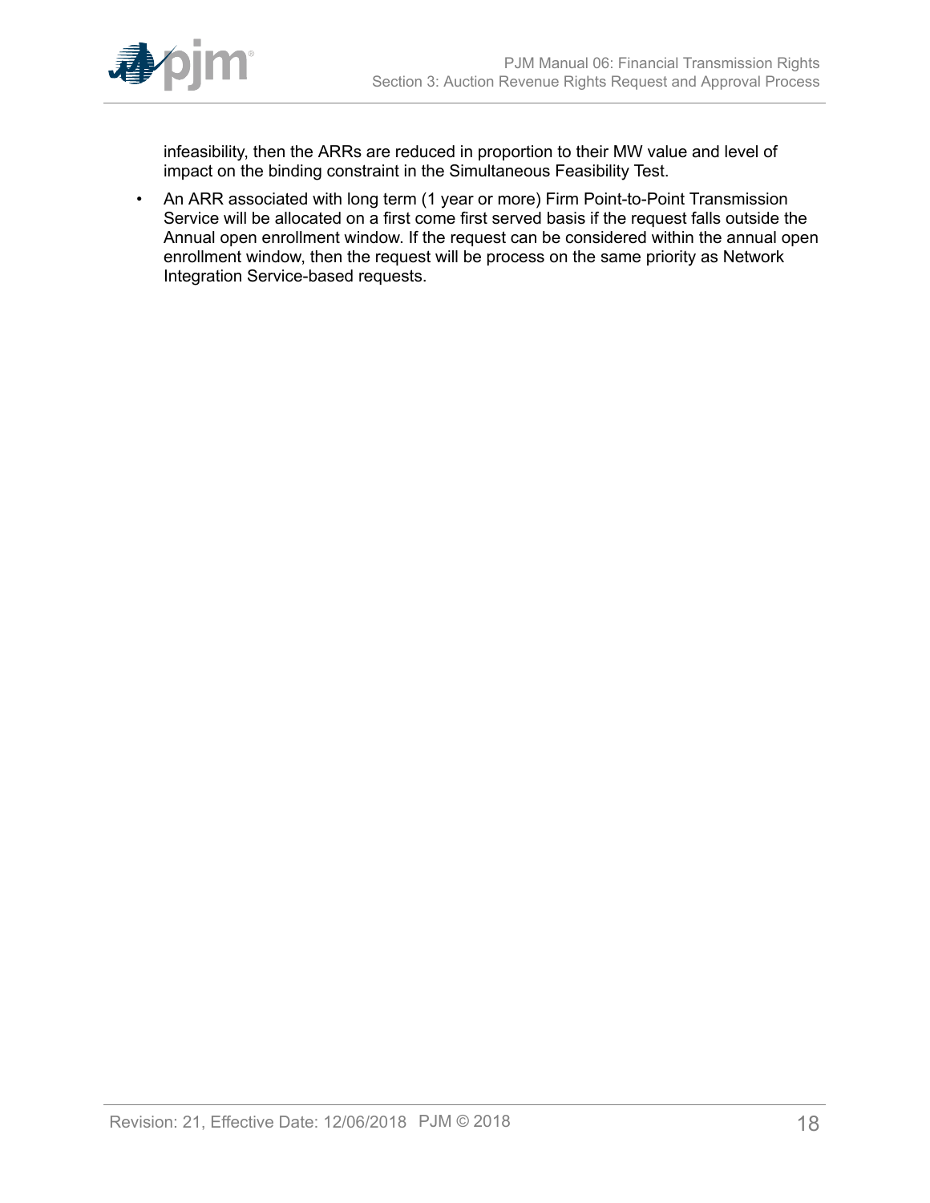infeasibility, then the ARRs are reduced in proportion to their MW value and level of impact on the binding constraint in the Simultaneous Feasibility Test.

- An ARR associated with long term (1 year or more) Firm Point-to-Point Transmission Service will be allocated on a first come first served basis if the request falls outside the Annual open enrollment window. If the request can be considered within the annual open enrollment window, then the request will be process on the same priority as Network Integration Service-based requests.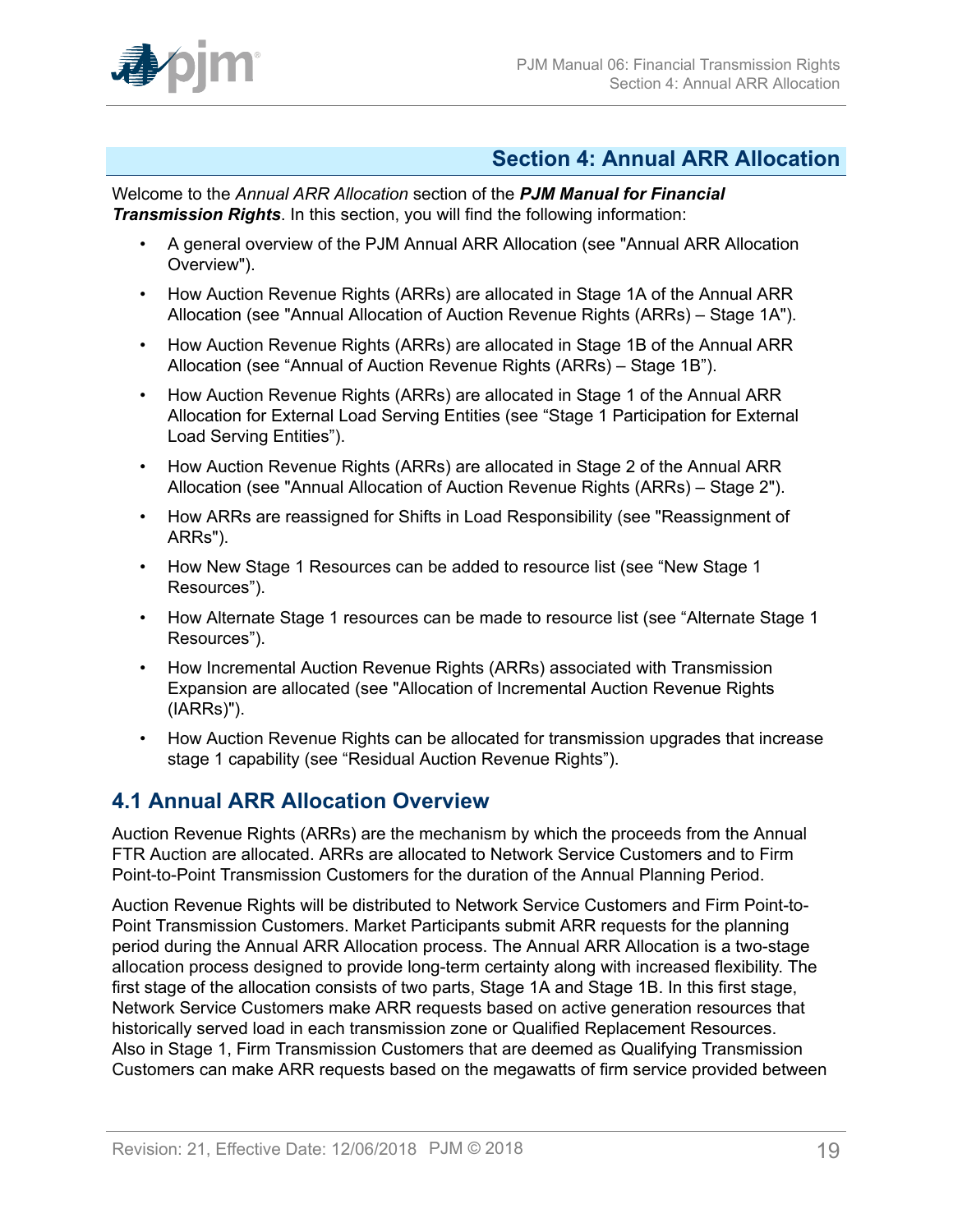# Section 4: Annual ARR Allocation

Welcome to the *Annual ARR Allocation* section of the ***PJM Manual for Financial Transmission Rights***. In this section, you will find the following information:

- A general overview of the PJM Annual ARR Allocation (see "Annual ARR Allocation Overview").
- How Auction Revenue Rights (ARRs) are allocated in Stage 1A of the Annual ARR Allocation (see "Annual Allocation of Auction Revenue Rights (ARRs) – Stage 1A").
- How Auction Revenue Rights (ARRs) are allocated in Stage 1B of the Annual ARR Allocation (see "Annual of Auction Revenue Rights (ARRs) – Stage 1B").
- How Auction Revenue Rights (ARRs) are allocated in Stage 1 of the Annual ARR Allocation for External Load Serving Entities (see "Stage 1 Participation for External Load Serving Entities").
- How Auction Revenue Rights (ARRs) are allocated in Stage 2 of the Annual ARR Allocation (see "Annual Allocation of Auction Revenue Rights (ARRs) – Stage 2").
- How ARRs are reassigned for Shifts in Load Responsibility (see "Reassignment of ARRs").
- How New Stage 1 Resources can be added to resource list (see "New Stage 1 Resources").
- How Alternate Stage 1 resources can be made to resource list (see "Alternate Stage 1 Resources").
- How Incremental Auction Revenue Rights (ARRs) associated with Transmission Expansion are allocated (see "Allocation of Incremental Auction Revenue Rights (IARRs)").
- How Auction Revenue Rights can be allocated for transmission upgrades that increase stage 1 capability (see "Residual Auction Revenue Rights").

## 4.1 Annual ARR Allocation Overview

Auction Revenue Rights (ARRs) are the mechanism by which the proceeds from the Annual FTR Auction are allocated. ARRs are allocated to Network Service Customers and to Firm Point-to-Point Transmission Customers for the duration of the Annual Planning Period.

Auction Revenue Rights will be distributed to Network Service Customers and Firm Point-to-Point Transmission Customers. Market Participants submit ARR requests for the planning period during the Annual ARR Allocation process. The Annual ARR Allocation is a two-stage allocation process designed to provide long-term certainty along with increased flexibility. The first stage of the allocation consists of two parts, Stage 1A and Stage 1B. In this first stage, Network Service Customers make ARR requests based on active generation resources that historically served load in each transmission zone or Qualified Replacement Resources. Also in Stage 1, Firm Transmission Customers that are deemed as Qualifying Transmission Customers can make ARR requests based on the megawatts of firm service provided between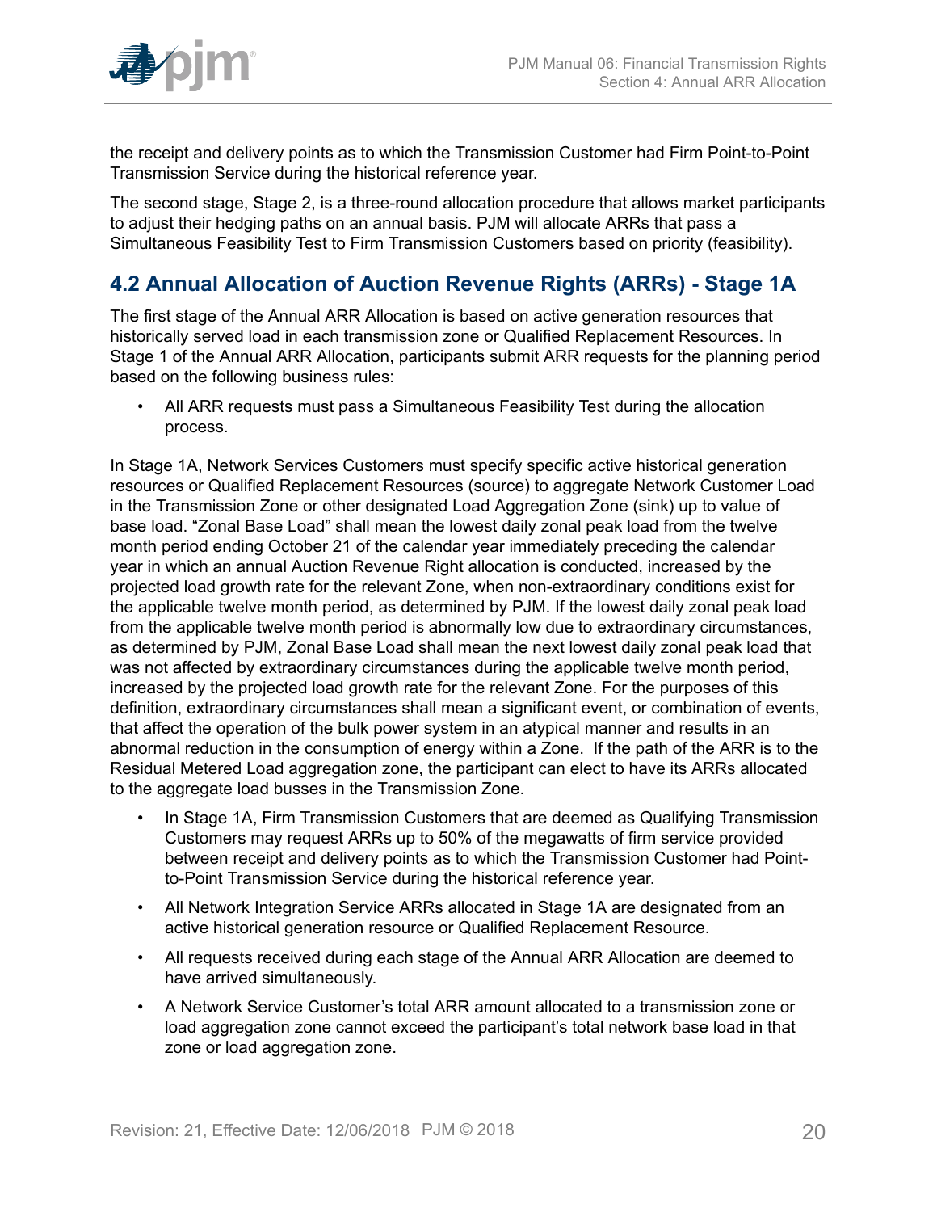the receipt and delivery points as to which the Transmission Customer had Firm Point-to-Point Transmission Service during the historical reference year.

The second stage, Stage 2, is a three-round allocation procedure that allows market participants to adjust their hedging paths on an annual basis. PJM will allocate ARRs that pass a Simultaneous Feasibility Test to Firm Transmission Customers based on priority (feasibility).

## 4.2 Annual Allocation of Auction Revenue Rights (ARRs) - Stage 1A

The first stage of the Annual ARR Allocation is based on active generation resources that historically served load in each transmission zone or Qualified Replacement Resources. In Stage 1 of the Annual ARR Allocation, participants submit ARR requests for the planning period based on the following business rules:

- All ARR requests must pass a Simultaneous Feasibility Test during the allocation process.

In Stage 1A, Network Services Customers must specify specific active historical generation resources or Qualified Replacement Resources (source) to aggregate Network Customer Load in the Transmission Zone or other designated Load Aggregation Zone (sink) up to value of base load. "Zonal Base Load" shall mean the lowest daily zonal peak load from the twelve month period ending October 21 of the calendar year immediately preceding the calendar year in which an annual Auction Revenue Right allocation is conducted, increased by the projected load growth rate for the relevant Zone, when non-extraordinary conditions exist for the applicable twelve month period, as determined by PJM. If the lowest daily zonal peak load from the applicable twelve month period is abnormally low due to extraordinary circumstances, as determined by PJM, Zonal Base Load shall mean the next lowest daily zonal peak load that was not affected by extraordinary circumstances during the applicable twelve month period, increased by the projected load growth rate for the relevant Zone. For the purposes of this definition, extraordinary circumstances shall mean a significant event, or combination of events, that affect the operation of the bulk power system in an atypical manner and results in an abnormal reduction in the consumption of energy within a Zone. If the path of the ARR is to the Residual Metered Load aggregation zone, the participant can elect to have its ARRs allocated to the aggregate load busses in the Transmission Zone.

- In Stage 1A, Firm Transmission Customers that are deemed as Qualifying Transmission Customers may request ARRs up to 50% of the megawatts of firm service provided between receipt and delivery points as to which the Transmission Customer had Point-to-Point Transmission Service during the historical reference year.
- All Network Integration Service ARRs allocated in Stage 1A are designated from an active historical generation resource or Qualified Replacement Resource.
- All requests received during each stage of the Annual ARR Allocation are deemed to have arrived simultaneously.
- A Network Service Customer's total ARR amount allocated to a transmission zone or load aggregation zone cannot exceed the participant's total network base load in that zone or load aggregation zone.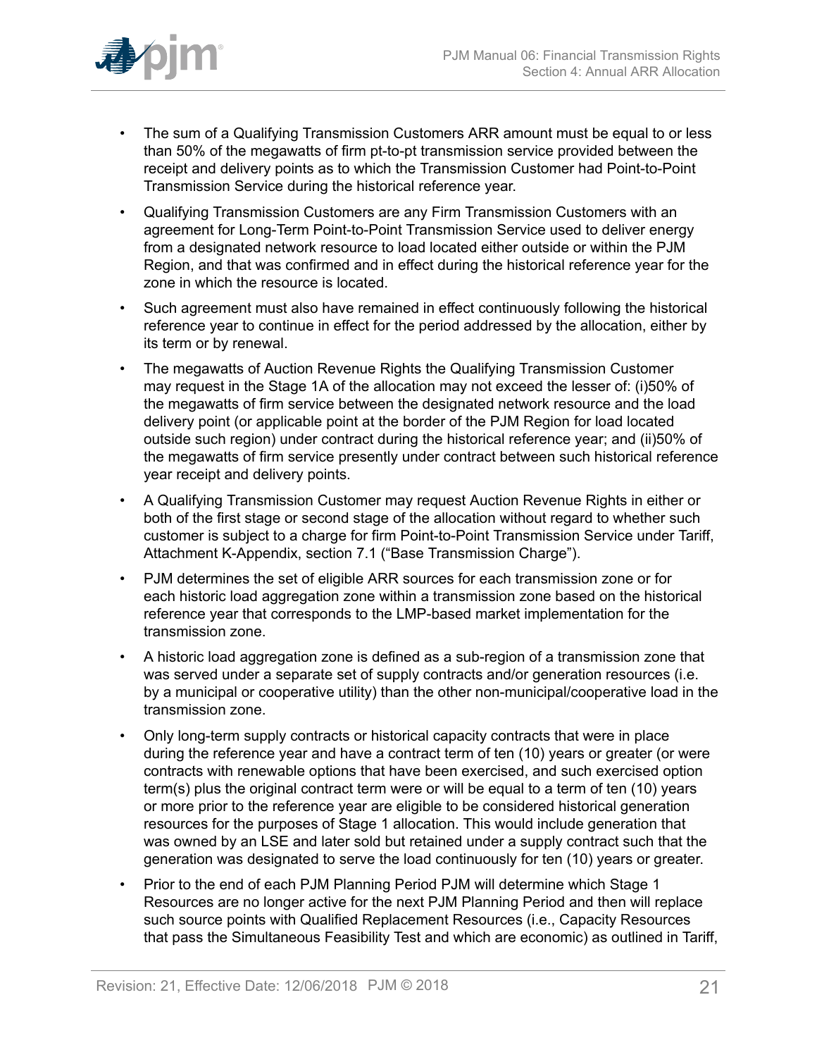- The sum of a Qualifying Transmission Customers ARR amount must be equal to or less than 50% of the megawatts of firm pt-to-pt transmission service provided between the receipt and delivery points as to which the Transmission Customer had Point-to-Point Transmission Service during the historical reference year.
- Qualifying Transmission Customers are any Firm Transmission Customers with an agreement for Long-Term Point-to-Point Transmission Service used to deliver energy from a designated network resource to load located either outside or within the PJM Region, and that was confirmed and in effect during the historical reference year for the zone in which the resource is located.
- Such agreement must also have remained in effect continuously following the historical reference year to continue in effect for the period addressed by the allocation, either by its term or by renewal.
- The megawatts of Auction Revenue Rights the Qualifying Transmission Customer may request in the Stage 1A of the allocation may not exceed the lesser of: (i)50% of the megawatts of firm service between the designated network resource and the load delivery point (or applicable point at the border of the PJM Region for load located outside such region) under contract during the historical reference year; and (ii)50% of the megawatts of firm service presently under contract between such historical reference year receipt and delivery points.
- A Qualifying Transmission Customer may request Auction Revenue Rights in either or both of the first stage or second stage of the allocation without regard to whether such customer is subject to a charge for firm Point-to-Point Transmission Service under Tariff, Attachment K-Appendix, section 7.1 ("Base Transmission Charge").
- PJM determines the set of eligible ARR sources for each transmission zone or for each historic load aggregation zone within a transmission zone based on the historical reference year that corresponds to the LMP-based market implementation for the transmission zone.
- A historic load aggregation zone is defined as a sub-region of a transmission zone that was served under a separate set of supply contracts and/or generation resources (i.e. by a municipal or cooperative utility) than the other non-municipal/cooperative load in the transmission zone.
- Only long-term supply contracts or historical capacity contracts that were in place during the reference year and have a contract term of ten (10) years or greater (or were contracts with renewable options that have been exercised, and such exercised option term(s) plus the original contract term were or will be equal to a term of ten (10) years or more prior to the reference year are eligible to be considered historical generation resources for the purposes of Stage 1 allocation. This would include generation that was owned by an LSE and later sold but retained under a supply contract such that the generation was designated to serve the load continuously for ten (10) years or greater.
- Prior to the end of each PJM Planning Period PJM will determine which Stage 1 Resources are no longer active for the next PJM Planning Period and then will replace such source points with Qualified Replacement Resources (i.e., Capacity Resources that pass the Simultaneous Feasibility Test and which are economic) as outlined in Tariff,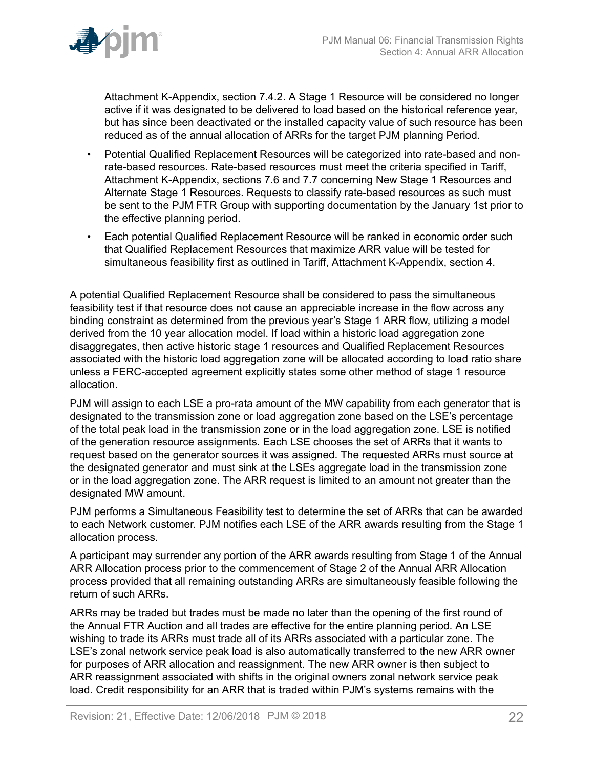Attachment K-Appendix, section 7.4.2. A Stage 1 Resource will be considered no longer active if it was designated to be delivered to load based on the historical reference year, but has since been deactivated or the installed capacity value of such resource has been reduced as of the annual allocation of ARRs for the target PJM planning Period.

- Potential Qualified Replacement Resources will be categorized into rate-based and non-rate-based resources. Rate-based resources must meet the criteria specified in Tariff, Attachment K-Appendix, sections 7.6 and 7.7 concerning New Stage 1 Resources and Alternate Stage 1 Resources. Requests to classify rate-based resources as such must be sent to the PJM FTR Group with supporting documentation by the January 1st prior to the effective planning period.
- Each potential Qualified Replacement Resource will be ranked in economic order such that Qualified Replacement Resources that maximize ARR value will be tested for simultaneous feasibility first as outlined in Tariff, Attachment K-Appendix, section 4.

A potential Qualified Replacement Resource shall be considered to pass the simultaneous feasibility test if that resource does not cause an appreciable increase in the flow across any binding constraint as determined from the previous year's Stage 1 ARR flow, utilizing a model derived from the 10 year allocation model. If load within a historic load aggregation zone disaggregates, then active historic stage 1 resources and Qualified Replacement Resources associated with the historic load aggregation zone will be allocated according to load ratio share unless a FERC-accepted agreement explicitly states some other method of stage 1 resource allocation.

PJM will assign to each LSE a pro-rata amount of the MW capability from each generator that is designated to the transmission zone or load aggregation zone based on the LSE's percentage of the total peak load in the transmission zone or in the load aggregation zone. LSE is notified of the generation resource assignments. Each LSE chooses the set of ARRs that it wants to request based on the generator sources it was assigned. The requested ARRs must source at the designated generator and must sink at the LSEs aggregate load in the transmission zone or in the load aggregation zone. The ARR request is limited to an amount not greater than the designated MW amount.

PJM performs a Simultaneous Feasibility test to determine the set of ARRs that can be awarded to each Network customer. PJM notifies each LSE of the ARR awards resulting from the Stage 1 allocation process.

A participant may surrender any portion of the ARR awards resulting from Stage 1 of the Annual ARR Allocation process prior to the commencement of Stage 2 of the Annual ARR Allocation process provided that all remaining outstanding ARRs are simultaneously feasible following the return of such ARRs.

ARRs may be traded but trades must be made no later than the opening of the first round of the Annual FTR Auction and all trades are effective for the entire planning period. An LSE wishing to trade its ARRs must trade all of its ARRs associated with a particular zone. The LSE's zonal network service peak load is also automatically transferred to the new ARR owner for purposes of ARR allocation and reassignment. The new ARR owner is then subject to ARR reassignment associated with shifts in the original owners zonal network service peak load. Credit responsibility for an ARR that is traded within PJM's systems remains with the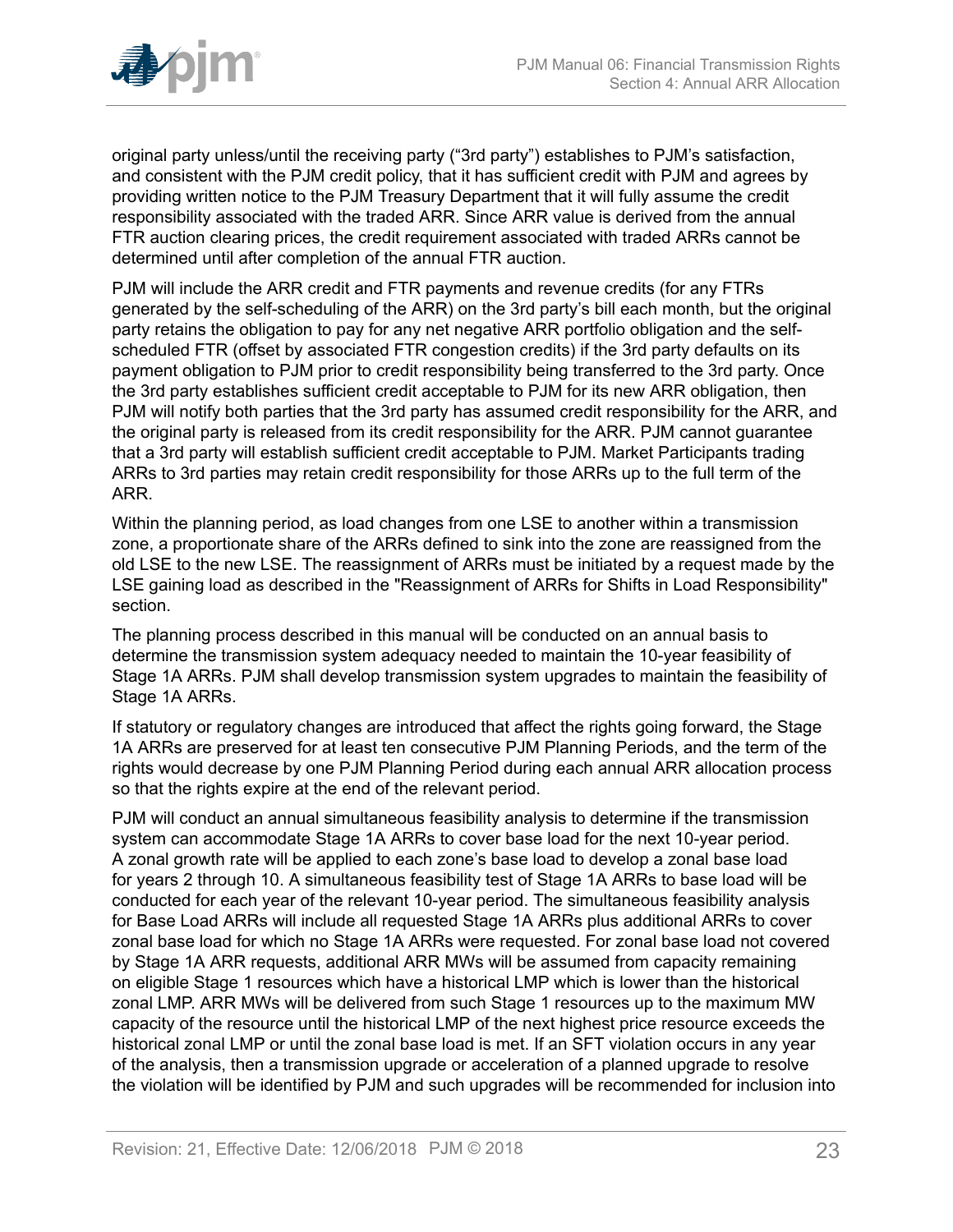original party unless/until the receiving party ("3rd party") establishes to PJM's satisfaction, and consistent with the PJM credit policy, that it has sufficient credit with PJM and agrees by providing written notice to the PJM Treasury Department that it will fully assume the credit responsibility associated with the traded ARR. Since ARR value is derived from the annual FTR auction clearing prices, the credit requirement associated with traded ARRs cannot be determined until after completion of the annual FTR auction.

PJM will include the ARR credit and FTR payments and revenue credits (for any FTRs generated by the self-scheduling of the ARR) on the 3rd party's bill each month, but the original party retains the obligation to pay for any net negative ARR portfolio obligation and the self-scheduled FTR (offset by associated FTR congestion credits) if the 3rd party defaults on its payment obligation to PJM prior to credit responsibility being transferred to the 3rd party. Once the 3rd party establishes sufficient credit acceptable to PJM for its new ARR obligation, then PJM will notify both parties that the 3rd party has assumed credit responsibility for the ARR, and the original party is released from its credit responsibility for the ARR. PJM cannot guarantee that a 3rd party will establish sufficient credit acceptable to PJM. Market Participants trading ARRs to 3rd parties may retain credit responsibility for those ARRs up to the full term of the ARR.

Within the planning period, as load changes from one LSE to another within a transmission zone, a proportionate share of the ARRs defined to sink into the zone are reassigned from the old LSE to the new LSE. The reassignment of ARRs must be initiated by a request made by the LSE gaining load as described in the "Reassignment of ARRs for Shifts in Load Responsibility" section.

The planning process described in this manual will be conducted on an annual basis to determine the transmission system adequacy needed to maintain the 10-year feasibility of Stage 1A ARRs. PJM shall develop transmission system upgrades to maintain the feasibility of Stage 1A ARRs.

If statutory or regulatory changes are introduced that affect the rights going forward, the Stage 1A ARRs are preserved for at least ten consecutive PJM Planning Periods, and the term of the rights would decrease by one PJM Planning Period during each annual ARR allocation process so that the rights expire at the end of the relevant period.

PJM will conduct an annual simultaneous feasibility analysis to determine if the transmission system can accommodate Stage 1A ARRs to cover base load for the next 10-year period. A zonal growth rate will be applied to each zone's base load to develop a zonal base load for years 2 through 10. A simultaneous feasibility test of Stage 1A ARRs to base load will be conducted for each year of the relevant 10-year period. The simultaneous feasibility analysis for Base Load ARRs will include all requested Stage 1A ARRs plus additional ARRs to cover zonal base load for which no Stage 1A ARRs were requested. For zonal base load not covered by Stage 1A ARR requests, additional ARR MWs will be assumed from capacity remaining on eligible Stage 1 resources which have a historical LMP which is lower than the historical zonal LMP. ARR MWs will be delivered from such Stage 1 resources up to the maximum MW capacity of the resource until the historical LMP of the next highest price resource exceeds the historical zonal LMP or until the zonal base load is met. If an SFT violation occurs in any year of the analysis, then a transmission upgrade or acceleration of a planned upgrade to resolve the violation will be identified by PJM and such upgrades will be recommended for inclusion into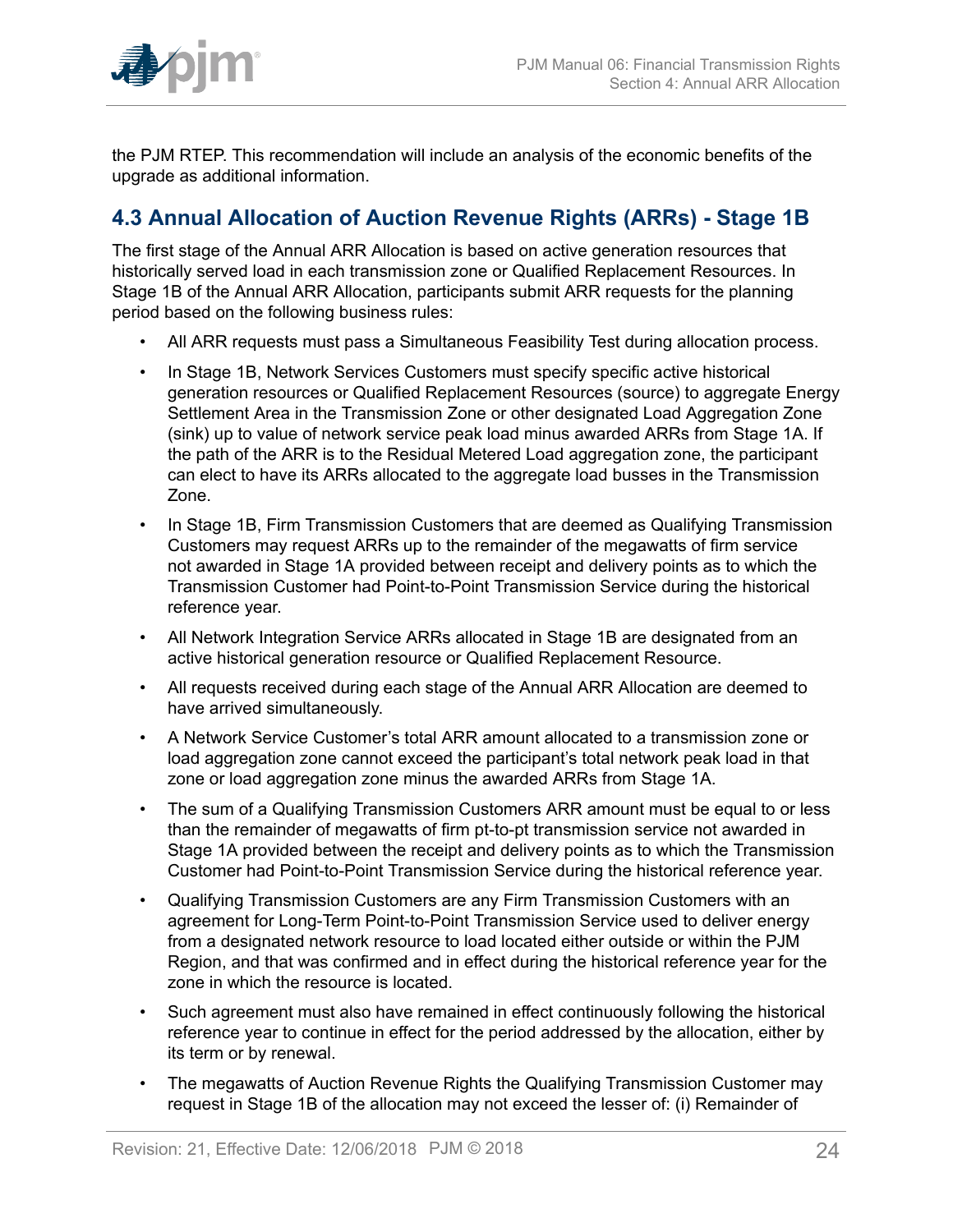the PJM RTEP. This recommendation will include an analysis of the economic benefits of the upgrade as additional information.

## 4.3 Annual Allocation of Auction Revenue Rights (ARRs) - Stage 1B

The first stage of the Annual ARR Allocation is based on active generation resources that historically served load in each transmission zone or Qualified Replacement Resources. In Stage 1B of the Annual ARR Allocation, participants submit ARR requests for the planning period based on the following business rules:

- All ARR requests must pass a Simultaneous Feasibility Test during allocation process.
- In Stage 1B, Network Services Customers must specify specific active historical generation resources or Qualified Replacement Resources (source) to aggregate Energy Settlement Area in the Transmission Zone or other designated Load Aggregation Zone (sink) up to value of network service peak load minus awarded ARRs from Stage 1A. If the path of the ARR is to the Residual Metered Load aggregation zone, the participant can elect to have its ARRs allocated to the aggregate load busses in the Transmission Zone.
- In Stage 1B, Firm Transmission Customers that are deemed as Qualifying Transmission Customers may request ARRs up to the remainder of the megawatts of firm service not awarded in Stage 1A provided between receipt and delivery points as to which the Transmission Customer had Point-to-Point Transmission Service during the historical reference year.
- All Network Integration Service ARRs allocated in Stage 1B are designated from an active historical generation resource or Qualified Replacement Resource.
- All requests received during each stage of the Annual ARR Allocation are deemed to have arrived simultaneously.
- A Network Service Customer's total ARR amount allocated to a transmission zone or load aggregation zone cannot exceed the participant's total network peak load in that zone or load aggregation zone minus the awarded ARRs from Stage 1A.
- The sum of a Qualifying Transmission Customers ARR amount must be equal to or less than the remainder of megawatts of firm pt-to-pt transmission service not awarded in Stage 1A provided between the receipt and delivery points as to which the Transmission Customer had Point-to-Point Transmission Service during the historical reference year.
- Qualifying Transmission Customers are any Firm Transmission Customers with an agreement for Long-Term Point-to-Point Transmission Service used to deliver energy from a designated network resource to load located either outside or within the PJM Region, and that was confirmed and in effect during the historical reference year for the zone in which the resource is located.
- Such agreement must also have remained in effect continuously following the historical reference year to continue in effect for the period addressed by the allocation, either by its term or by renewal.
- The megawatts of Auction Revenue Rights the Qualifying Transmission Customer may request in Stage 1B of the allocation may not exceed the lesser of: (i) Remainder of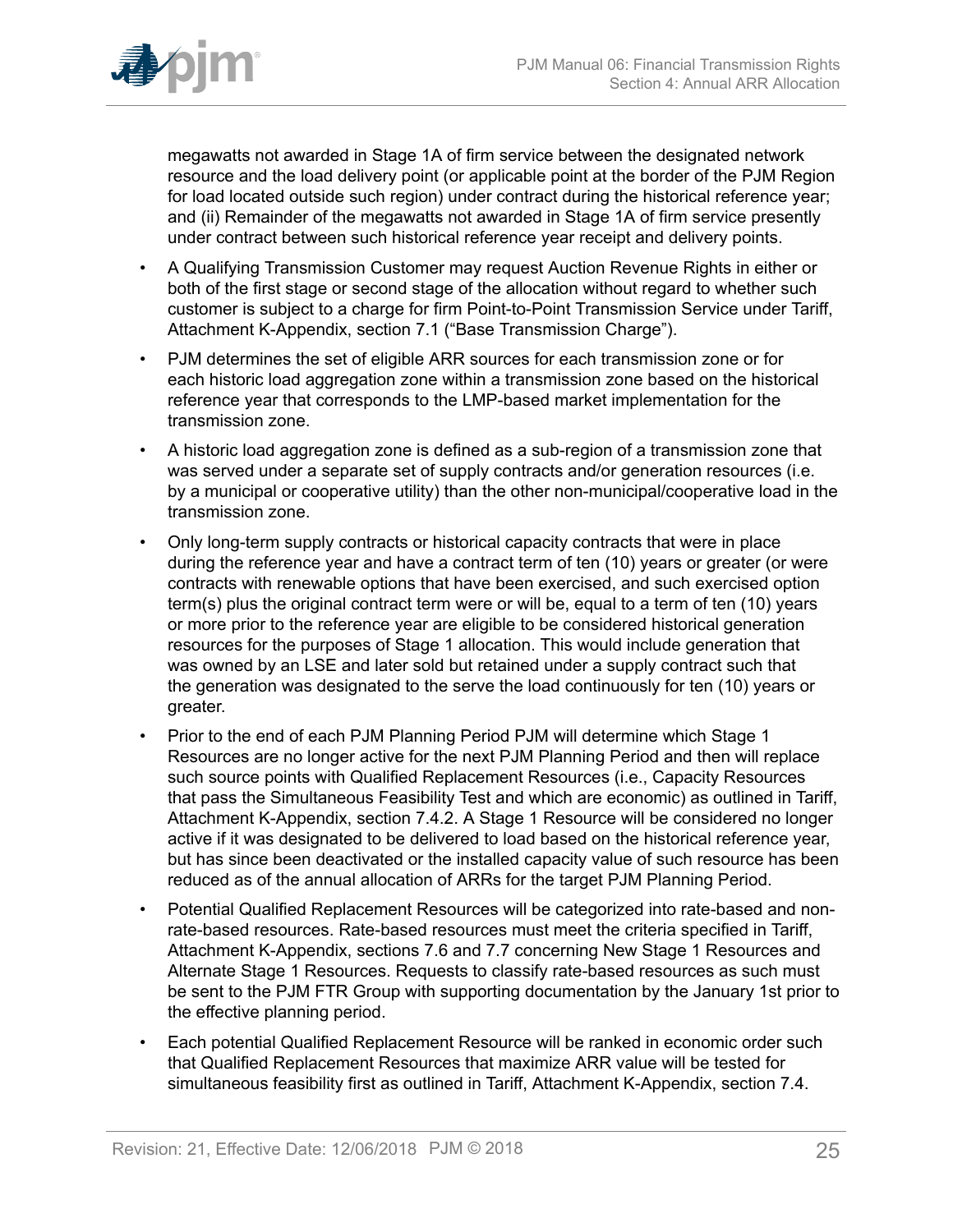megawatts not awarded in Stage 1A of firm service between the designated network resource and the load delivery point (or applicable point at the border of the PJM Region for load located outside such region) under contract during the historical reference year; and (ii) Remainder of the megawatts not awarded in Stage 1A of firm service presently under contract between such historical reference year receipt and delivery points.

- A Qualifying Transmission Customer may request Auction Revenue Rights in either or both of the first stage or second stage of the allocation without regard to whether such customer is subject to a charge for firm Point-to-Point Transmission Service under Tariff, Attachment K-Appendix, section 7.1 ("Base Transmission Charge").
- PJM determines the set of eligible ARR sources for each transmission zone or for each historic load aggregation zone within a transmission zone based on the historical reference year that corresponds to the LMP-based market implementation for the transmission zone.
- A historic load aggregation zone is defined as a sub-region of a transmission zone that was served under a separate set of supply contracts and/or generation resources (i.e. by a municipal or cooperative utility) than the other non-municipal/cooperative load in the transmission zone.
- Only long-term supply contracts or historical capacity contracts that were in place during the reference year and have a contract term of ten (10) years or greater (or were contracts with renewable options that have been exercised, and such exercised option term(s) plus the original contract term were or will be, equal to a term of ten (10) years or more prior to the reference year are eligible to be considered historical generation resources for the purposes of Stage 1 allocation. This would include generation that was owned by an LSE and later sold but retained under a supply contract such that the generation was designated to the serve the load continuously for ten (10) years or greater.
- Prior to the end of each PJM Planning Period PJM will determine which Stage 1 Resources are no longer active for the next PJM Planning Period and then will replace such source points with Qualified Replacement Resources (i.e., Capacity Resources that pass the Simultaneous Feasibility Test and which are economic) as outlined in Tariff, Attachment K-Appendix, section 7.4.2. A Stage 1 Resource will be considered no longer active if it was designated to be delivered to load based on the historical reference year, but has since been deactivated or the installed capacity value of such resource has been reduced as of the annual allocation of ARRs for the target PJM Planning Period.
- Potential Qualified Replacement Resources will be categorized into rate-based and non-rate-based resources. Rate-based resources must meet the criteria specified in Tariff, Attachment K-Appendix, sections 7.6 and 7.7 concerning New Stage 1 Resources and Alternate Stage 1 Resources. Requests to classify rate-based resources as such must be sent to the PJM FTR Group with supporting documentation by the January 1st prior to the effective planning period.
- Each potential Qualified Replacement Resource will be ranked in economic order such that Qualified Replacement Resources that maximize ARR value will be tested for simultaneous feasibility first as outlined in Tariff, Attachment K-Appendix, section 7.4.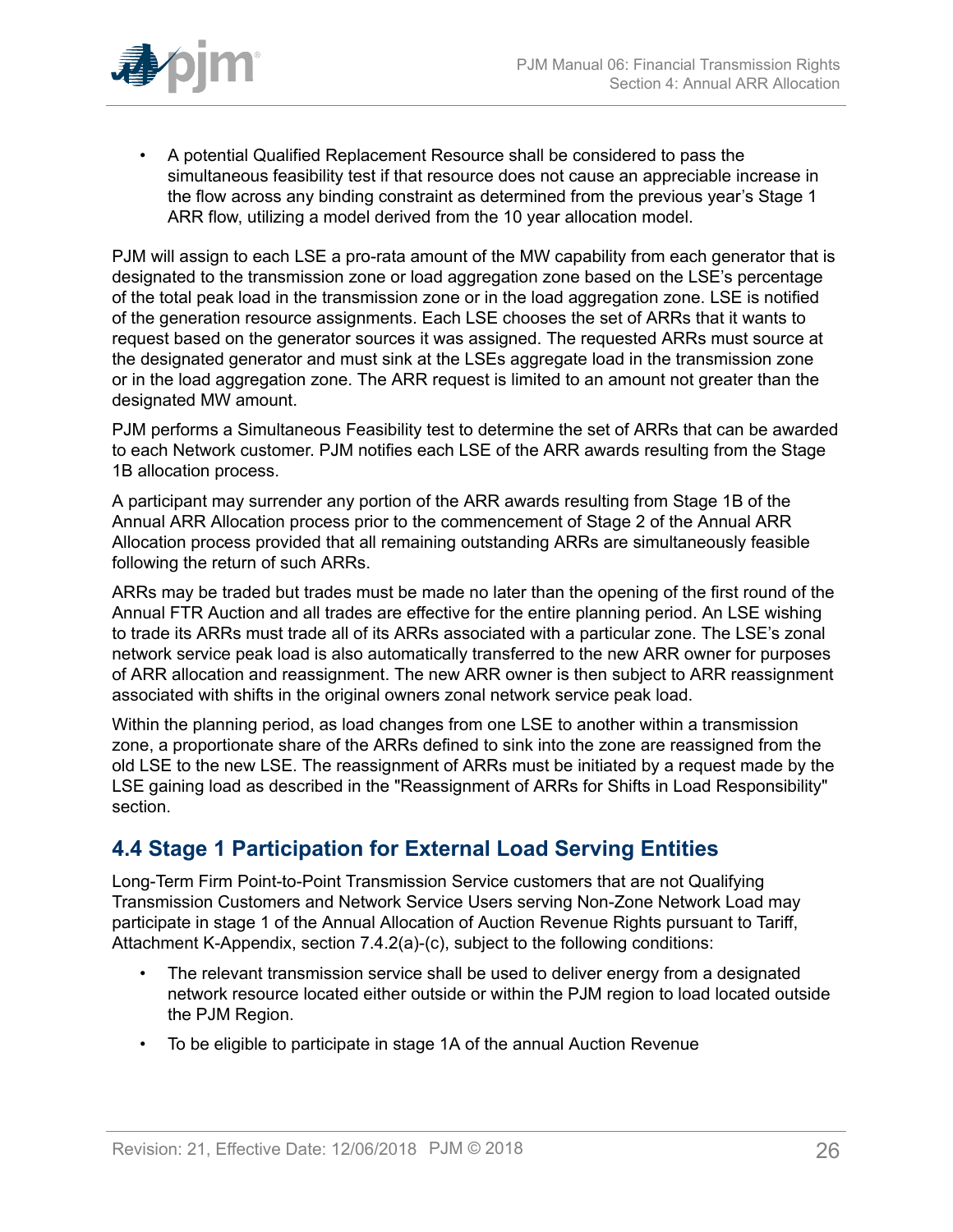- A potential Qualified Replacement Resource shall be considered to pass the simultaneous feasibility test if that resource does not cause an appreciable increase in the flow across any binding constraint as determined from the previous year's Stage 1 ARR flow, utilizing a model derived from the 10 year allocation model.

PJM will assign to each LSE a pro-rata amount of the MW capability from each generator that is designated to the transmission zone or load aggregation zone based on the LSE's percentage of the total peak load in the transmission zone or in the load aggregation zone. LSE is notified of the generation resource assignments. Each LSE chooses the set of ARRs that it wants to request based on the generator sources it was assigned. The requested ARRs must source at the designated generator and must sink at the LSEs aggregate load in the transmission zone or in the load aggregation zone. The ARR request is limited to an amount not greater than the designated MW amount.

PJM performs a Simultaneous Feasibility test to determine the set of ARRs that can be awarded to each Network customer. PJM notifies each LSE of the ARR awards resulting from the Stage 1B allocation process.

A participant may surrender any portion of the ARR awards resulting from Stage 1B of the Annual ARR Allocation process prior to the commencement of Stage 2 of the Annual ARR Allocation process provided that all remaining outstanding ARRs are simultaneously feasible following the return of such ARRs.

ARRs may be traded but trades must be made no later than the opening of the first round of the Annual FTR Auction and all trades are effective for the entire planning period. An LSE wishing to trade its ARRs must trade all of its ARRs associated with a particular zone. The LSE's zonal network service peak load is also automatically transferred to the new ARR owner for purposes of ARR allocation and reassignment. The new ARR owner is then subject to ARR reassignment associated with shifts in the original owners zonal network service peak load.

Within the planning period, as load changes from one LSE to another within a transmission zone, a proportionate share of the ARRs defined to sink into the zone are reassigned from the old LSE to the new LSE. The reassignment of ARRs must be initiated by a request made by the LSE gaining load as described in the "Reassignment of ARRs for Shifts in Load Responsibility" section.

## 4.4 Stage 1 Participation for External Load Serving Entities

Long-Term Firm Point-to-Point Transmission Service customers that are not Qualifying Transmission Customers and Network Service Users serving Non-Zone Network Load may participate in stage 1 of the Annual Allocation of Auction Revenue Rights pursuant to Tariff, Attachment K-Appendix, section 7.4.2(a)-(c), subject to the following conditions:

- The relevant transmission service shall be used to deliver energy from a designated network resource located either outside or within the PJM region to load located outside the PJM Region.
- To be eligible to participate in stage 1A of the annual Auction Revenue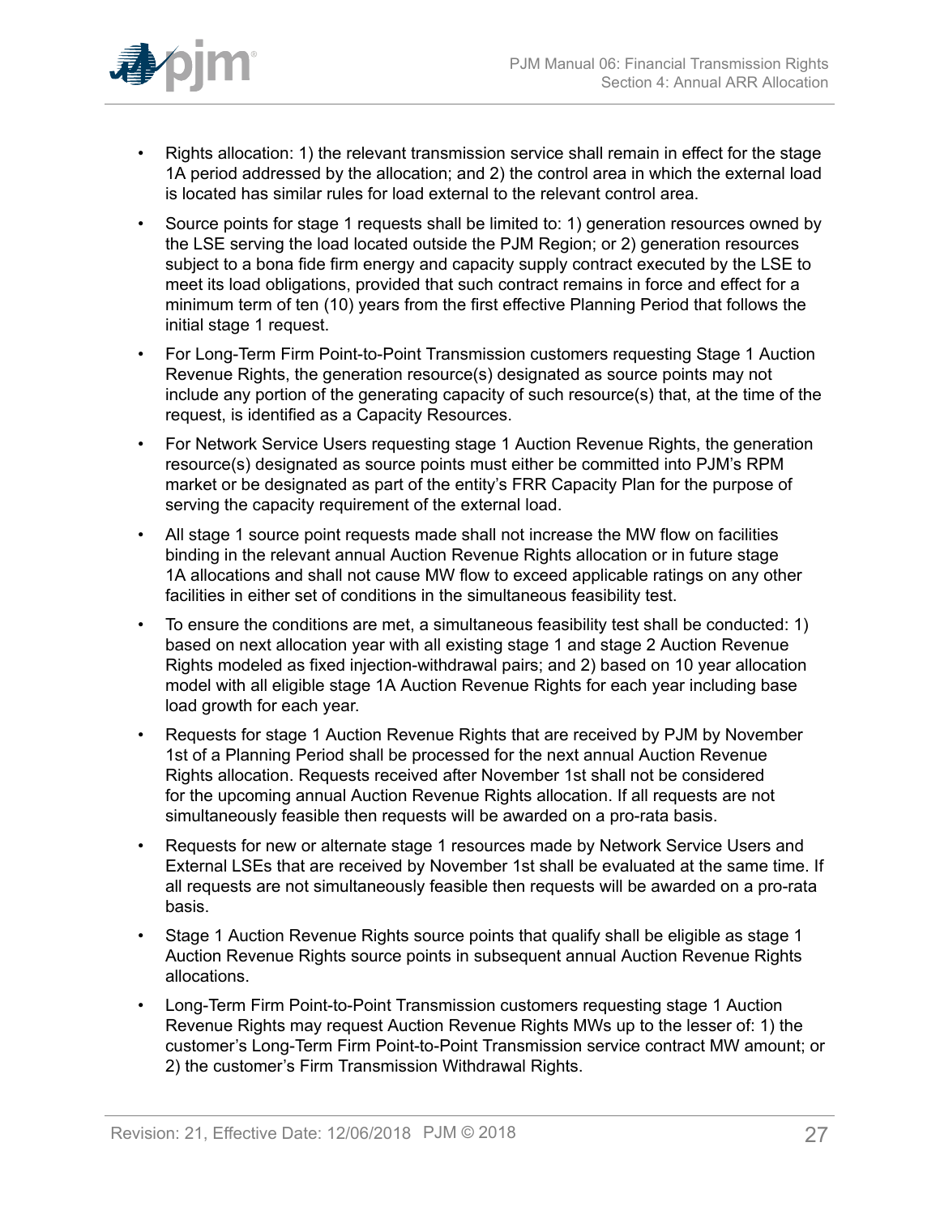- Rights allocation: 1) the relevant transmission service shall remain in effect for the stage 1A period addressed by the allocation; and 2) the control area in which the external load is located has similar rules for load external to the relevant control area.
- Source points for stage 1 requests shall be limited to: 1) generation resources owned by the LSE serving the load located outside the PJM Region; or 2) generation resources subject to a bona fide firm energy and capacity supply contract executed by the LSE to meet its load obligations, provided that such contract remains in force and effect for a minimum term of ten (10) years from the first effective Planning Period that follows the initial stage 1 request.
- For Long-Term Firm Point-to-Point Transmission customers requesting Stage 1 Auction Revenue Rights, the generation resource(s) designated as source points may not include any portion of the generating capacity of such resource(s) that, at the time of the request, is identified as a Capacity Resources.
- For Network Service Users requesting stage 1 Auction Revenue Rights, the generation resource(s) designated as source points must either be committed into PJM's RPM market or be designated as part of the entity's FRR Capacity Plan for the purpose of serving the capacity requirement of the external load.
- All stage 1 source point requests made shall not increase the MW flow on facilities binding in the relevant annual Auction Revenue Rights allocation or in future stage 1A allocations and shall not cause MW flow to exceed applicable ratings on any other facilities in either set of conditions in the simultaneous feasibility test.
- To ensure the conditions are met, a simultaneous feasibility test shall be conducted: 1) based on next allocation year with all existing stage 1 and stage 2 Auction Revenue Rights modeled as fixed injection-withdrawal pairs; and 2) based on 10 year allocation model with all eligible stage 1A Auction Revenue Rights for each year including base load growth for each year.
- Requests for stage 1 Auction Revenue Rights that are received by PJM by November 1st of a Planning Period shall be processed for the next annual Auction Revenue Rights allocation. Requests received after November 1st shall not be considered for the upcoming annual Auction Revenue Rights allocation. If all requests are not simultaneously feasible then requests will be awarded on a pro-rata basis.
- Requests for new or alternate stage 1 resources made by Network Service Users and External LSEs that are received by November 1st shall be evaluated at the same time. If all requests are not simultaneously feasible then requests will be awarded on a pro-rata basis.
- Stage 1 Auction Revenue Rights source points that qualify shall be eligible as stage 1 Auction Revenue Rights source points in subsequent annual Auction Revenue Rights allocations.
- Long-Term Firm Point-to-Point Transmission customers requesting stage 1 Auction Revenue Rights may request Auction Revenue Rights MWs up to the lesser of: 1) the customer's Long-Term Firm Point-to-Point Transmission service contract MW amount; or 2) the customer's Firm Transmission Withdrawal Rights.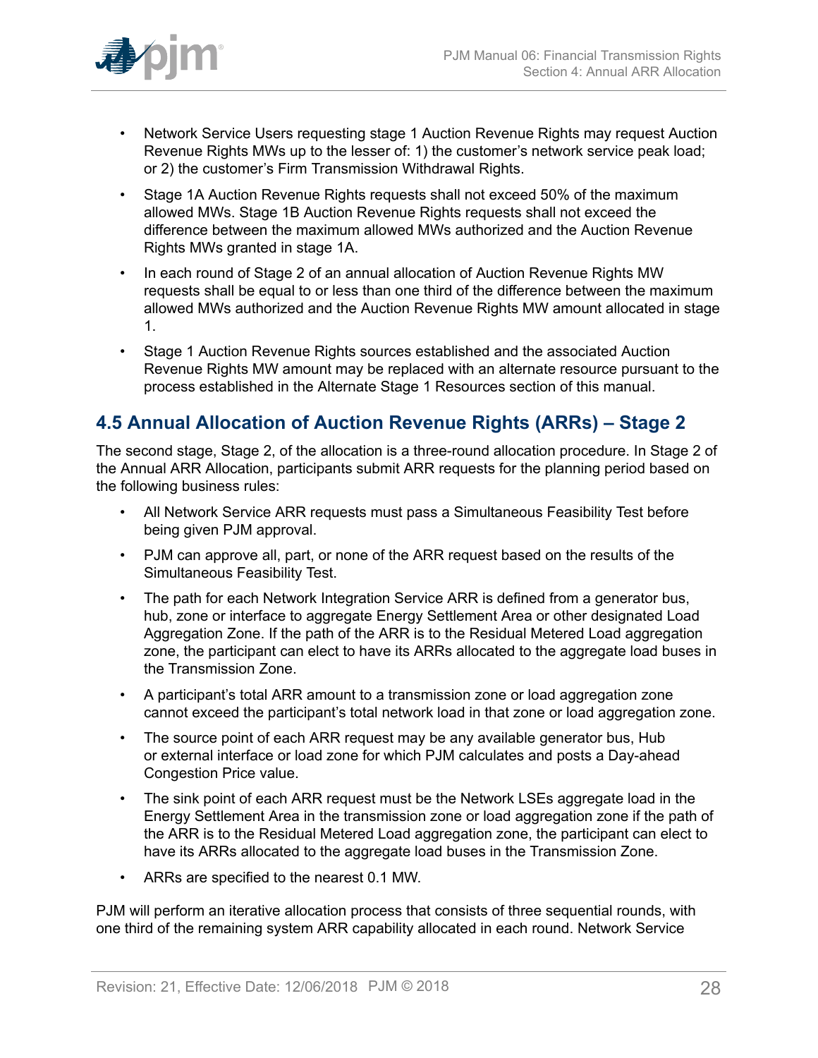- Network Service Users requesting stage 1 Auction Revenue Rights may request Auction Revenue Rights MWs up to the lesser of: 1) the customer's network service peak load; or 2) the customer's Firm Transmission Withdrawal Rights.
- Stage 1A Auction Revenue Rights requests shall not exceed 50% of the maximum allowed MWs. Stage 1B Auction Revenue Rights requests shall not exceed the difference between the maximum allowed MWs authorized and the Auction Revenue Rights MWs granted in stage 1A.
- In each round of Stage 2 of an annual allocation of Auction Revenue Rights MW requests shall be equal to or less than one third of the difference between the maximum allowed MWs authorized and the Auction Revenue Rights MW amount allocated in stage 1.
- Stage 1 Auction Revenue Rights sources established and the associated Auction Revenue Rights MW amount may be replaced with an alternate resource pursuant to the process established in the Alternate Stage 1 Resources section of this manual.

## 4.5 Annual Allocation of Auction Revenue Rights (ARRs) – Stage 2

The second stage, Stage 2, of the allocation is a three-round allocation procedure. In Stage 2 of the Annual ARR Allocation, participants submit ARR requests for the planning period based on the following business rules:

- All Network Service ARR requests must pass a Simultaneous Feasibility Test before being given PJM approval.
- PJM can approve all, part, or none of the ARR request based on the results of the Simultaneous Feasibility Test.
- The path for each Network Integration Service ARR is defined from a generator bus, hub, zone or interface to aggregate Energy Settlement Area or other designated Load Aggregation Zone. If the path of the ARR is to the Residual Metered Load aggregation zone, the participant can elect to have its ARRs allocated to the aggregate load buses in the Transmission Zone.
- A participant's total ARR amount to a transmission zone or load aggregation zone cannot exceed the participant's total network load in that zone or load aggregation zone.
- The source point of each ARR request may be any available generator bus, Hub or external interface or load zone for which PJM calculates and posts a Day-ahead Congestion Price value.
- The sink point of each ARR request must be the Network LSEs aggregate load in the Energy Settlement Area in the transmission zone or load aggregation zone if the path of the ARR is to the Residual Metered Load aggregation zone, the participant can elect to have its ARRs allocated to the aggregate load buses in the Transmission Zone.
- ARRs are specified to the nearest 0.1 MW.

PJM will perform an iterative allocation process that consists of three sequential rounds, with one third of the remaining system ARR capability allocated in each round. Network Service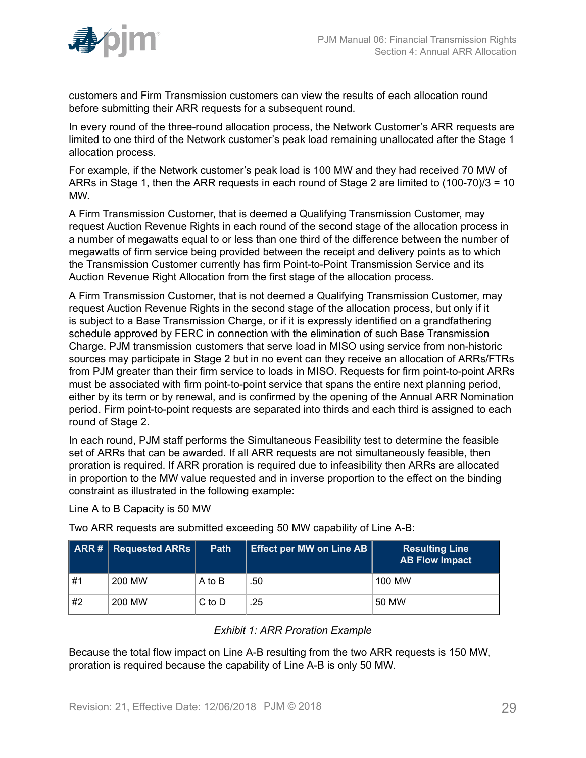customers and Firm Transmission customers can view the results of each allocation round before submitting their ARR requests for a subsequent round.

In every round of the three-round allocation process, the Network Customer's ARR requests are limited to one third of the Network customer's peak load remaining unallocated after the Stage 1 allocation process.

For example, if the Network customer's peak load is 100 MW and they had received 70 MW of ARRs in Stage 1, then the ARR requests in each round of Stage 2 are limited to (100-70)/3 = 10 MW.

A Firm Transmission Customer, that is deemed a Qualifying Transmission Customer, may request Auction Revenue Rights in each round of the second stage of the allocation process in a number of megawatts equal to or less than one third of the difference between the number of megawatts of firm service being provided between the receipt and delivery points as to which the Transmission Customer currently has firm Point-to-Point Transmission Service and its Auction Revenue Right Allocation from the first stage of the allocation process.

A Firm Transmission Customer, that is not deemed a Qualifying Transmission Customer, may request Auction Revenue Rights in the second stage of the allocation process, but only if it is subject to a Base Transmission Charge, or if it is expressly identified on a grandfathering schedule approved by FERC in connection with the elimination of such Base Transmission Charge. PJM transmission customers that serve load in MISO using service from non-historic sources may participate in Stage 2 but in no event can they receive an allocation of ARRs/FTRs from PJM greater than their firm service to loads in MISO. Requests for firm point-to-point ARRs must be associated with firm point-to-point service that spans the entire next planning period, either by its term or by renewal, and is confirmed by the opening of the Annual ARR Nomination period. Firm point-to-point requests are separated into thirds and each third is assigned to each round of Stage 2.

In each round, PJM staff performs the Simultaneous Feasibility test to determine the feasible set of ARRs that can be awarded. If all ARR requests are not simultaneously feasible, then proration is required. If ARR proration is required due to infeasibility then ARRs are allocated in proportion to the MW value requested and in inverse proportion to the effect on the binding constraint as illustrated in the following example:

Line A to B Capacity is 50 MW

Two ARR requests are submitted exceeding 50 MW capability of Line A-B:

| ARR # | Requested ARRs | Path | Effect per MW on Line AB | Resulting Line AB Flow Impact |
|---|---|---|---|---|
| #1 | 200 MW | A to B | .50 | 100 MW |
| #2 | 200 MW | C to D | .25 | 50 MW |

*Exhibit 1: ARR Proration Example*

Because the total flow impact on Line A-B resulting from the two ARR requests is 150 MW, proration is required because the capability of Line A-B is only 50 MW.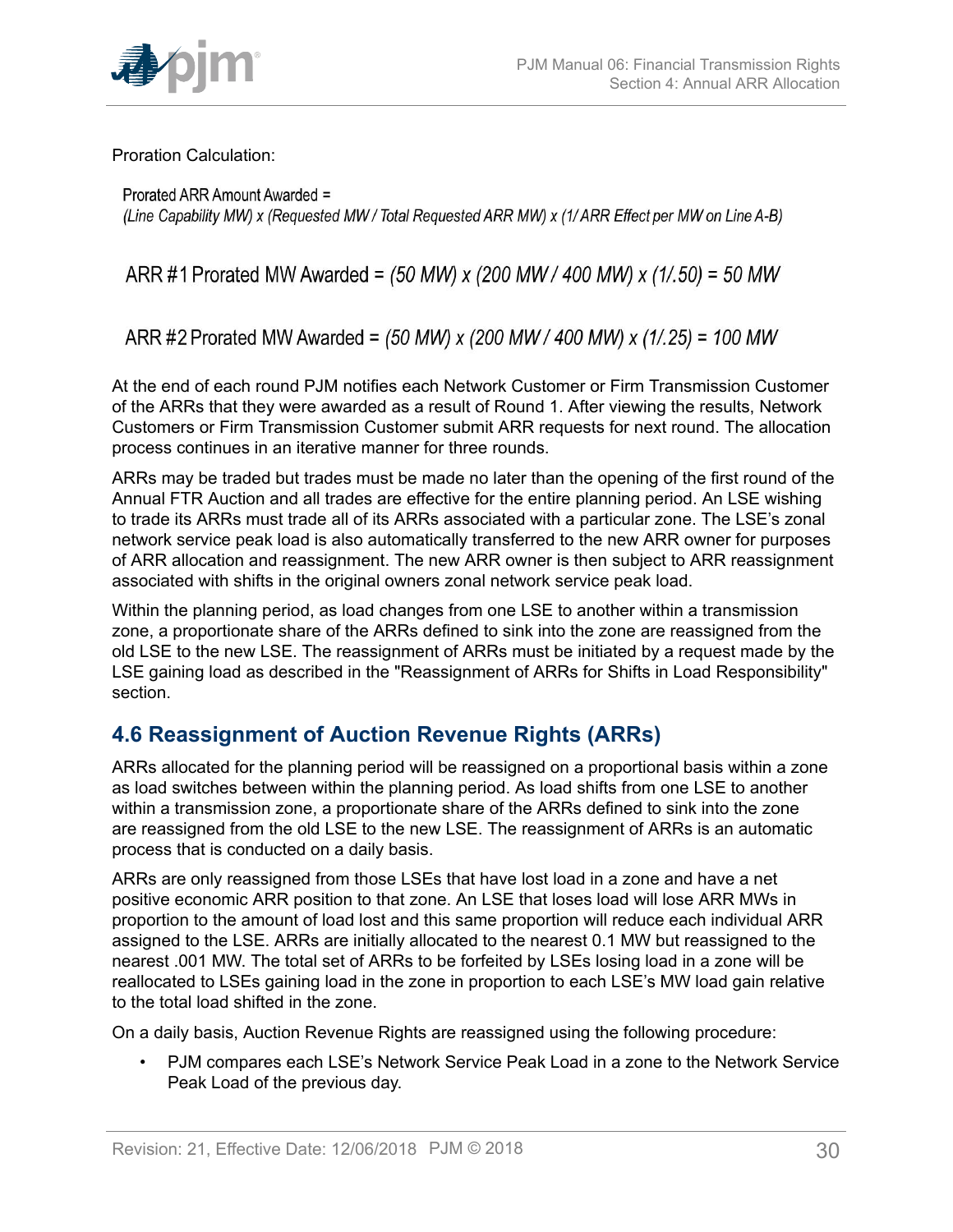Proration Calculation:

Prorated ARR Amount Awarded =
*(Line Capability MW) x (Requested MW / Total Requested ARR MW) x (1/ ARR Effect per MW on Line A-B)*

ARR #1 Prorated MW Awarded = *(50 MW) x (200 MW / 400 MW) x (1/.50) = 50 MW*

ARR #2 Prorated MW Awarded = *(50 MW) x (200 MW / 400 MW) x (1/.25) = 100 MW*

At the end of each round PJM notifies each Network Customer or Firm Transmission Customer of the ARRs that they were awarded as a result of Round 1. After viewing the results, Network Customers or Firm Transmission Customer submit ARR requests for next round. The allocation process continues in an iterative manner for three rounds.

ARRs may be traded but trades must be made no later than the opening of the first round of the Annual FTR Auction and all trades are effective for the entire planning period. An LSE wishing to trade its ARRs must trade all of its ARRs associated with a particular zone. The LSE's zonal network service peak load is also automatically transferred to the new ARR owner for purposes of ARR allocation and reassignment. The new ARR owner is then subject to ARR reassignment associated with shifts in the original owners zonal network service peak load.

Within the planning period, as load changes from one LSE to another within a transmission zone, a proportionate share of the ARRs defined to sink into the zone are reassigned from the old LSE to the new LSE. The reassignment of ARRs must be initiated by a request made by the LSE gaining load as described in the "Reassignment of ARRs for Shifts in Load Responsibility" section.

## 4.6 Reassignment of Auction Revenue Rights (ARRs)

ARRs allocated for the planning period will be reassigned on a proportional basis within a zone as load switches between within the planning period. As load shifts from one LSE to another within a transmission zone, a proportionate share of the ARRs defined to sink into the zone are reassigned from the old LSE to the new LSE. The reassignment of ARRs is an automatic process that is conducted on a daily basis.

ARRs are only reassigned from those LSEs that have lost load in a zone and have a net positive economic ARR position to that zone. An LSE that loses load will lose ARR MWs in proportion to the amount of load lost and this same proportion will reduce each individual ARR assigned to the LSE. ARRs are initially allocated to the nearest 0.1 MW but reassigned to the nearest .001 MW. The total set of ARRs to be forfeited by LSEs losing load in a zone will be reallocated to LSEs gaining load in the zone in proportion to each LSE's MW load gain relative to the total load shifted in the zone.

On a daily basis, Auction Revenue Rights are reassigned using the following procedure:

- PJM compares each LSE's Network Service Peak Load in a zone to the Network Service Peak Load of the previous day.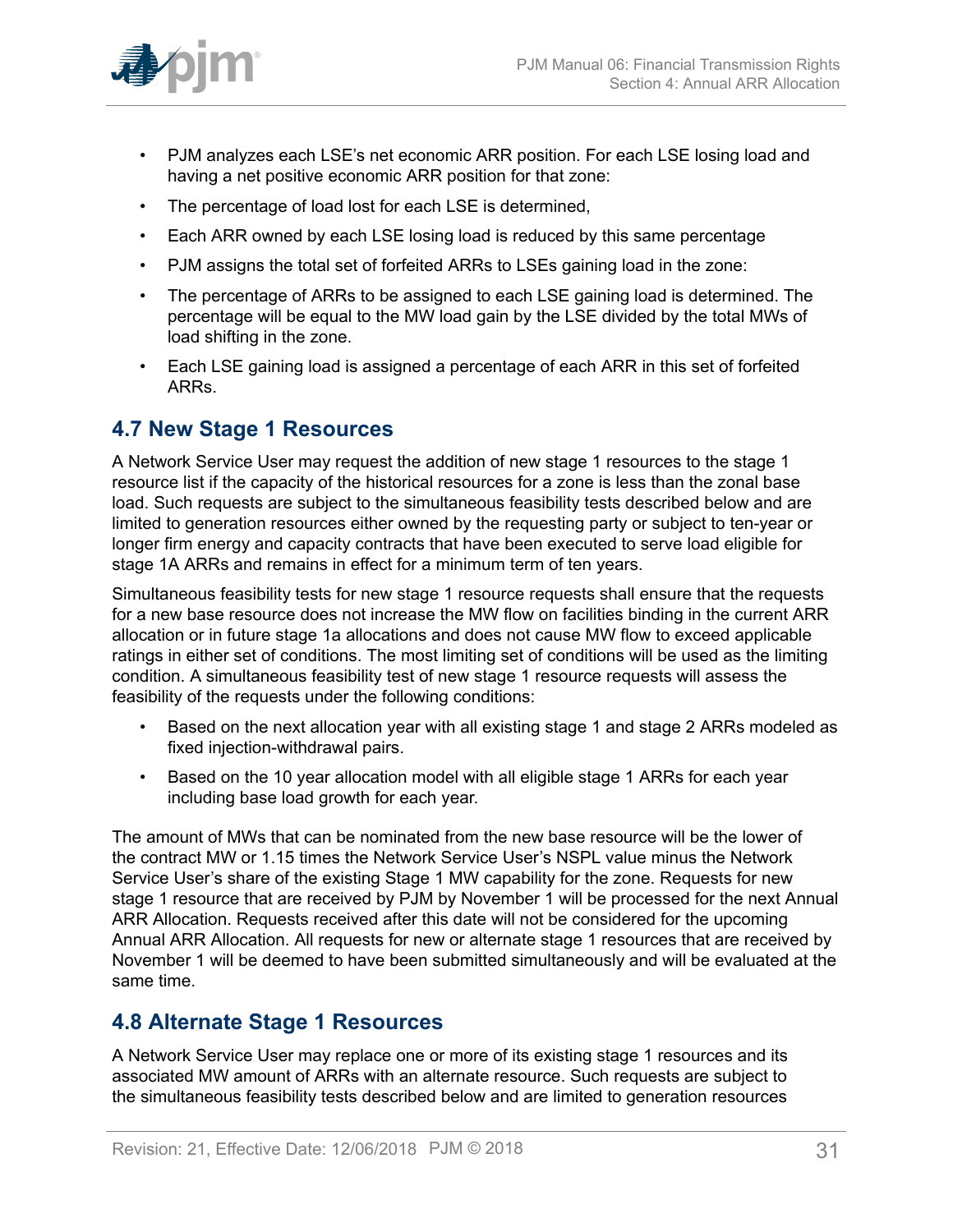- PJM analyzes each LSE's net economic ARR position. For each LSE losing load and having a net positive economic ARR position for that zone:
- The percentage of load lost for each LSE is determined,
- Each ARR owned by each LSE losing load is reduced by this same percentage
- PJM assigns the total set of forfeited ARRs to LSEs gaining load in the zone:
- The percentage of ARRs to be assigned to each LSE gaining load is determined. The percentage will be equal to the MW load gain by the LSE divided by the total MWs of load shifting in the zone.
- Each LSE gaining load is assigned a percentage of each ARR in this set of forfeited ARRs.

## 4.7 New Stage 1 Resources

A Network Service User may request the addition of new stage 1 resources to the stage 1 resource list if the capacity of the historical resources for a zone is less than the zonal base load. Such requests are subject to the simultaneous feasibility tests described below and are limited to generation resources either owned by the requesting party or subject to ten-year or longer firm energy and capacity contracts that have been executed to serve load eligible for stage 1A ARRs and remains in effect for a minimum term of ten years.

Simultaneous feasibility tests for new stage 1 resource requests shall ensure that the requests for a new base resource does not increase the MW flow on facilities binding in the current ARR allocation or in future stage 1a allocations and does not cause MW flow to exceed applicable ratings in either set of conditions. The most limiting set of conditions will be used as the limiting condition. A simultaneous feasibility test of new stage 1 resource requests will assess the feasibility of the requests under the following conditions:

- Based on the next allocation year with all existing stage 1 and stage 2 ARRs modeled as fixed injection-withdrawal pairs.
- Based on the 10 year allocation model with all eligible stage 1 ARRs for each year including base load growth for each year.

The amount of MWs that can be nominated from the new base resource will be the lower of the contract MW or 1.15 times the Network Service User's NSPL value minus the Network Service User's share of the existing Stage 1 MW capability for the zone. Requests for new stage 1 resource that are received by PJM by November 1 will be processed for the next Annual ARR Allocation. Requests received after this date will not be considered for the upcoming Annual ARR Allocation. All requests for new or alternate stage 1 resources that are received by November 1 will be deemed to have been submitted simultaneously and will be evaluated at the same time.

## 4.8 Alternate Stage 1 Resources

A Network Service User may replace one or more of its existing stage 1 resources and its associated MW amount of ARRs with an alternate resource. Such requests are subject to the simultaneous feasibility tests described below and are limited to generation resources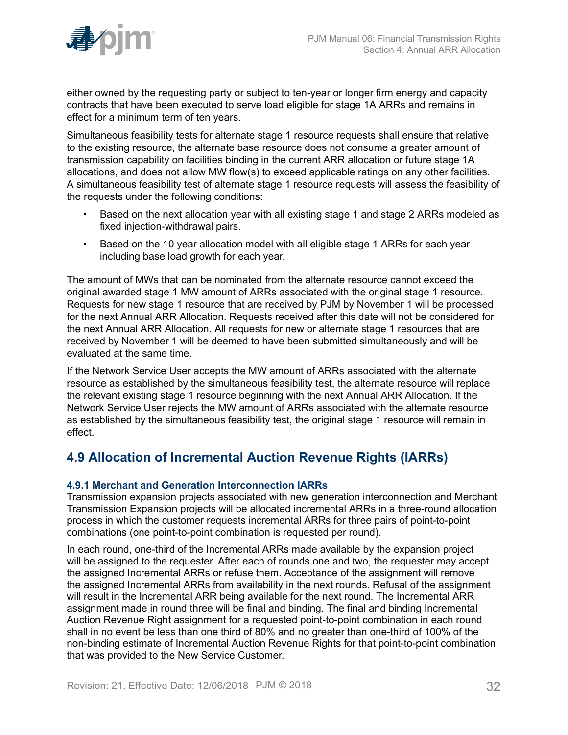either owned by the requesting party or subject to ten-year or longer firm energy and capacity contracts that have been executed to serve load eligible for stage 1A ARRs and remains in effect for a minimum term of ten years.

Simultaneous feasibility tests for alternate stage 1 resource requests shall ensure that relative to the existing resource, the alternate base resource does not consume a greater amount of transmission capability on facilities binding in the current ARR allocation or future stage 1A allocations, and does not allow MW flow(s) to exceed applicable ratings on any other facilities. A simultaneous feasibility test of alternate stage 1 resource requests will assess the feasibility of the requests under the following conditions:

- Based on the next allocation year with all existing stage 1 and stage 2 ARRs modeled as fixed injection-withdrawal pairs.
- Based on the 10 year allocation model with all eligible stage 1 ARRs for each year including base load growth for each year.

The amount of MWs that can be nominated from the alternate resource cannot exceed the original awarded stage 1 MW amount of ARRs associated with the original stage 1 resource. Requests for new stage 1 resource that are received by PJM by November 1 will be processed for the next Annual ARR Allocation. Requests received after this date will not be considered for the next Annual ARR Allocation. All requests for new or alternate stage 1 resources that are received by November 1 will be deemed to have been submitted simultaneously and will be evaluated at the same time.

If the Network Service User accepts the MW amount of ARRs associated with the alternate resource as established by the simultaneous feasibility test, the alternate resource will replace the relevant existing stage 1 resource beginning with the next Annual ARR Allocation. If the Network Service User rejects the MW amount of ARRs associated with the alternate resource as established by the simultaneous feasibility test, the original stage 1 resource will remain in effect.

## 4.9 Allocation of Incremental Auction Revenue Rights (IARRs)

### 4.9.1 Merchant and Generation Interconnection IARRs

Transmission expansion projects associated with new generation interconnection and Merchant Transmission Expansion projects will be allocated incremental ARRs in a three-round allocation process in which the customer requests incremental ARRs for three pairs of point-to-point combinations (one point-to-point combination is requested per round).

In each round, one-third of the Incremental ARRs made available by the expansion project will be assigned to the requester. After each of rounds one and two, the requester may accept the assigned Incremental ARRs or refuse them. Acceptance of the assignment will remove the assigned Incremental ARRs from availability in the next rounds. Refusal of the assignment will result in the Incremental ARR being available for the next round. The Incremental ARR assignment made in round three will be final and binding. The final and binding Incremental Auction Revenue Right assignment for a requested point-to-point combination in each round shall in no event be less than one third of 80% and no greater than one-third of 100% of the non-binding estimate of Incremental Auction Revenue Rights for that point-to-point combination that was provided to the New Service Customer.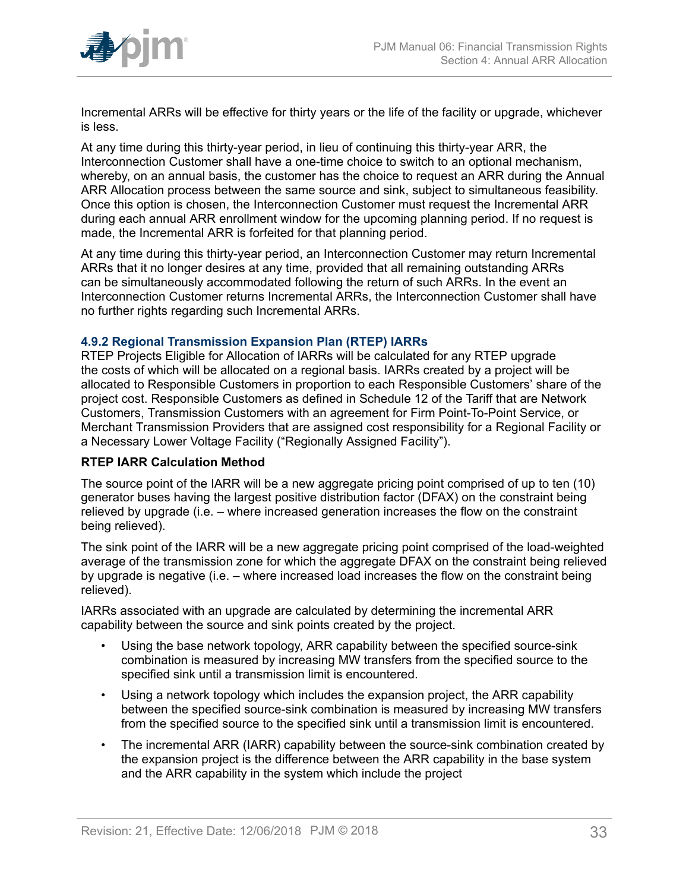Incremental ARRs will be effective for thirty years or the life of the facility or upgrade, whichever is less.

At any time during this thirty-year period, in lieu of continuing this thirty-year ARR, the Interconnection Customer shall have a one-time choice to switch to an optional mechanism, whereby, on an annual basis, the customer has the choice to request an ARR during the Annual ARR Allocation process between the same source and sink, subject to simultaneous feasibility. Once this option is chosen, the Interconnection Customer must request the Incremental ARR during each annual ARR enrollment window for the upcoming planning period. If no request is made, the Incremental ARR is forfeited for that planning period.

At any time during this thirty-year period, an Interconnection Customer may return Incremental ARRs that it no longer desires at any time, provided that all remaining outstanding ARRs can be simultaneously accommodated following the return of such ARRs. In the event an Interconnection Customer returns Incremental ARRs, the Interconnection Customer shall have no further rights regarding such Incremental ARRs.

### 4.9.2 Regional Transmission Expansion Plan (RTEP) IARRs

RTEP Projects Eligible for Allocation of IARRs will be calculated for any RTEP upgrade the costs of which will be allocated on a regional basis. IARRs created by a project will be allocated to Responsible Customers in proportion to each Responsible Customers' share of the project cost. Responsible Customers as defined in Schedule 12 of the Tariff that are Network Customers, Transmission Customers with an agreement for Firm Point-To-Point Service, or Merchant Transmission Providers that are assigned cost responsibility for a Regional Facility or a Necessary Lower Voltage Facility ("Regionally Assigned Facility").

**RTEP IARR Calculation Method**

The source point of the IARR will be a new aggregate pricing point comprised of up to ten (10) generator buses having the largest positive distribution factor (DFAX) on the constraint being relieved by upgrade (i.e. – where increased generation increases the flow on the constraint being relieved).

The sink point of the IARR will be a new aggregate pricing point comprised of the load-weighted average of the transmission zone for which the aggregate DFAX on the constraint being relieved by upgrade is negative (i.e. – where increased load increases the flow on the constraint being relieved).

IARRs associated with an upgrade are calculated by determining the incremental ARR capability between the source and sink points created by the project.

- Using the base network topology, ARR capability between the specified source-sink combination is measured by increasing MW transfers from the specified source to the specified sink until a transmission limit is encountered.
- Using a network topology which includes the expansion project, the ARR capability between the specified source-sink combination is measured by increasing MW transfers from the specified source to the specified sink until a transmission limit is encountered.
- The incremental ARR (IARR) capability between the source-sink combination created by the expansion project is the difference between the ARR capability in the base system and the ARR capability in the system which include the project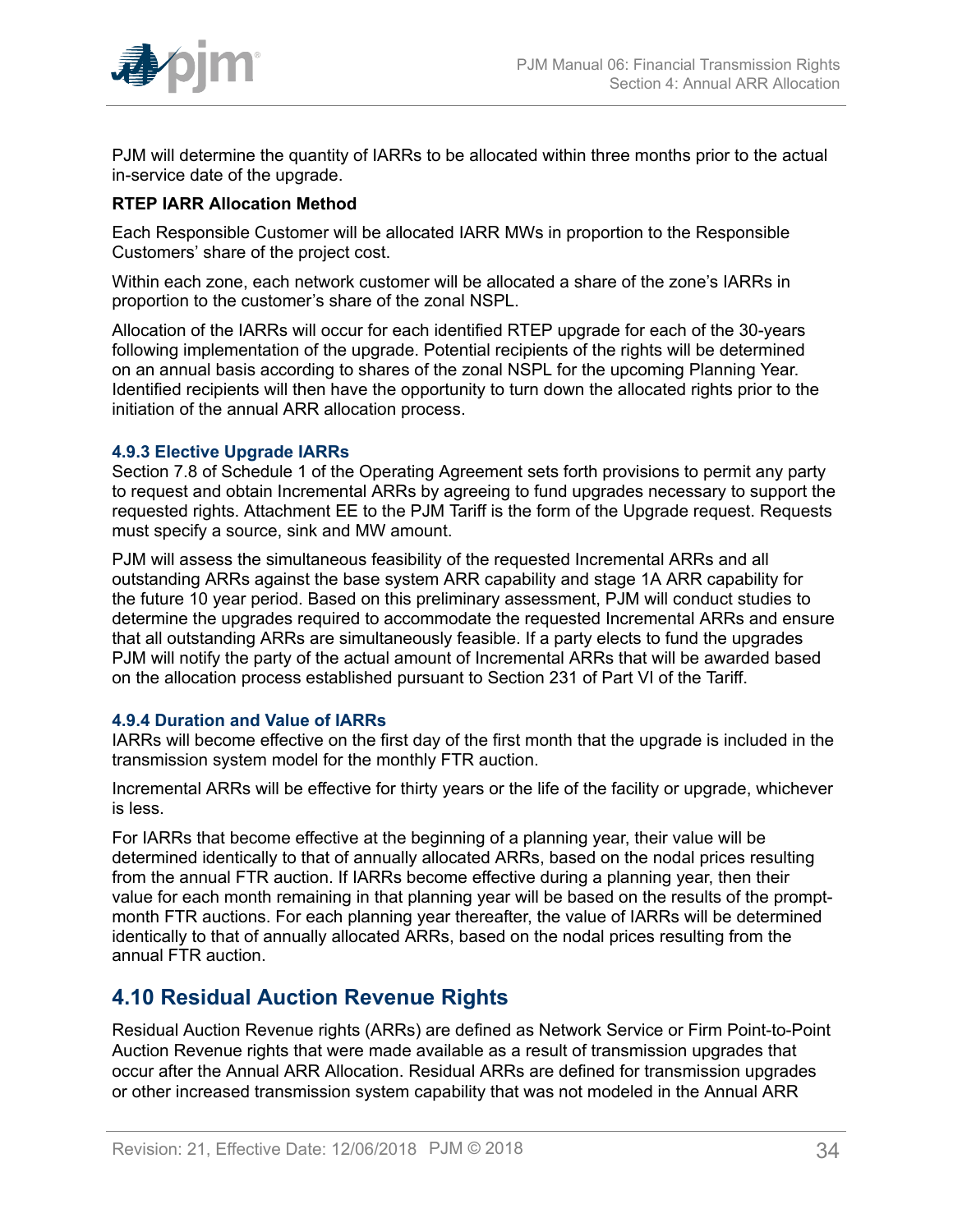PJM will determine the quantity of IARRs to be allocated within three months prior to the actual in-service date of the upgrade.

**RTEP IARR Allocation Method**

Each Responsible Customer will be allocated IARR MWs in proportion to the Responsible Customers' share of the project cost.

Within each zone, each network customer will be allocated a share of the zone's IARRs in proportion to the customer's share of the zonal NSPL.

Allocation of the IARRs will occur for each identified RTEP upgrade for each of the 30-years following implementation of the upgrade. Potential recipients of the rights will be determined on an annual basis according to shares of the zonal NSPL for the upcoming Planning Year. Identified recipients will then have the opportunity to turn down the allocated rights prior to the initiation of the annual ARR allocation process.

### 4.9.3 Elective Upgrade IARRs

Section 7.8 of Schedule 1 of the Operating Agreement sets forth provisions to permit any party to request and obtain Incremental ARRs by agreeing to fund upgrades necessary to support the requested rights. Attachment EE to the PJM Tariff is the form of the Upgrade request. Requests must specify a source, sink and MW amount.

PJM will assess the simultaneous feasibility of the requested Incremental ARRs and all outstanding ARRs against the base system ARR capability and stage 1A ARR capability for the future 10 year period. Based on this preliminary assessment, PJM will conduct studies to determine the upgrades required to accommodate the requested Incremental ARRs and ensure that all outstanding ARRs are simultaneously feasible. If a party elects to fund the upgrades PJM will notify the party of the actual amount of Incremental ARRs that will be awarded based on the allocation process established pursuant to Section 231 of Part VI of the Tariff.

### 4.9.4 Duration and Value of IARRs

IARRs will become effective on the first day of the first month that the upgrade is included in the transmission system model for the monthly FTR auction.

Incremental ARRs will be effective for thirty years or the life of the facility or upgrade, whichever is less.

For IARRs that become effective at the beginning of a planning year, their value will be determined identically to that of annually allocated ARRs, based on the nodal prices resulting from the annual FTR auction. If IARRs become effective during a planning year, then their value for each month remaining in that planning year will be based on the results of the prompt-month FTR auctions. For each planning year thereafter, the value of IARRs will be determined identically to that of annually allocated ARRs, based on the nodal prices resulting from the annual FTR auction.

## 4.10 Residual Auction Revenue Rights

Residual Auction Revenue rights (ARRs) are defined as Network Service or Firm Point-to-Point Auction Revenue rights that were made available as a result of transmission upgrades that occur after the Annual ARR Allocation. Residual ARRs are defined for transmission upgrades or other increased transmission system capability that was not modeled in the Annual ARR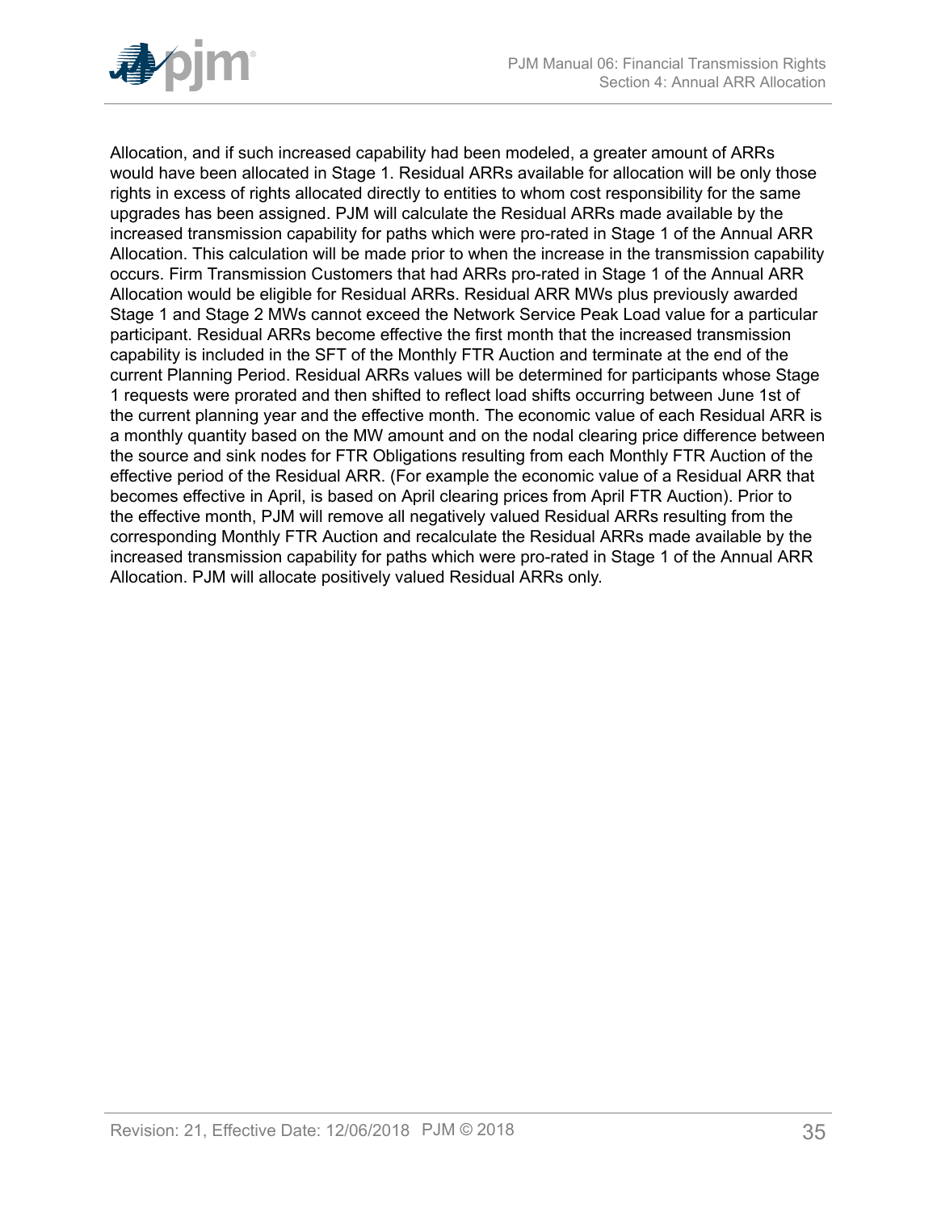Allocation, and if such increased capability had been modeled, a greater amount of ARRs would have been allocated in Stage 1. Residual ARRs available for allocation will be only those rights in excess of rights allocated directly to entities to whom cost responsibility for the same upgrades has been assigned. PJM will calculate the Residual ARRs made available by the increased transmission capability for paths which were pro-rated in Stage 1 of the Annual ARR Allocation. This calculation will be made prior to when the increase in the transmission capability occurs. Firm Transmission Customers that had ARRs pro-rated in Stage 1 of the Annual ARR Allocation would be eligible for Residual ARRs. Residual ARR MWs plus previously awarded Stage 1 and Stage 2 MWs cannot exceed the Network Service Peak Load value for a particular participant. Residual ARRs become effective the first month that the increased transmission capability is included in the SFT of the Monthly FTR Auction and terminate at the end of the current Planning Period. Residual ARRs values will be determined for participants whose Stage 1 requests were prorated and then shifted to reflect load shifts occurring between June 1st of the current planning year and the effective month. The economic value of each Residual ARR is a monthly quantity based on the MW amount and on the nodal clearing price difference between the source and sink nodes for FTR Obligations resulting from each Monthly FTR Auction of the effective period of the Residual ARR. (For example the economic value of a Residual ARR that becomes effective in April, is based on April clearing prices from April FTR Auction). Prior to the effective month, PJM will remove all negatively valued Residual ARRs resulting from the corresponding Monthly FTR Auction and recalculate the Residual ARRs made available by the increased transmission capability for paths which were pro-rated in Stage 1 of the Annual ARR Allocation. PJM will allocate positively valued Residual ARRs only.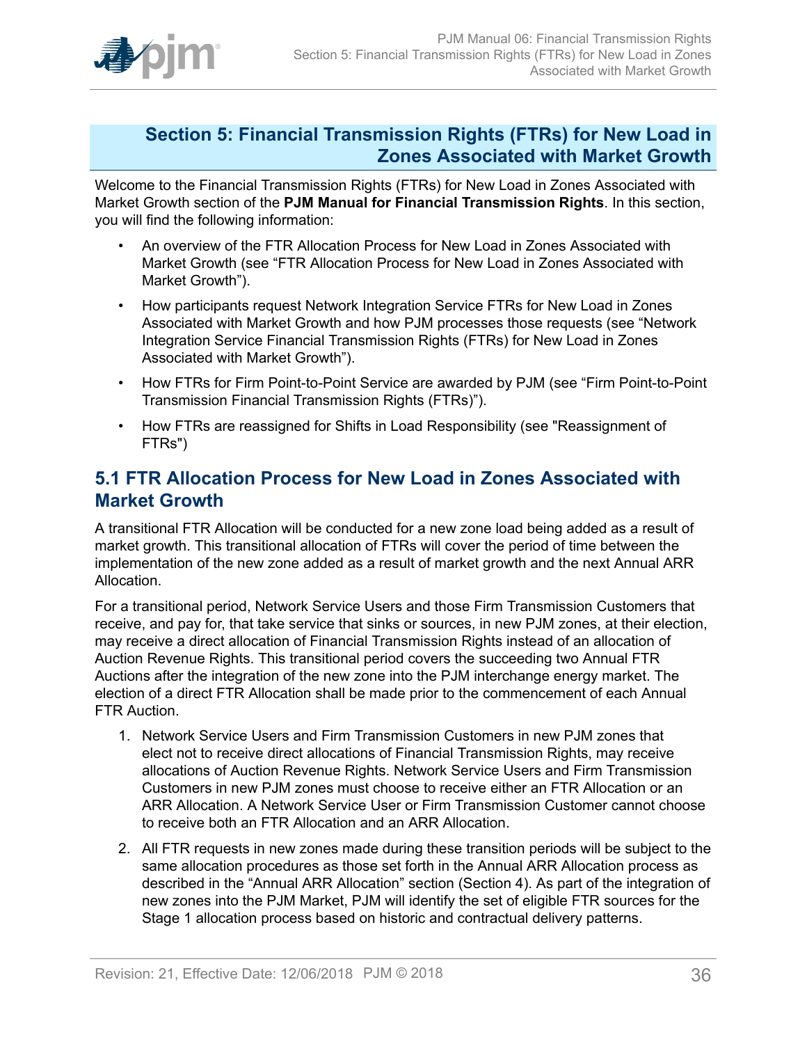# Section 5: Financial Transmission Rights (FTRs) for New Load in Zones Associated with Market Growth

Welcome to the Financial Transmission Rights (FTRs) for New Load in Zones Associated with Market Growth section of the **PJM Manual for Financial Transmission Rights**. In this section, you will find the following information:

- An overview of the FTR Allocation Process for New Load in Zones Associated with Market Growth (see "FTR Allocation Process for New Load in Zones Associated with Market Growth").
- How participants request Network Integration Service FTRs for New Load in Zones Associated with Market Growth and how PJM processes those requests (see "Network Integration Service Financial Transmission Rights (FTRs) for New Load in Zones Associated with Market Growth").
- How FTRs for Firm Point-to-Point Service are awarded by PJM (see "Firm Point-to-Point Transmission Financial Transmission Rights (FTRs)").
- How FTRs are reassigned for Shifts in Load Responsibility (see "Reassignment of FTRs")

## 5.1 FTR Allocation Process for New Load in Zones Associated with Market Growth

A transitional FTR Allocation will be conducted for a new zone load being added as a result of market growth. This transitional allocation of FTRs will cover the period of time between the implementation of the new zone added as a result of market growth and the next Annual ARR Allocation.

For a transitional period, Network Service Users and those Firm Transmission Customers that receive, and pay for, that take service that sinks or sources, in new PJM zones, at their election, may receive a direct allocation of Financial Transmission Rights instead of an allocation of Auction Revenue Rights. This transitional period covers the succeeding two Annual FTR Auctions after the integration of the new zone into the PJM interchange energy market. The election of a direct FTR Allocation shall be made prior to the commencement of each Annual FTR Auction.

1. Network Service Users and Firm Transmission Customers in new PJM zones that elect not to receive direct allocations of Financial Transmission Rights, may receive allocations of Auction Revenue Rights. Network Service Users and Firm Transmission Customers in new PJM zones must choose to receive either an FTR Allocation or an ARR Allocation. A Network Service User or Firm Transmission Customer cannot choose to receive both an FTR Allocation and an ARR Allocation.
2. All FTR requests in new zones made during these transition periods will be subject to the same allocation procedures as those set forth in the Annual ARR Allocation process as described in the "Annual ARR Allocation" section (Section 4). As part of the integration of new zones into the PJM Market, PJM will identify the set of eligible FTR sources for the Stage 1 allocation process based on historic and contractual delivery patterns.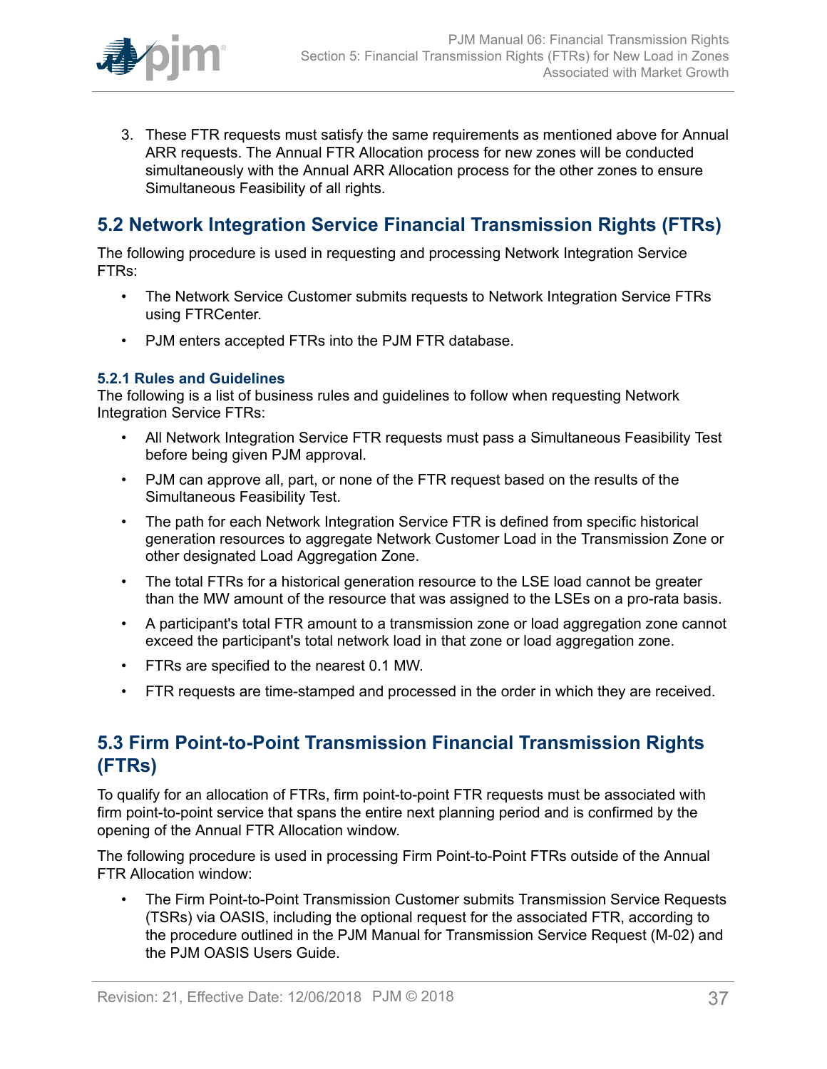3. These FTR requests must satisfy the same requirements as mentioned above for Annual ARR requests. The Annual FTR Allocation process for new zones will be conducted simultaneously with the Annual ARR Allocation process for the other zones to ensure Simultaneous Feasibility of all rights.

## 5.2 Network Integration Service Financial Transmission Rights (FTRs)

The following procedure is used in requesting and processing Network Integration Service FTRs:

- The Network Service Customer submits requests to Network Integration Service FTRs using FTRCenter.
- PJM enters accepted FTRs into the PJM FTR database.

### 5.2.1 Rules and Guidelines

The following is a list of business rules and guidelines to follow when requesting Network Integration Service FTRs:

- All Network Integration Service FTR requests must pass a Simultaneous Feasibility Test before being given PJM approval.
- PJM can approve all, part, or none of the FTR request based on the results of the Simultaneous Feasibility Test.
- The path for each Network Integration Service FTR is defined from specific historical generation resources to aggregate Network Customer Load in the Transmission Zone or other designated Load Aggregation Zone.
- The total FTRs for a historical generation resource to the LSE load cannot be greater than the MW amount of the resource that was assigned to the LSEs on a pro-rata basis.
- A participant's total FTR amount to a transmission zone or load aggregation zone cannot exceed the participant's total network load in that zone or load aggregation zone.
- FTRs are specified to the nearest 0.1 MW.
- FTR requests are time-stamped and processed in the order in which they are received.

## 5.3 Firm Point-to-Point Transmission Financial Transmission Rights (FTRs)

To qualify for an allocation of FTRs, firm point-to-point FTR requests must be associated with firm point-to-point service that spans the entire next planning period and is confirmed by the opening of the Annual FTR Allocation window.

The following procedure is used in processing Firm Point-to-Point FTRs outside of the Annual FTR Allocation window:

- The Firm Point-to-Point Transmission Customer submits Transmission Service Requests (TSRs) via OASIS, including the optional request for the associated FTR, according to the procedure outlined in the PJM Manual for Transmission Service Request (M-02) and the PJM OASIS Users Guide.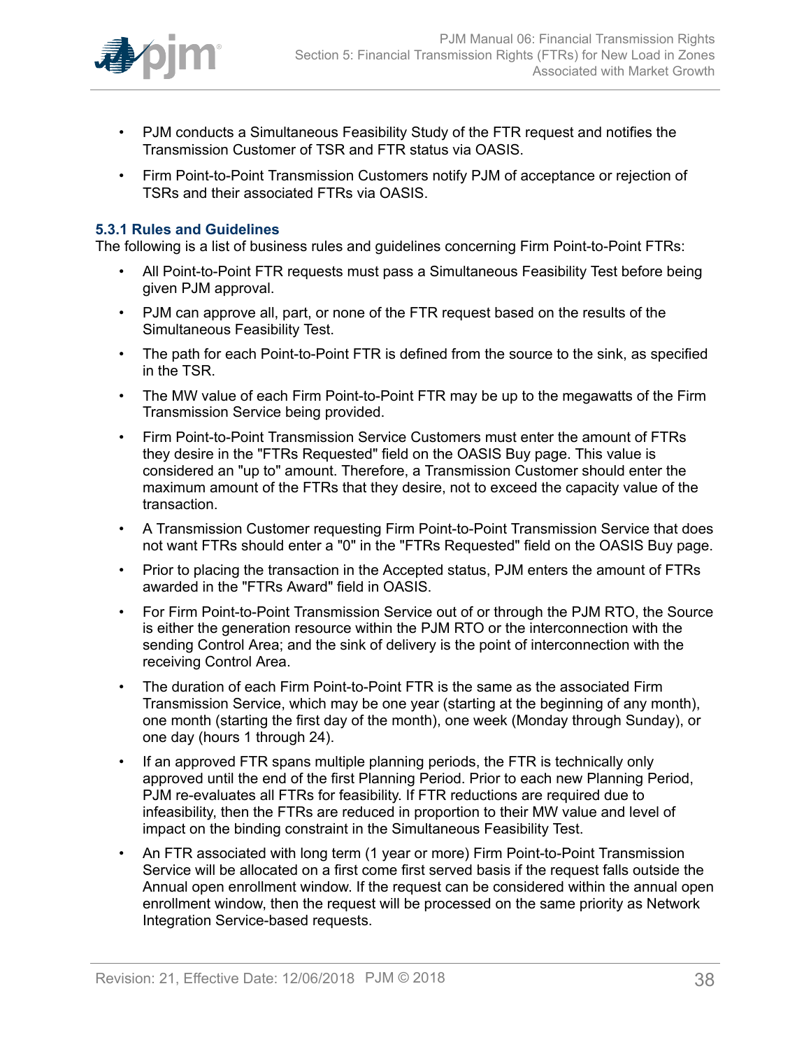- PJM conducts a Simultaneous Feasibility Study of the FTR request and notifies the Transmission Customer of TSR and FTR status via OASIS.
- Firm Point-to-Point Transmission Customers notify PJM of acceptance or rejection of TSRs and their associated FTRs via OASIS.

### 5.3.1 Rules and Guidelines

The following is a list of business rules and guidelines concerning Firm Point-to-Point FTRs:

- All Point-to-Point FTR requests must pass a Simultaneous Feasibility Test before being given PJM approval.
- PJM can approve all, part, or none of the FTR request based on the results of the Simultaneous Feasibility Test.
- The path for each Point-to-Point FTR is defined from the source to the sink, as specified in the TSR.
- The MW value of each Firm Point-to-Point FTR may be up to the megawatts of the Firm Transmission Service being provided.
- Firm Point-to-Point Transmission Service Customers must enter the amount of FTRs they desire in the "FTRs Requested" field on the OASIS Buy page. This value is considered an "up to" amount. Therefore, a Transmission Customer should enter the maximum amount of the FTRs that they desire, not to exceed the capacity value of the transaction.
- A Transmission Customer requesting Firm Point-to-Point Transmission Service that does not want FTRs should enter a "0" in the "FTRs Requested" field on the OASIS Buy page.
- Prior to placing the transaction in the Accepted status, PJM enters the amount of FTRs awarded in the "FTRs Award" field in OASIS.
- For Firm Point-to-Point Transmission Service out of or through the PJM RTO, the Source is either the generation resource within the PJM RTO or the interconnection with the sending Control Area; and the sink of delivery is the point of interconnection with the receiving Control Area.
- The duration of each Firm Point-to-Point FTR is the same as the associated Firm Transmission Service, which may be one year (starting at the beginning of any month), one month (starting the first day of the month), one week (Monday through Sunday), or one day (hours 1 through 24).
- If an approved FTR spans multiple planning periods, the FTR is technically only approved until the end of the first Planning Period. Prior to each new Planning Period, PJM re-evaluates all FTRs for feasibility. If FTR reductions are required due to infeasibility, then the FTRs are reduced in proportion to their MW value and level of impact on the binding constraint in the Simultaneous Feasibility Test.
- An FTR associated with long term (1 year or more) Firm Point-to-Point Transmission Service will be allocated on a first come first served basis if the request falls outside the Annual open enrollment window. If the request can be considered within the annual open enrollment window, then the request will be processed on the same priority as Network Integration Service-based requests.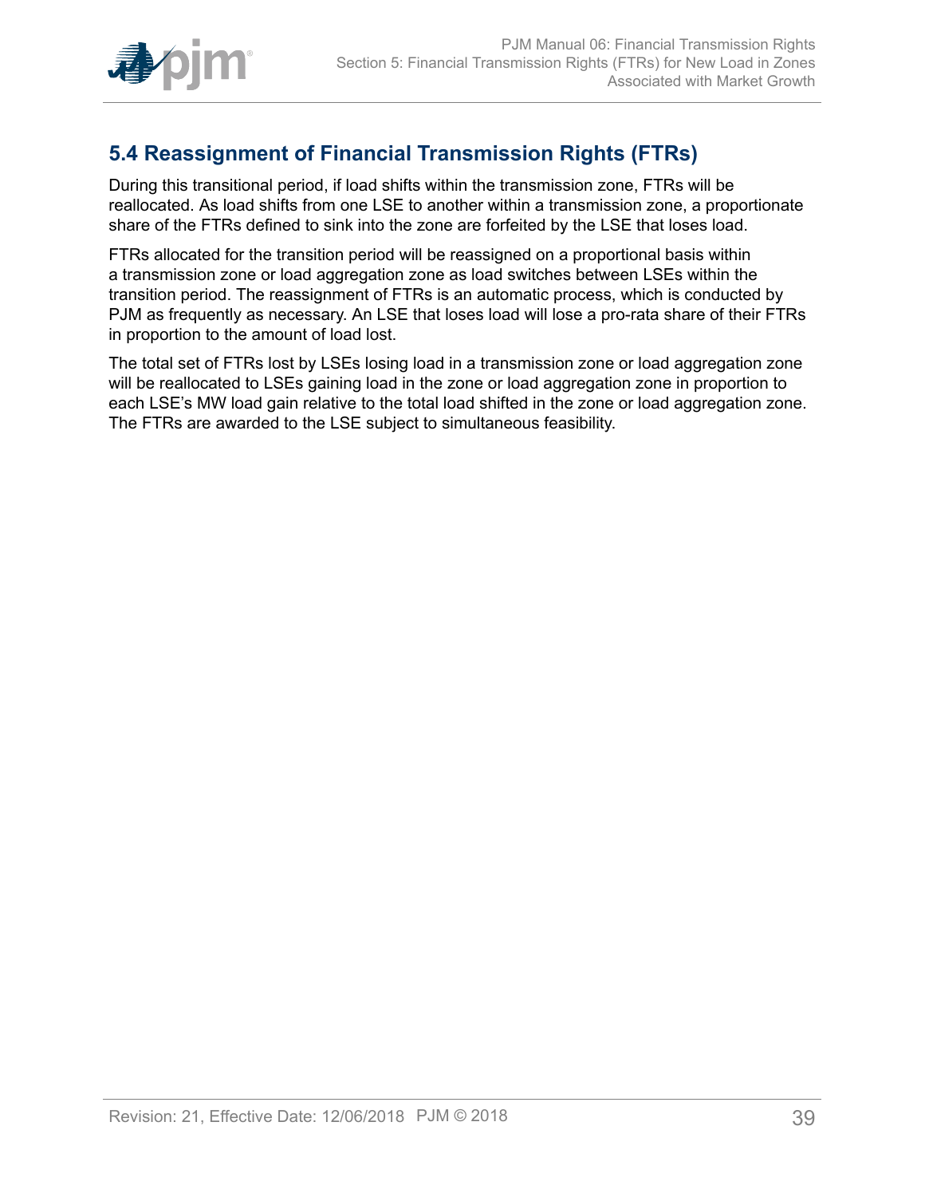## 5.4 Reassignment of Financial Transmission Rights (FTRs)

During this transitional period, if load shifts within the transmission zone, FTRs will be reallocated. As load shifts from one LSE to another within a transmission zone, a proportionate share of the FTRs defined to sink into the zone are forfeited by the LSE that loses load.

FTRs allocated for the transition period will be reassigned on a proportional basis within a transmission zone or load aggregation zone as load switches between LSEs within the transition period. The reassignment of FTRs is an automatic process, which is conducted by PJM as frequently as necessary. An LSE that loses load will lose a pro-rata share of their FTRs in proportion to the amount of load lost.

The total set of FTRs lost by LSEs losing load in a transmission zone or load aggregation zone will be reallocated to LSEs gaining load in the zone or load aggregation zone in proportion to each LSE's MW load gain relative to the total load shifted in the zone or load aggregation zone. The FTRs are awarded to the LSE subject to simultaneous feasibility.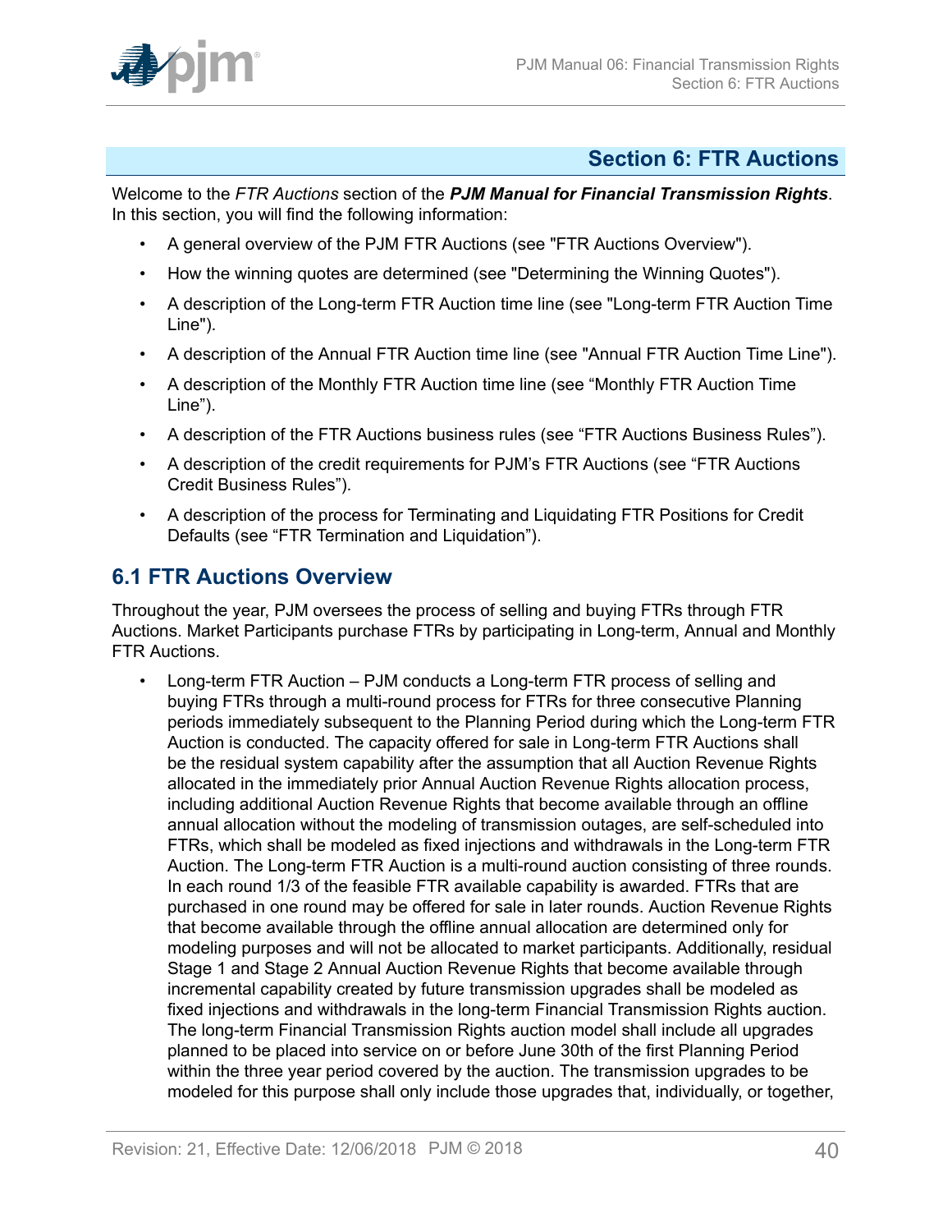## Section 6: FTR Auctions

Welcome to the *FTR Auctions* section of the ***PJM Manual for Financial Transmission Rights***. In this section, you will find the following information:

- A general overview of the PJM FTR Auctions (see "FTR Auctions Overview").
- How the winning quotes are determined (see "Determining the Winning Quotes").
- A description of the Long-term FTR Auction time line (see "Long-term FTR Auction Time Line").
- A description of the Annual FTR Auction time line (see "Annual FTR Auction Time Line").
- A description of the Monthly FTR Auction time line (see "Monthly FTR Auction Time Line").
- A description of the FTR Auctions business rules (see "FTR Auctions Business Rules").
- A description of the credit requirements for PJM's FTR Auctions (see "FTR Auctions Credit Business Rules").
- A description of the process for Terminating and Liquidating FTR Positions for Credit Defaults (see "FTR Termination and Liquidation").

## 6.1 FTR Auctions Overview

Throughout the year, PJM oversees the process of selling and buying FTRs through FTR Auctions. Market Participants purchase FTRs by participating in Long-term, Annual and Monthly FTR Auctions.

- Long-term FTR Auction – PJM conducts a Long-term FTR process of selling and buying FTRs through a multi-round process for FTRs for three consecutive Planning periods immediately subsequent to the Planning Period during which the Long-term FTR Auction is conducted. The capacity offered for sale in Long-term FTR Auctions shall be the residual system capability after the assumption that all Auction Revenue Rights allocated in the immediately prior Annual Auction Revenue Rights allocation process, including additional Auction Revenue Rights that become available through an offline annual allocation without the modeling of transmission outages, are self-scheduled into FTRs, which shall be modeled as fixed injections and withdrawals in the Long-term FTR Auction. The Long-term FTR Auction is a multi-round auction consisting of three rounds. In each round 1/3 of the feasible FTR available capability is awarded. FTRs that are purchased in one round may be offered for sale in later rounds. Auction Revenue Rights that become available through the offline annual allocation are determined only for modeling purposes and will not be allocated to market participants. Additionally, residual Stage 1 and Stage 2 Annual Auction Revenue Rights that become available through incremental capability created by future transmission upgrades shall be modeled as fixed injections and withdrawals in the long-term Financial Transmission Rights auction. The long-term Financial Transmission Rights auction model shall include all upgrades planned to be placed into service on or before June 30th of the first Planning Period within the three year period covered by the auction. The transmission upgrades to be modeled for this purpose shall only include those upgrades that, individually, or together,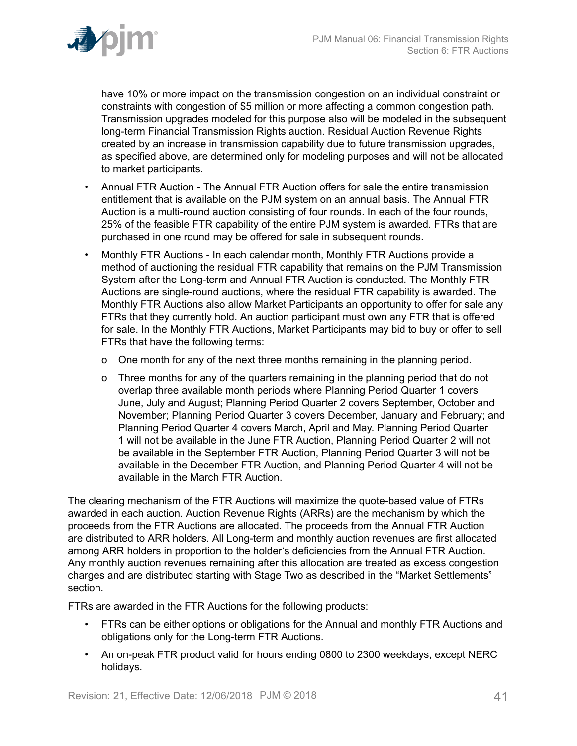have 10% or more impact on the transmission congestion on an individual constraint or constraints with congestion of $5 million or more affecting a common congestion path. Transmission upgrades modeled for this purpose also will be modeled in the subsequent long-term Financial Transmission Rights auction. Residual Auction Revenue Rights created by an increase in transmission capability due to future transmission upgrades, as specified above, are determined only for modeling purposes and will not be allocated to market participants.

- Annual FTR Auction - The Annual FTR Auction offers for sale the entire transmission entitlement that is available on the PJM system on an annual basis. The Annual FTR Auction is a multi-round auction consisting of four rounds. In each of the four rounds, 25% of the feasible FTR capability of the entire PJM system is awarded. FTRs that are purchased in one round may be offered for sale in subsequent rounds.
- Monthly FTR Auctions - In each calendar month, Monthly FTR Auctions provide a method of auctioning the residual FTR capability that remains on the PJM Transmission System after the Long-term and Annual FTR Auction is conducted. The Monthly FTR Auctions are single-round auctions, where the residual FTR capability is awarded. The Monthly FTR Auctions also allow Market Participants an opportunity to offer for sale any FTRs that they currently hold. An auction participant must own any FTR that is offered for sale. In the Monthly FTR Auctions, Market Participants may bid to buy or offer to sell FTRs that have the following terms:
    - One month for any of the next three months remaining in the planning period.
    - Three months for any of the quarters remaining in the planning period that do not overlap three available month periods where Planning Period Quarter 1 covers June, July and August; Planning Period Quarter 2 covers September, October and November; Planning Period Quarter 3 covers December, January and February; and Planning Period Quarter 4 covers March, April and May. Planning Period Quarter 1 will not be available in the June FTR Auction, Planning Period Quarter 2 will not be available in the September FTR Auction, Planning Period Quarter 3 will not be available in the December FTR Auction, and Planning Period Quarter 4 will not be available in the March FTR Auction.

The clearing mechanism of the FTR Auctions will maximize the quote-based value of FTRs awarded in each auction. Auction Revenue Rights (ARRs) are the mechanism by which the proceeds from the FTR Auctions are allocated. The proceeds from the Annual FTR Auction are distributed to ARR holders. All Long-term and monthly auction revenues are first allocated among ARR holders in proportion to the holder's deficiencies from the Annual FTR Auction. Any monthly auction revenues remaining after this allocation are treated as excess congestion charges and are distributed starting with Stage Two as described in the "Market Settlements" section.

FTRs are awarded in the FTR Auctions for the following products:

- FTRs can be either options or obligations for the Annual and monthly FTR Auctions and obligations only for the Long-term FTR Auctions.
- An on-peak FTR product valid for hours ending 0800 to 2300 weekdays, except NERC holidays.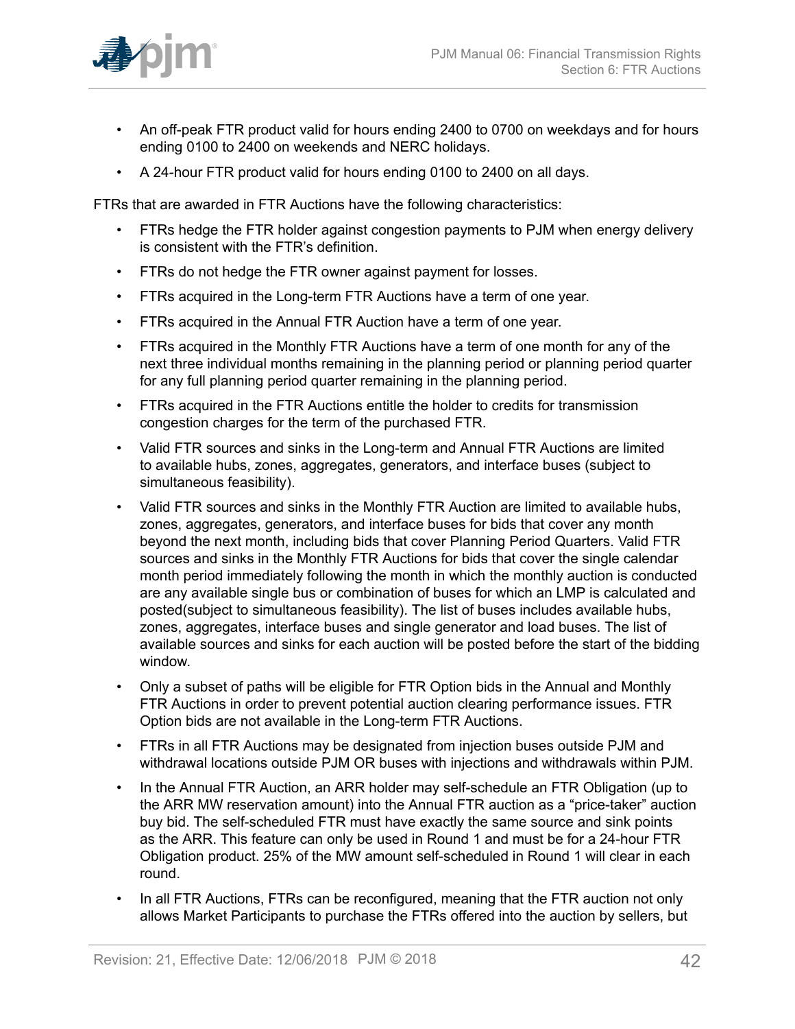- An off-peak FTR product valid for hours ending 2400 to 0700 on weekdays and for hours ending 0100 to 2400 on weekends and NERC holidays.
- A 24-hour FTR product valid for hours ending 0100 to 2400 on all days.

FTRs that are awarded in FTR Auctions have the following characteristics:

- FTRs hedge the FTR holder against congestion payments to PJM when energy delivery is consistent with the FTR's definition.
- FTRs do not hedge the FTR owner against payment for losses.
- FTRs acquired in the Long-term FTR Auctions have a term of one year.
- FTRs acquired in the Annual FTR Auction have a term of one year.
- FTRs acquired in the Monthly FTR Auctions have a term of one month for any of the next three individual months remaining in the planning period or planning period quarter for any full planning period quarter remaining in the planning period.
- FTRs acquired in the FTR Auctions entitle the holder to credits for transmission congestion charges for the term of the purchased FTR.
- Valid FTR sources and sinks in the Long-term and Annual FTR Auctions are limited to available hubs, zones, aggregates, generators, and interface buses (subject to simultaneous feasibility).
- Valid FTR sources and sinks in the Monthly FTR Auction are limited to available hubs, zones, aggregates, generators, and interface buses for bids that cover any month beyond the next month, including bids that cover Planning Period Quarters. Valid FTR sources and sinks in the Monthly FTR Auctions for bids that cover the single calendar month period immediately following the month in which the monthly auction is conducted are any available single bus or combination of buses for which an LMP is calculated and posted(subject to simultaneous feasibility). The list of buses includes available hubs, zones, aggregates, interface buses and single generator and load buses. The list of available sources and sinks for each auction will be posted before the start of the bidding window.
- Only a subset of paths will be eligible for FTR Option bids in the Annual and Monthly FTR Auctions in order to prevent potential auction clearing performance issues. FTR Option bids are not available in the Long-term FTR Auctions.
- FTRs in all FTR Auctions may be designated from injection buses outside PJM and withdrawal locations outside PJM OR buses with injections and withdrawals within PJM.
- In the Annual FTR Auction, an ARR holder may self-schedule an FTR Obligation (up to the ARR MW reservation amount) into the Annual FTR auction as a "price-taker" auction buy bid. The self-scheduled FTR must have exactly the same source and sink points as the ARR. This feature can only be used in Round 1 and must be for a 24-hour FTR Obligation product. 25% of the MW amount self-scheduled in Round 1 will clear in each round.
- In all FTR Auctions, FTRs can be reconfigured, meaning that the FTR auction not only allows Market Participants to purchase the FTRs offered into the auction by sellers, but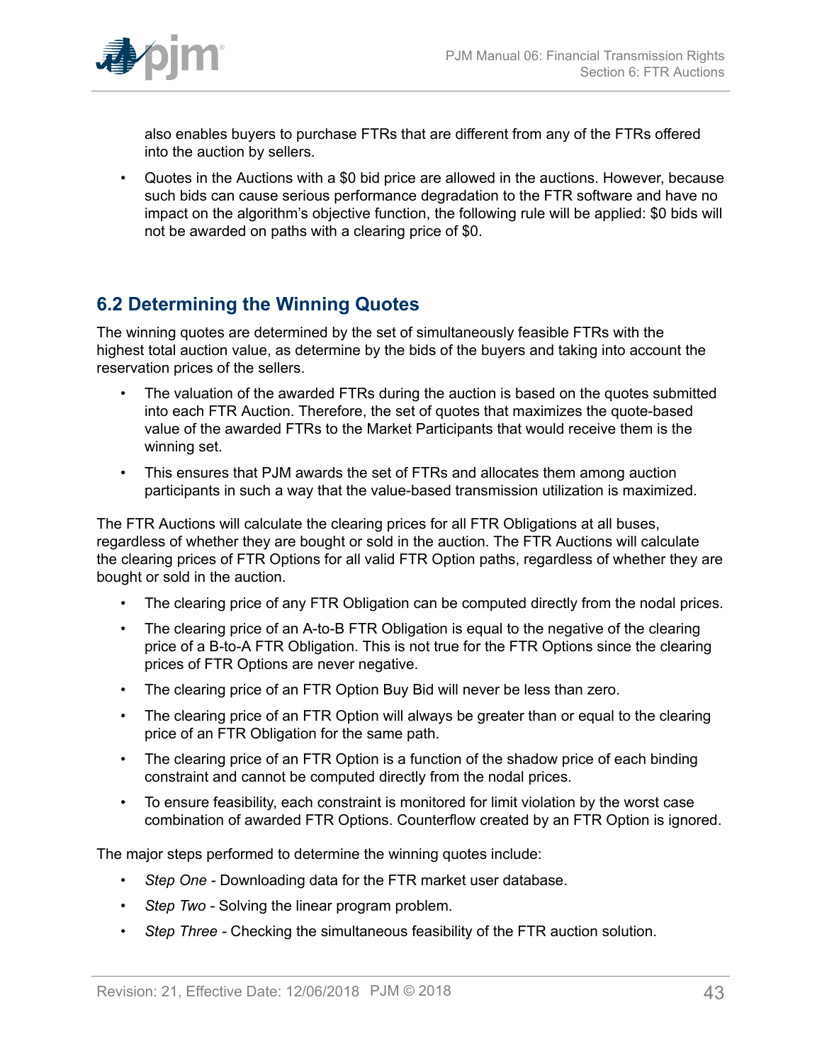also enables buyers to purchase FTRs that are different from any of the FTRs offered into the auction by sellers.

- Quotes in the Auctions with a $0 bid price are allowed in the auctions. However, because such bids can cause serious performance degradation to the FTR software and have no impact on the algorithm's objective function, the following rule will be applied: $0 bids will not be awarded on paths with a clearing price of $0.

## 6.2 Determining the Winning Quotes

The winning quotes are determined by the set of simultaneously feasible FTRs with the highest total auction value, as determine by the bids of the buyers and taking into account the reservation prices of the sellers.

- The valuation of the awarded FTRs during the auction is based on the quotes submitted into each FTR Auction. Therefore, the set of quotes that maximizes the quote-based value of the awarded FTRs to the Market Participants that would receive them is the winning set.
- This ensures that PJM awards the set of FTRs and allocates them among auction participants in such a way that the value-based transmission utilization is maximized.

The FTR Auctions will calculate the clearing prices for all FTR Obligations at all buses, regardless of whether they are bought or sold in the auction. The FTR Auctions will calculate the clearing prices of FTR Options for all valid FTR Option paths, regardless of whether they are bought or sold in the auction.

- The clearing price of any FTR Obligation can be computed directly from the nodal prices.
- The clearing price of an A-to-B FTR Obligation is equal to the negative of the clearing price of a B-to-A FTR Obligation. This is not true for the FTR Options since the clearing prices of FTR Options are never negative.
- The clearing price of an FTR Option Buy Bid will never be less than zero.
- The clearing price of an FTR Option will always be greater than or equal to the clearing price of an FTR Obligation for the same path.
- The clearing price of an FTR Option is a function of the shadow price of each binding constraint and cannot be computed directly from the nodal prices.
- To ensure feasibility, each constraint is monitored for limit violation by the worst case combination of awarded FTR Options. Counterflow created by an FTR Option is ignored.

The major steps performed to determine the winning quotes include:

- *Step One* - Downloading data for the FTR market user database.
- *Step Two* - Solving the linear program problem.
- *Step Three* - Checking the simultaneous feasibility of the FTR auction solution.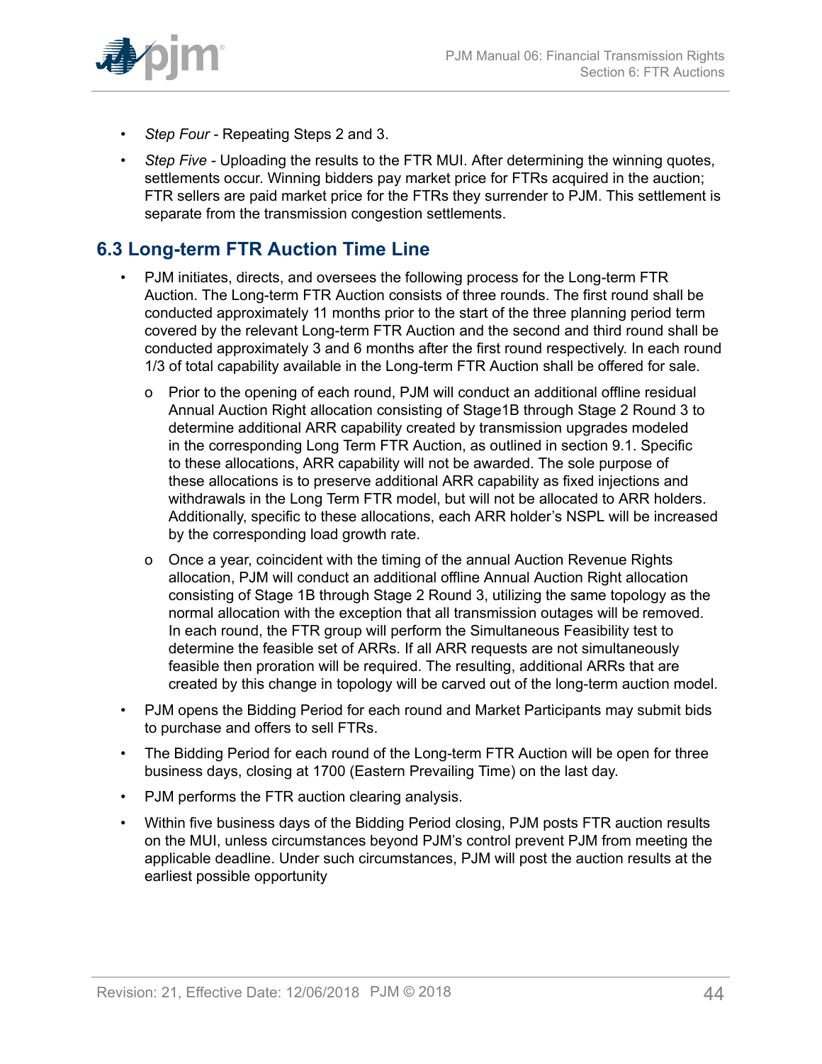- *Step Four* - Repeating Steps 2 and 3.
- *Step Five* - Uploading the results to the FTR MUI. After determining the winning quotes, settlements occur. Winning bidders pay market price for FTRs acquired in the auction; FTR sellers are paid market price for the FTRs they surrender to PJM. This settlement is separate from the transmission congestion settlements.

## 6.3 Long-term FTR Auction Time Line

- PJM initiates, directs, and oversees the following process for the Long-term FTR Auction. The Long-term FTR Auction consists of three rounds. The first round shall be conducted approximately 11 months prior to the start of the three planning period term covered by the relevant Long-term FTR Auction and the second and third round shall be conducted approximately 3 and 6 months after the first round respectively. In each round 1/3 of total capability available in the Long-term FTR Auction shall be offered for sale.
  - o Prior to the opening of each round, PJM will conduct an additional offline residual Annual Auction Right allocation consisting of Stage1B through Stage 2 Round 3 to determine additional ARR capability created by transmission upgrades modeled in the corresponding Long Term FTR Auction, as outlined in section 9.1. Specific to these allocations, ARR capability will not be awarded. The sole purpose of these allocations is to preserve additional ARR capability as fixed injections and withdrawals in the Long Term FTR model, but will not be allocated to ARR holders. Additionally, specific to these allocations, each ARR holder's NSPL will be increased by the corresponding load growth rate.
  - o Once a year, coincident with the timing of the annual Auction Revenue Rights allocation, PJM will conduct an additional offline Annual Auction Right allocation consisting of Stage 1B through Stage 2 Round 3, utilizing the same topology as the normal allocation with the exception that all transmission outages will be removed. In each round, the FTR group will perform the Simultaneous Feasibility test to determine the feasible set of ARRs. If all ARR requests are not simultaneously feasible then proration will be required. The resulting, additional ARRs that are created by this change in topology will be carved out of the long-term auction model.
- PJM opens the Bidding Period for each round and Market Participants may submit bids to purchase and offers to sell FTRs.
- The Bidding Period for each round of the Long-term FTR Auction will be open for three business days, closing at 1700 (Eastern Prevailing Time) on the last day.
- PJM performs the FTR auction clearing analysis.
- Within five business days of the Bidding Period closing, PJM posts FTR auction results on the MUI, unless circumstances beyond PJM's control prevent PJM from meeting the applicable deadline. Under such circumstances, PJM will post the auction results at the earliest possible opportunity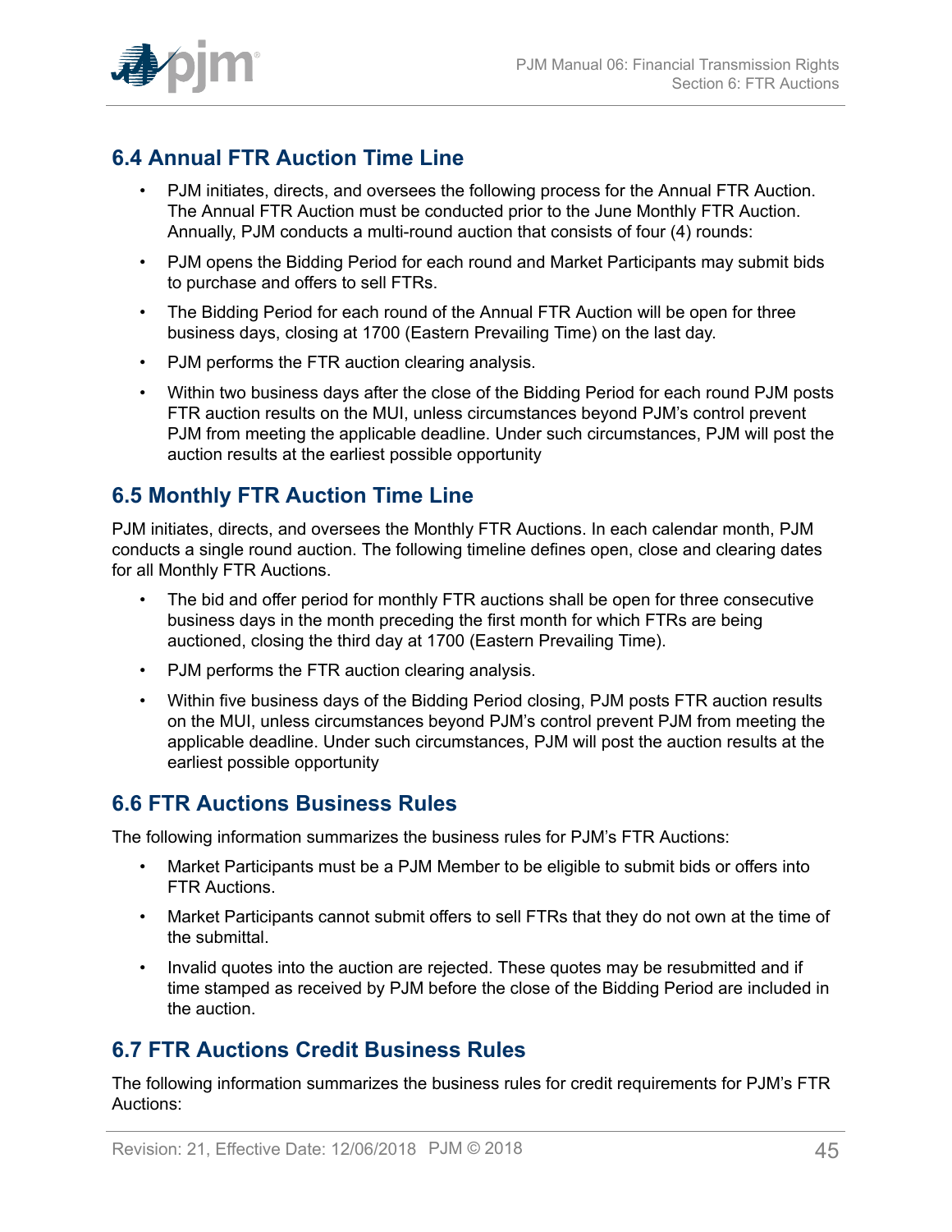## 6.4 Annual FTR Auction Time Line

- PJM initiates, directs, and oversees the following process for the Annual FTR Auction. The Annual FTR Auction must be conducted prior to the June Monthly FTR Auction. Annually, PJM conducts a multi-round auction that consists of four (4) rounds:
- PJM opens the Bidding Period for each round and Market Participants may submit bids to purchase and offers to sell FTRs.
- The Bidding Period for each round of the Annual FTR Auction will be open for three business days, closing at 1700 (Eastern Prevailing Time) on the last day.
- PJM performs the FTR auction clearing analysis.
- Within two business days after the close of the Bidding Period for each round PJM posts FTR auction results on the MUI, unless circumstances beyond PJM's control prevent PJM from meeting the applicable deadline. Under such circumstances, PJM will post the auction results at the earliest possible opportunity

## 6.5 Monthly FTR Auction Time Line

PJM initiates, directs, and oversees the Monthly FTR Auctions. In each calendar month, PJM conducts a single round auction. The following timeline defines open, close and clearing dates for all Monthly FTR Auctions.

- The bid and offer period for monthly FTR auctions shall be open for three consecutive business days in the month preceding the first month for which FTRs are being auctioned, closing the third day at 1700 (Eastern Prevailing Time).
- PJM performs the FTR auction clearing analysis.
- Within five business days of the Bidding Period closing, PJM posts FTR auction results on the MUI, unless circumstances beyond PJM's control prevent PJM from meeting the applicable deadline. Under such circumstances, PJM will post the auction results at the earliest possible opportunity

## 6.6 FTR Auctions Business Rules

The following information summarizes the business rules for PJM's FTR Auctions:

- Market Participants must be a PJM Member to be eligible to submit bids or offers into FTR Auctions.
- Market Participants cannot submit offers to sell FTRs that they do not own at the time of the submittal.
- Invalid quotes into the auction are rejected. These quotes may be resubmitted and if time stamped as received by PJM before the close of the Bidding Period are included in the auction.

## 6.7 FTR Auctions Credit Business Rules

The following information summarizes the business rules for credit requirements for PJM's FTR Auctions: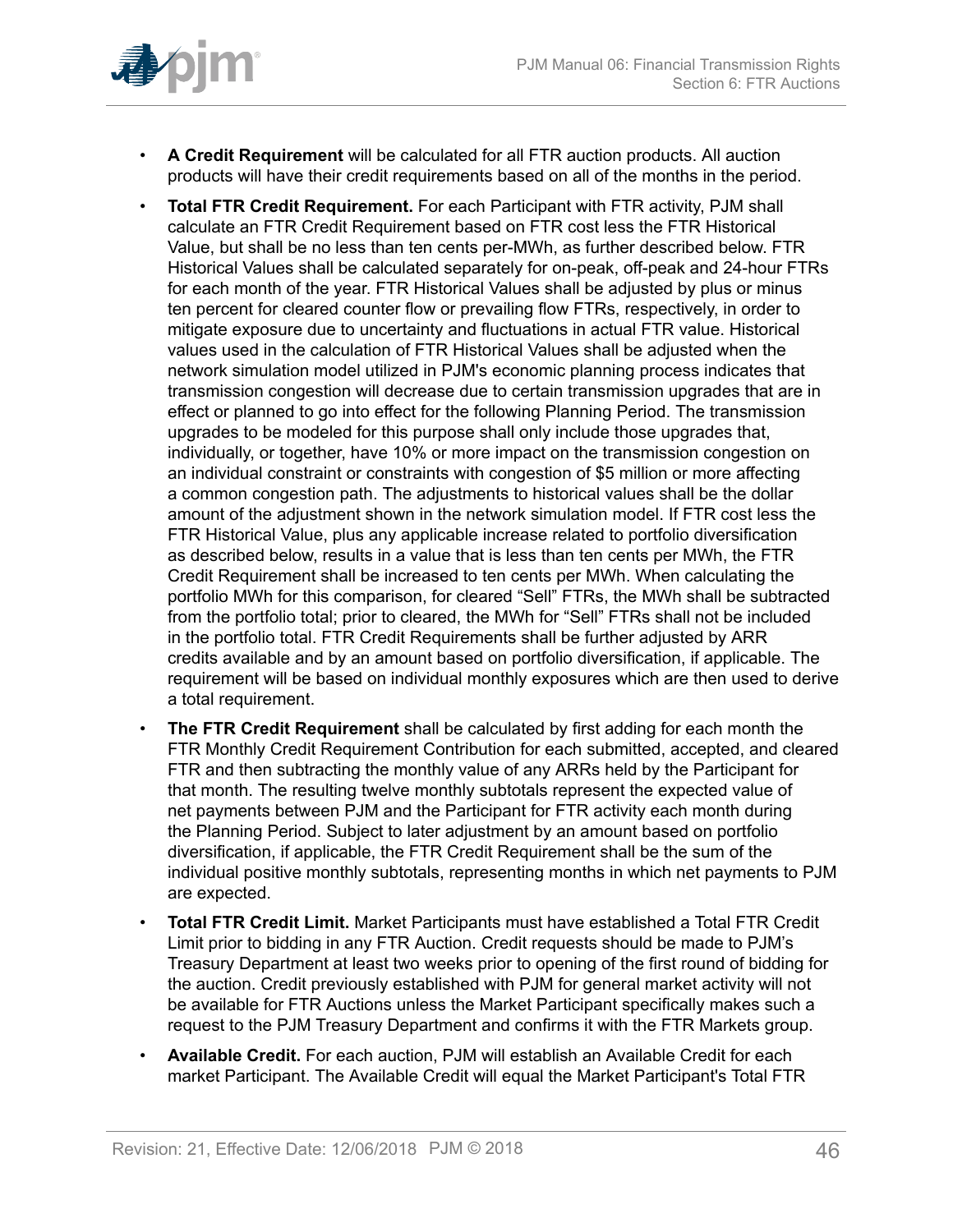- **A Credit Requirement** will be calculated for all FTR auction products. All auction products will have their credit requirements based on all of the months in the period.
- **Total FTR Credit Requirement.** For each Participant with FTR activity, PJM shall calculate an FTR Credit Requirement based on FTR cost less the FTR Historical Value, but shall be no less than ten cents per-MWh, as further described below. FTR Historical Values shall be calculated separately for on-peak, off-peak and 24-hour FTRs for each month of the year. FTR Historical Values shall be adjusted by plus or minus ten percent for cleared counter flow or prevailing flow FTRs, respectively, in order to mitigate exposure due to uncertainty and fluctuations in actual FTR value. Historical values used in the calculation of FTR Historical Values shall be adjusted when the network simulation model utilized in PJM's economic planning process indicates that transmission congestion will decrease due to certain transmission upgrades that are in effect or planned to go into effect for the following Planning Period. The transmission upgrades to be modeled for this purpose shall only include those upgrades that, individually, or together, have 10% or more impact on the transmission congestion on an individual constraint or constraints with congestion of $5 million or more affecting a common congestion path. The adjustments to historical values shall be the dollar amount of the adjustment shown in the network simulation model. If FTR cost less the FTR Historical Value, plus any applicable increase related to portfolio diversification as described below, results in a value that is less than ten cents per MWh, the FTR Credit Requirement shall be increased to ten cents per MWh. When calculating the portfolio MWh for this comparison, for cleared “Sell” FTRs, the MWh shall be subtracted from the portfolio total; prior to cleared, the MWh for “Sell” FTRs shall not be included in the portfolio total. FTR Credit Requirements shall be further adjusted by ARR credits available and by an amount based on portfolio diversification, if applicable. The requirement will be based on individual monthly exposures which are then used to derive a total requirement.
- **The FTR Credit Requirement** shall be calculated by first adding for each month the FTR Monthly Credit Requirement Contribution for each submitted, accepted, and cleared FTR and then subtracting the monthly value of any ARRs held by the Participant for that month. The resulting twelve monthly subtotals represent the expected value of net payments between PJM and the Participant for FTR activity each month during the Planning Period. Subject to later adjustment by an amount based on portfolio diversification, if applicable, the FTR Credit Requirement shall be the sum of the individual positive monthly subtotals, representing months in which net payments to PJM are expected.
- **Total FTR Credit Limit.** Market Participants must have established a Total FTR Credit Limit prior to bidding in any FTR Auction. Credit requests should be made to PJM’s Treasury Department at least two weeks prior to opening of the first round of bidding for the auction. Credit previously established with PJM for general market activity will not be available for FTR Auctions unless the Market Participant specifically makes such a request to the PJM Treasury Department and confirms it with the FTR Markets group.
- **Available Credit.** For each auction, PJM will establish an Available Credit for each market Participant. The Available Credit will equal the Market Participant's Total FTR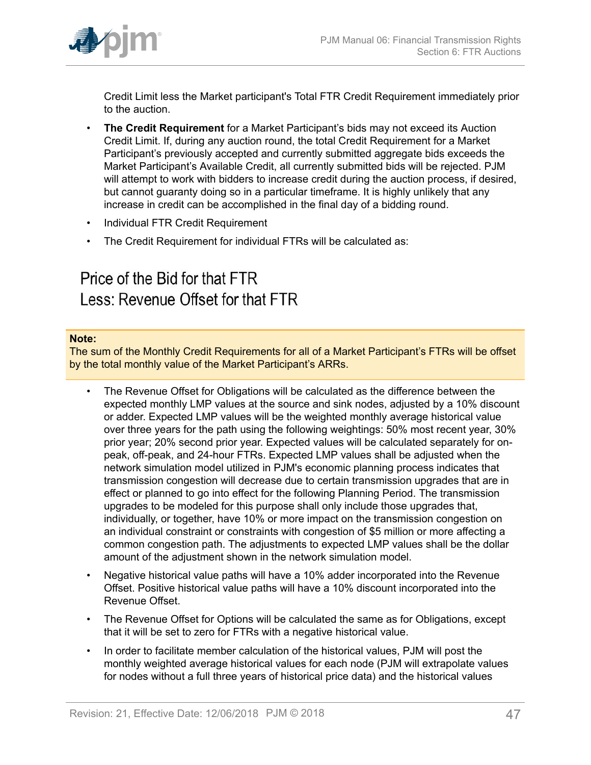Credit Limit less the Market participant's Total FTR Credit Requirement immediately prior to the auction.

- **The Credit Requirement** for a Market Participant's bids may not exceed its Auction Credit Limit. If, during any auction round, the total Credit Requirement for a Market Participant's previously accepted and currently submitted aggregate bids exceeds the Market Participant's Available Credit, all currently submitted bids will be rejected. PJM will attempt to work with bidders to increase credit during the auction process, if desired, but cannot guaranty doing so in a particular timeframe. It is highly unlikely that any increase in credit can be accomplished in the final day of a bidding round.
- Individual FTR Credit Requirement
- The Credit Requirement for individual FTRs will be calculated as:

Price of the Bid for that FTR
Less: Revenue Offset for that FTR

> **Note:**
> The sum of the Monthly Credit Requirements for all of a Market Participant's FTRs will be offset by the total monthly value of the Market Participant's ARRs.

- The Revenue Offset for Obligations will be calculated as the difference between the expected monthly LMP values at the source and sink nodes, adjusted by a 10% discount or adder. Expected LMP values will be the weighted monthly average historical value over three years for the path using the following weightings: 50% most recent year, 30% prior year; 20% second prior year. Expected values will be calculated separately for on-peak, off-peak, and 24-hour FTRs. Expected LMP values shall be adjusted when the network simulation model utilized in PJM's economic planning process indicates that transmission congestion will decrease due to certain transmission upgrades that are in effect or planned to go into effect for the following Planning Period. The transmission upgrades to be modeled for this purpose shall only include those upgrades that, individually, or together, have 10% or more impact on the transmission congestion on an individual constraint or constraints with congestion of $5 million or more affecting a common congestion path. The adjustments to expected LMP values shall be the dollar amount of the adjustment shown in the network simulation model.
- Negative historical value paths will have a 10% adder incorporated into the Revenue Offset. Positive historical value paths will have a 10% discount incorporated into the Revenue Offset.
- The Revenue Offset for Options will be calculated the same as for Obligations, except that it will be set to zero for FTRs with a negative historical value.
- In order to facilitate member calculation of the historical values, PJM will post the monthly weighted average historical values for each node (PJM will extrapolate values for nodes without a full three years of historical price data) and the historical values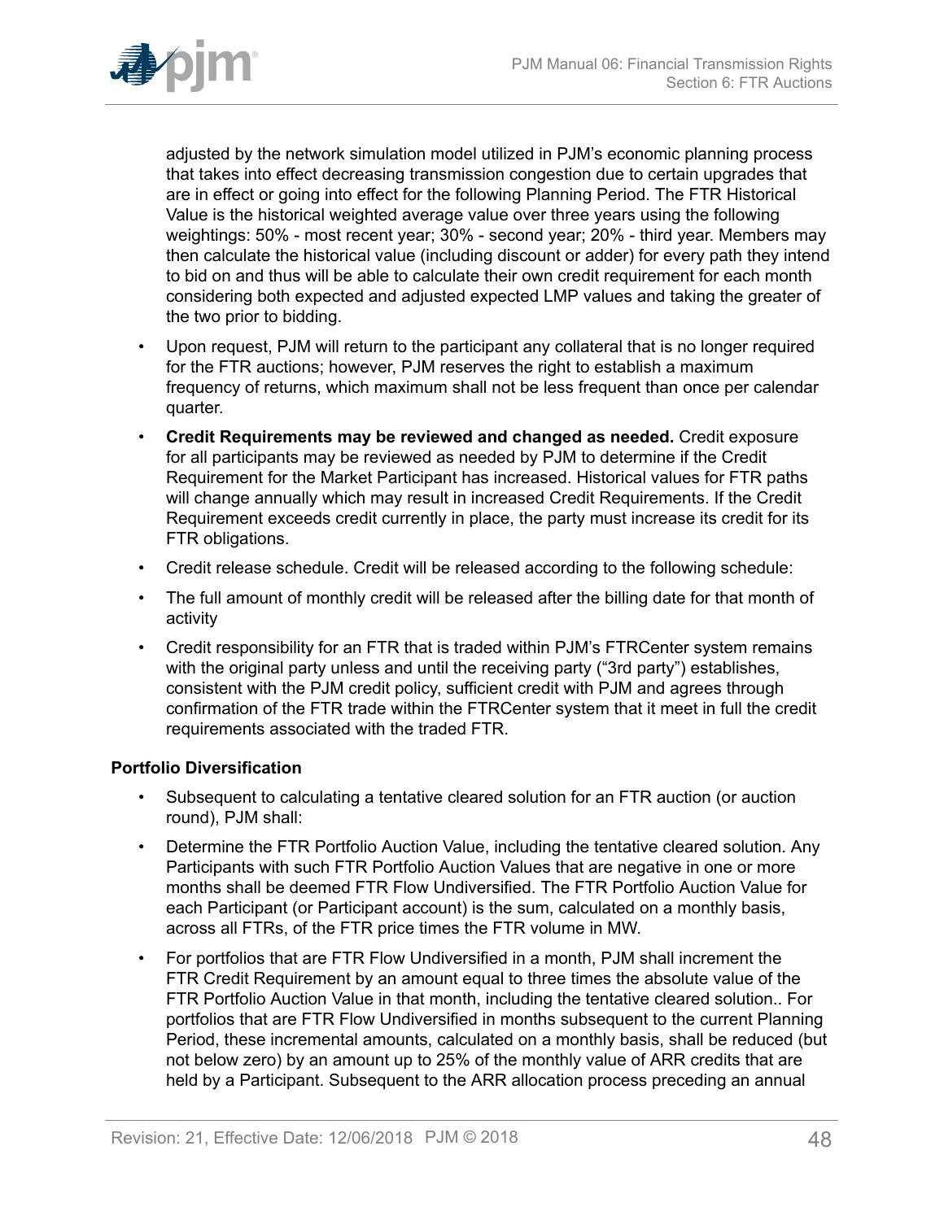adjusted by the network simulation model utilized in PJM's economic planning process that takes into effect decreasing transmission congestion due to certain upgrades that are in effect or going into effect for the following Planning Period. The FTR Historical Value is the historical weighted average value over three years using the following weightings: 50% - most recent year; 30% - second year; 20% - third year. Members may then calculate the historical value (including discount or adder) for every path they intend to bid on and thus will be able to calculate their own credit requirement for each month considering both expected and adjusted expected LMP values and taking the greater of the two prior to bidding.

- Upon request, PJM will return to the participant any collateral that is no longer required for the FTR auctions; however, PJM reserves the right to establish a maximum frequency of returns, which maximum shall not be less frequent than once per calendar quarter.
- **Credit Requirements may be reviewed and changed as needed.** Credit exposure for all participants may be reviewed as needed by PJM to determine if the Credit Requirement for the Market Participant has increased. Historical values for FTR paths will change annually which may result in increased Credit Requirements. If the Credit Requirement exceeds credit currently in place, the party must increase its credit for its FTR obligations.
- Credit release schedule. Credit will be released according to the following schedule:
- The full amount of monthly credit will be released after the billing date for that month of activity
- Credit responsibility for an FTR that is traded within PJM's FTRCenter system remains with the original party unless and until the receiving party ("3rd party") establishes, consistent with the PJM credit policy, sufficient credit with PJM and agrees through confirmation of the FTR trade within the FTRCenter system that it meet in full the credit requirements associated with the traded FTR.

**Portfolio Diversification**

- Subsequent to calculating a tentative cleared solution for an FTR auction (or auction round), PJM shall:
- Determine the FTR Portfolio Auction Value, including the tentative cleared solution. Any Participants with such FTR Portfolio Auction Values that are negative in one or more months shall be deemed FTR Flow Undiversified. The FTR Portfolio Auction Value for each Participant (or Participant account) is the sum, calculated on a monthly basis, across all FTRs, of the FTR price times the FTR volume in MW.
- For portfolios that are FTR Flow Undiversified in a month, PJM shall increment the FTR Credit Requirement by an amount equal to three times the absolute value of the FTR Portfolio Auction Value in that month, including the tentative cleared solution.. For portfolios that are FTR Flow Undiversified in months subsequent to the current Planning Period, these incremental amounts, calculated on a monthly basis, shall be reduced (but not below zero) by an amount up to 25% of the monthly value of ARR credits that are held by a Participant. Subsequent to the ARR allocation process preceding an annual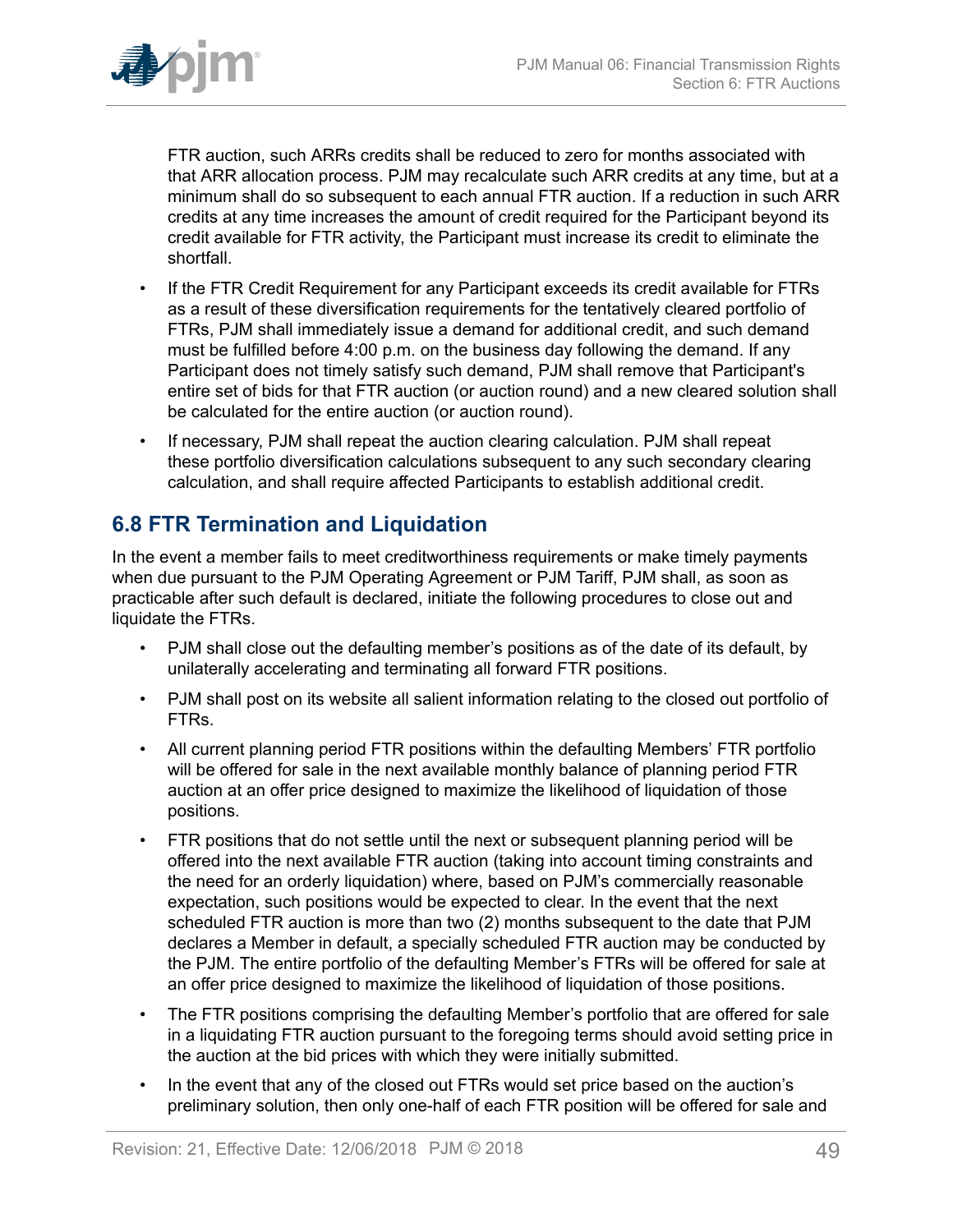FTR auction, such ARRs credits shall be reduced to zero for months associated with that ARR allocation process. PJM may recalculate such ARR credits at any time, but at a minimum shall do so subsequent to each annual FTR auction. If a reduction in such ARR credits at any time increases the amount of credit required for the Participant beyond its credit available for FTR activity, the Participant must increase its credit to eliminate the shortfall.

- If the FTR Credit Requirement for any Participant exceeds its credit available for FTRs as a result of these diversification requirements for the tentatively cleared portfolio of FTRs, PJM shall immediately issue a demand for additional credit, and such demand must be fulfilled before 4:00 p.m. on the business day following the demand. If any Participant does not timely satisfy such demand, PJM shall remove that Participant's entire set of bids for that FTR auction (or auction round) and a new cleared solution shall be calculated for the entire auction (or auction round).
- If necessary, PJM shall repeat the auction clearing calculation. PJM shall repeat these portfolio diversification calculations subsequent to any such secondary clearing calculation, and shall require affected Participants to establish additional credit.

## 6.8 FTR Termination and Liquidation

In the event a member fails to meet creditworthiness requirements or make timely payments when due pursuant to the PJM Operating Agreement or PJM Tariff, PJM shall, as soon as practicable after such default is declared, initiate the following procedures to close out and liquidate the FTRs.

- PJM shall close out the defaulting member's positions as of the date of its default, by unilaterally accelerating and terminating all forward FTR positions.
- PJM shall post on its website all salient information relating to the closed out portfolio of FTRs.
- All current planning period FTR positions within the defaulting Members' FTR portfolio will be offered for sale in the next available monthly balance of planning period FTR auction at an offer price designed to maximize the likelihood of liquidation of those positions.
- FTR positions that do not settle until the next or subsequent planning period will be offered into the next available FTR auction (taking into account timing constraints and the need for an orderly liquidation) where, based on PJM's commercially reasonable expectation, such positions would be expected to clear. In the event that the next scheduled FTR auction is more than two (2) months subsequent to the date that PJM declares a Member in default, a specially scheduled FTR auction may be conducted by the PJM. The entire portfolio of the defaulting Member's FTRs will be offered for sale at an offer price designed to maximize the likelihood of liquidation of those positions.
- The FTR positions comprising the defaulting Member's portfolio that are offered for sale in a liquidating FTR auction pursuant to the foregoing terms should avoid setting price in the auction at the bid prices with which they were initially submitted.
- In the event that any of the closed out FTRs would set price based on the auction's preliminary solution, then only one-half of each FTR position will be offered for sale and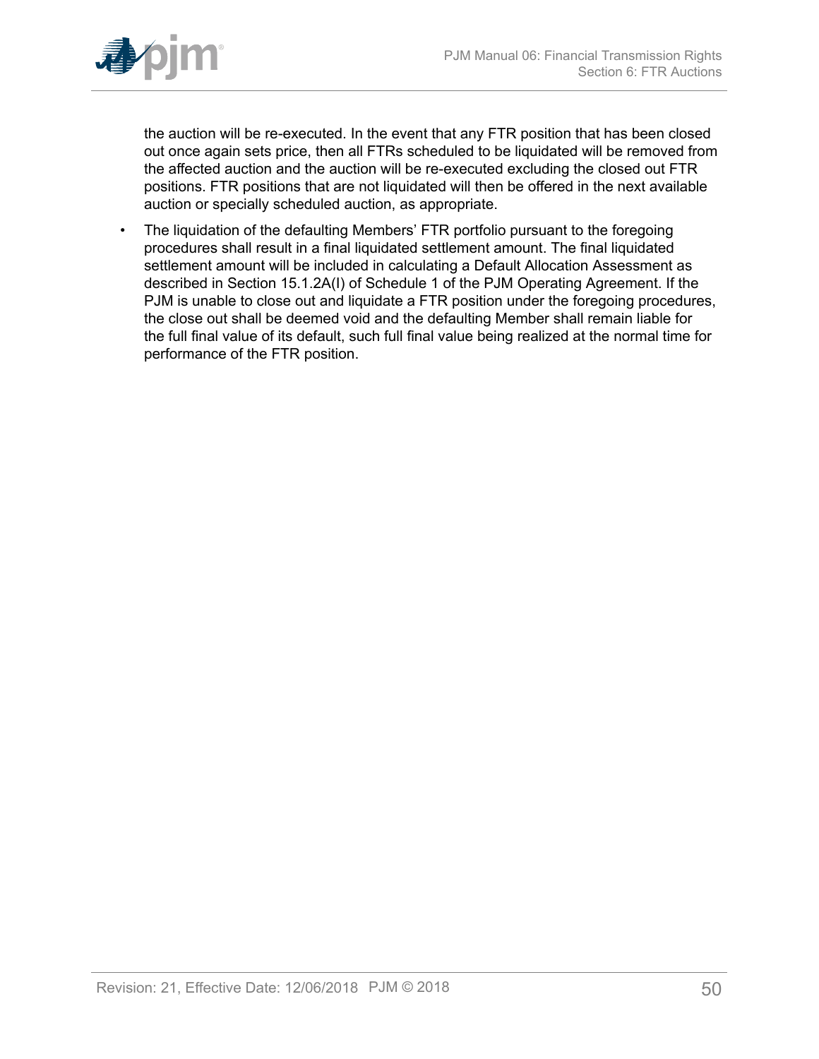the auction will be re-executed. In the event that any FTR position that has been closed out once again sets price, then all FTRs scheduled to be liquidated will be removed from the affected auction and the auction will be re-executed excluding the closed out FTR positions. FTR positions that are not liquidated will then be offered in the next available auction or specially scheduled auction, as appropriate.

- The liquidation of the defaulting Members' FTR portfolio pursuant to the foregoing procedures shall result in a final liquidated settlement amount. The final liquidated settlement amount will be included in calculating a Default Allocation Assessment as described in Section 15.1.2A(I) of Schedule 1 of the PJM Operating Agreement. If the PJM is unable to close out and liquidate a FTR position under the foregoing procedures, the close out shall be deemed void and the defaulting Member shall remain liable for the full final value of its default, such full final value being realized at the normal time for performance of the FTR position.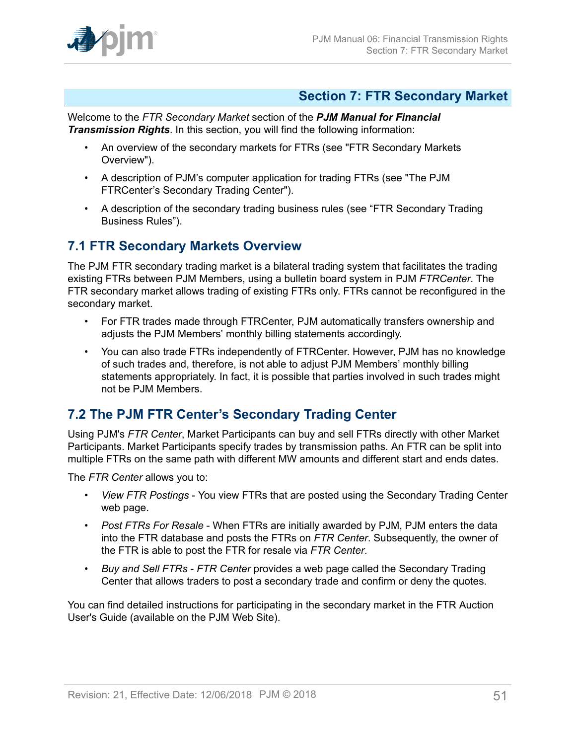# Section 7: FTR Secondary Market

Welcome to the *FTR Secondary Market* section of the ***PJM Manual for Financial Transmission Rights***. In this section, you will find the following information:

- An overview of the secondary markets for FTRs (see "FTR Secondary Markets Overview").
- A description of PJM's computer application for trading FTRs (see "The PJM FTRCenter's Secondary Trading Center").
- A description of the secondary trading business rules (see "FTR Secondary Trading Business Rules").

## 7.1 FTR Secondary Markets Overview

The PJM FTR secondary trading market is a bilateral trading system that facilitates the trading existing FTRs between PJM Members, using a bulletin board system in PJM *FTRCenter*. The FTR secondary market allows trading of existing FTRs only. FTRs cannot be reconfigured in the secondary market.

- For FTR trades made through FTRCenter, PJM automatically transfers ownership and adjusts the PJM Members' monthly billing statements accordingly.
- You can also trade FTRs independently of FTRCenter. However, PJM has no knowledge of such trades and, therefore, is not able to adjust PJM Members' monthly billing statements appropriately. In fact, it is possible that parties involved in such trades might not be PJM Members.

## 7.2 The PJM FTR Center's Secondary Trading Center

Using PJM's *FTR Center*, Market Participants can buy and sell FTRs directly with other Market Participants. Market Participants specify trades by transmission paths. An FTR can be split into multiple FTRs on the same path with different MW amounts and different start and ends dates.

The *FTR Center* allows you to:

- *View FTR Postings* - You view FTRs that are posted using the Secondary Trading Center web page.
- *Post FTRs For Resale* - When FTRs are initially awarded by PJM, PJM enters the data into the FTR database and posts the FTRs on *FTR Center*. Subsequently, the owner of the FTR is able to post the FTR for resale via *FTR Center*.
- *Buy and Sell FTRs* - *FTR Center* provides a web page called the Secondary Trading Center that allows traders to post a secondary trade and confirm or deny the quotes.

You can find detailed instructions for participating in the secondary market in the FTR Auction User's Guide (available on the PJM Web Site).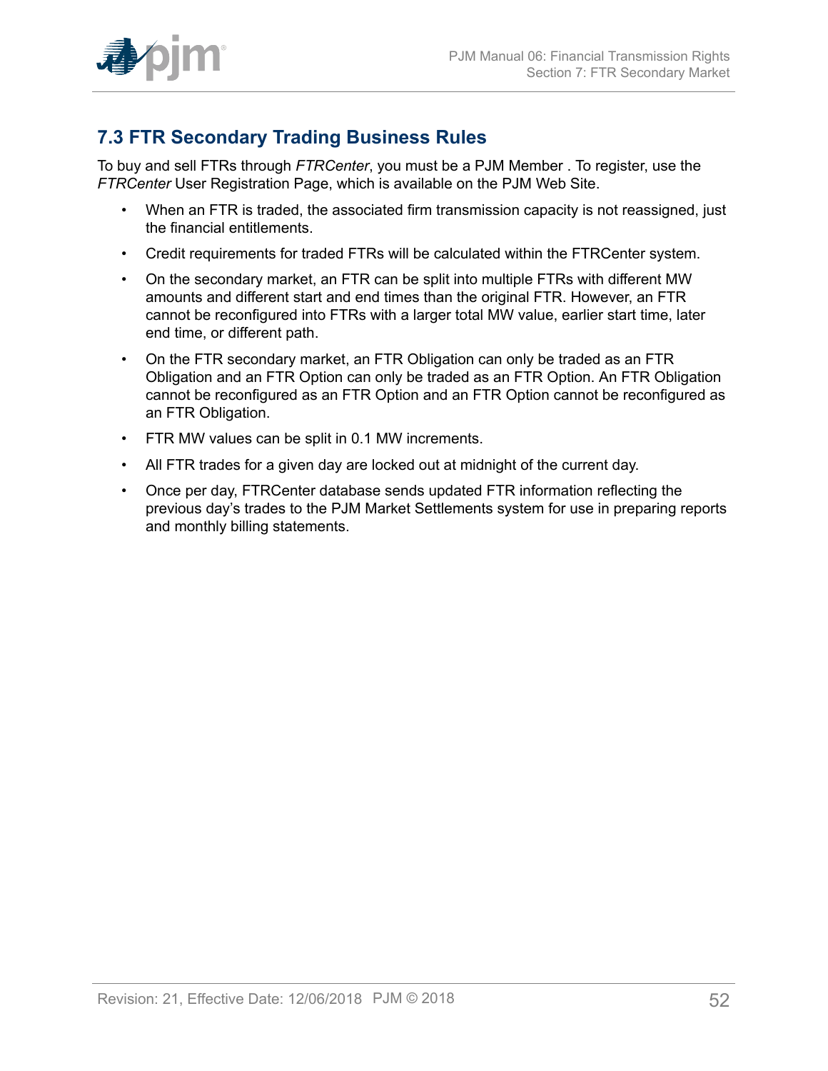## 7.3 FTR Secondary Trading Business Rules

To buy and sell FTRs through *FTRCenter*, you must be a PJM Member . To register, use the *FTRCenter* User Registration Page, which is available on the PJM Web Site.

- When an FTR is traded, the associated firm transmission capacity is not reassigned, just the financial entitlements.
- Credit requirements for traded FTRs will be calculated within the FTRCenter system.
- On the secondary market, an FTR can be split into multiple FTRs with different MW amounts and different start and end times than the original FTR. However, an FTR cannot be reconfigured into FTRs with a larger total MW value, earlier start time, later end time, or different path.
- On the FTR secondary market, an FTR Obligation can only be traded as an FTR Obligation and an FTR Option can only be traded as an FTR Option. An FTR Obligation cannot be reconfigured as an FTR Option and an FTR Option cannot be reconfigured as an FTR Obligation.
- FTR MW values can be split in 0.1 MW increments.
- All FTR trades for a given day are locked out at midnight of the current day.
- Once per day, FTRCenter database sends updated FTR information reflecting the previous day's trades to the PJM Market Settlements system for use in preparing reports and monthly billing statements.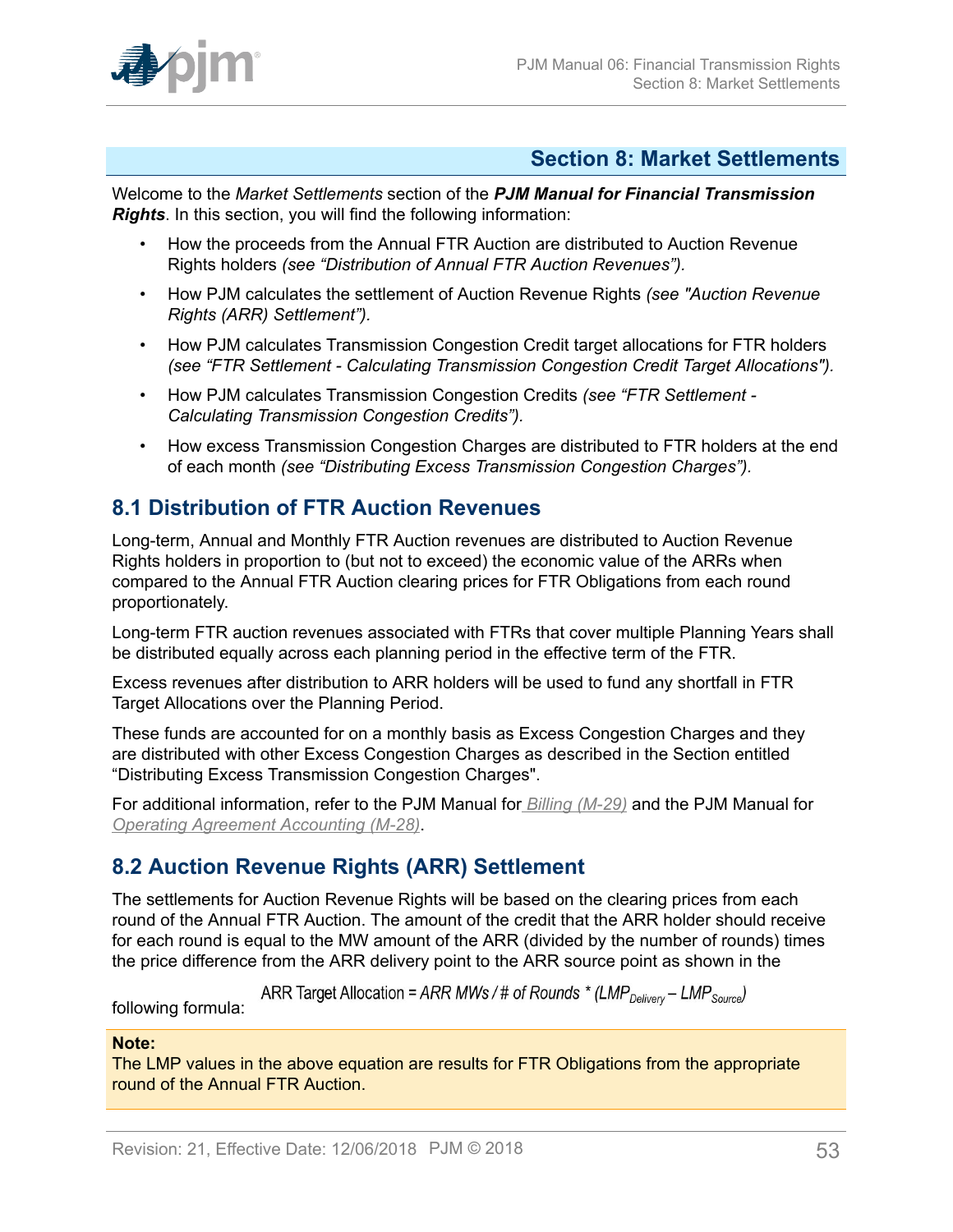## Section 8: Market Settlements

Welcome to the *Market Settlements* section of the ***PJM Manual for Financial Transmission Rights***. In this section, you will find the following information:

- How the proceeds from the Annual FTR Auction are distributed to Auction Revenue Rights holders *(see "Distribution of Annual FTR Auction Revenues").*
- How PJM calculates the settlement of Auction Revenue Rights *(see "Auction Revenue Rights (ARR) Settlement").*
- How PJM calculates Transmission Congestion Credit target allocations for FTR holders *(see "FTR Settlement - Calculating Transmission Congestion Credit Target Allocations").*
- How PJM calculates Transmission Congestion Credits *(see "FTR Settlement - Calculating Transmission Congestion Credits").*
- How excess Transmission Congestion Charges are distributed to FTR holders at the end of each month *(see "Distributing Excess Transmission Congestion Charges").*

### 8.1 Distribution of FTR Auction Revenues

Long-term, Annual and Monthly FTR Auction revenues are distributed to Auction Revenue Rights holders in proportion to (but not to exceed) the economic value of the ARRs when compared to the Annual FTR Auction clearing prices for FTR Obligations from each round proportionately.

Long-term FTR auction revenues associated with FTRs that cover multiple Planning Years shall be distributed equally across each planning period in the effective term of the FTR.

Excess revenues after distribution to ARR holders will be used to fund any shortfall in FTR Target Allocations over the Planning Period.

These funds are accounted for on a monthly basis as Excess Congestion Charges and they are distributed with other Excess Congestion Charges as described in the Section entitled "Distributing Excess Transmission Congestion Charges".

For additional information, refer to the PJM Manual for *Billing (M-29)* and the PJM Manual for *Operating Agreement Accounting (M-28)*.

### 8.2 Auction Revenue Rights (ARR) Settlement

The settlements for Auction Revenue Rights will be based on the clearing prices from each round of the Annual FTR Auction. The amount of the credit that the ARR holder should receive for each round is equal to the MW amount of the ARR (divided by the number of rounds) times the price difference from the ARR delivery point to the ARR source point as shown in the following formula:

$$\text{ARR Target Allocation} = \text{ARR MWs} / \#\ \text{of Rounds} * (LMP_{Delivery} - LMP_{Source})$$

**Note:**
The LMP values in the above equation are results for FTR Obligations from the appropriate round of the Annual FTR Auction.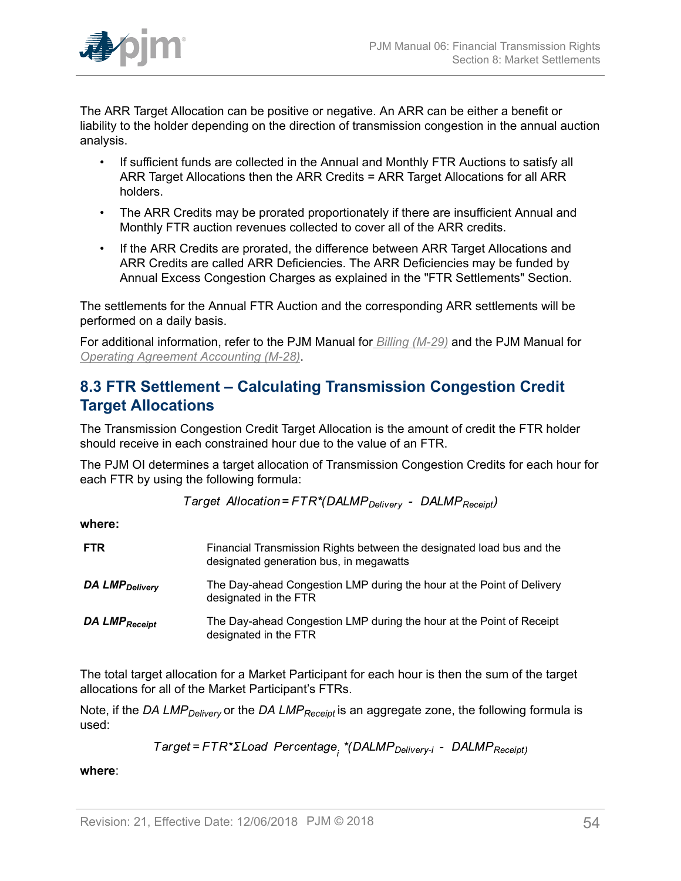The ARR Target Allocation can be positive or negative. An ARR can be either a benefit or liability to the holder depending on the direction of transmission congestion in the annual auction analysis.

- If sufficient funds are collected in the Annual and Monthly FTR Auctions to satisfy all ARR Target Allocations then the ARR Credits = ARR Target Allocations for all ARR holders.
- The ARR Credits may be prorated proportionately if there are insufficient Annual and Monthly FTR auction revenues collected to cover all of the ARR credits.
- If the ARR Credits are prorated, the difference between ARR Target Allocations and ARR Credits are called ARR Deficiencies. The ARR Deficiencies may be funded by Annual Excess Congestion Charges as explained in the "FTR Settlements" Section.

The settlements for the Annual FTR Auction and the corresponding ARR settlements will be performed on a daily basis.

For additional information, refer to the PJM Manual for Billing (M-29) and the PJM Manual for Operating Agreement Accounting (M-28).

## 8.3 FTR Settlement – Calculating Transmission Congestion Credit Target Allocations

The Transmission Congestion Credit Target Allocation is the amount of credit the FTR holder should receive in each constrained hour due to the value of an FTR.

The PJM OI determines a target allocation of Transmission Congestion Credits for each hour for each FTR by using the following formula:

$$Target\ \ Allocation = FTR*(DALMP_{Delivery}\ -\ DALMP_{Receipt})$$

**where:**

| | |
|---|---|
| **FTR** | Financial Transmission Rights between the designated load bus and the designated generation bus, in megawatts |
| ***DA LMP$_{Delivery}$*** | The Day-ahead Congestion LMP during the hour at the Point of Delivery designated in the FTR |
| ***DA LMP$_{Receipt}$*** | The Day-ahead Congestion LMP during the hour at the Point of Receipt designated in the FTR |

The total target allocation for a Market Participant for each hour is then the sum of the target allocations for all of the Market Participant's FTRs.

Note, if the *DA LMP$_{Delivery}$* or the *DA LMP$_{Receipt}$* is an aggregate zone, the following formula is used:

$$Target = FTR*\Sigma Load\ \ Percentage_i *(DALMP_{Delivery\text{-}i}\ -\ DALMP_{Receipt})$$

**where**: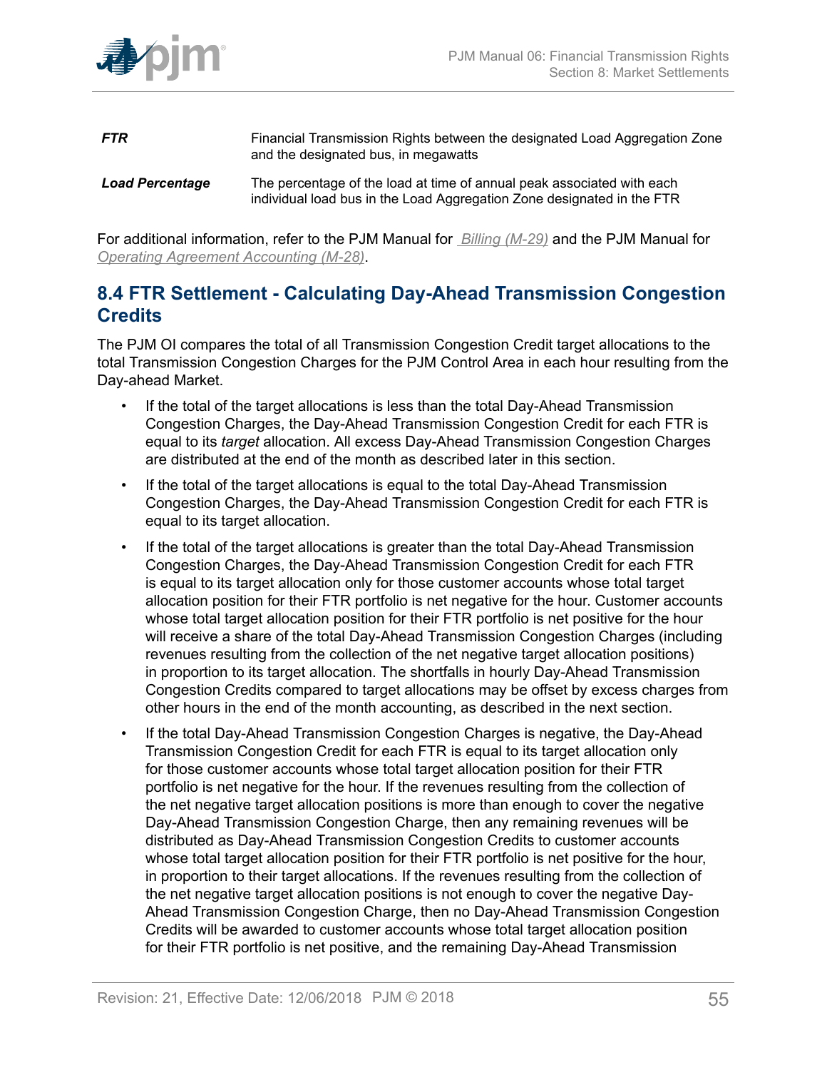| | |
|---|---|
| ***FTR*** | Financial Transmission Rights between the designated Load Aggregation Zone and the designated bus, in megawatts |
| ***Load Percentage*** | The percentage of the load at time of annual peak associated with each individual load bus in the Load Aggregation Zone designated in the FTR |

For additional information, refer to the PJM Manual for *Billing (M-29)* and the PJM Manual for *Operating Agreement Accounting (M-28)*.

## 8.4 FTR Settlement - Calculating Day-Ahead Transmission Congestion Credits

The PJM OI compares the total of all Transmission Congestion Credit target allocations to the total Transmission Congestion Charges for the PJM Control Area in each hour resulting from the Day-ahead Market.

- If the total of the target allocations is less than the total Day-Ahead Transmission Congestion Charges, the Day-Ahead Transmission Congestion Credit for each FTR is equal to its *target* allocation. All excess Day-Ahead Transmission Congestion Charges are distributed at the end of the month as described later in this section.
- If the total of the target allocations is equal to the total Day-Ahead Transmission Congestion Charges, the Day-Ahead Transmission Congestion Credit for each FTR is equal to its target allocation.
- If the total of the target allocations is greater than the total Day-Ahead Transmission Congestion Charges, the Day-Ahead Transmission Congestion Credit for each FTR is equal to its target allocation only for those customer accounts whose total target allocation position for their FTR portfolio is net negative for the hour. Customer accounts whose total target allocation position for their FTR portfolio is net positive for the hour will receive a share of the total Day-Ahead Transmission Congestion Charges (including revenues resulting from the collection of the net negative target allocation positions) in proportion to its target allocation. The shortfalls in hourly Day-Ahead Transmission Congestion Credits compared to target allocations may be offset by excess charges from other hours in the end of the month accounting, as described in the next section.
- If the total Day-Ahead Transmission Congestion Charges is negative, the Day-Ahead Transmission Congestion Credit for each FTR is equal to its target allocation only for those customer accounts whose total target allocation position for their FTR portfolio is net negative for the hour. If the revenues resulting from the collection of the net negative target allocation positions is more than enough to cover the negative Day-Ahead Transmission Congestion Charge, then any remaining revenues will be distributed as Day-Ahead Transmission Congestion Credits to customer accounts whose total target allocation position for their FTR portfolio is net positive for the hour, in proportion to their target allocations. If the revenues resulting from the collection of the net negative target allocation positions is not enough to cover the negative Day-Ahead Transmission Congestion Charge, then no Day-Ahead Transmission Congestion Credits will be awarded to customer accounts whose total target allocation position for their FTR portfolio is net positive, and the remaining Day-Ahead Transmission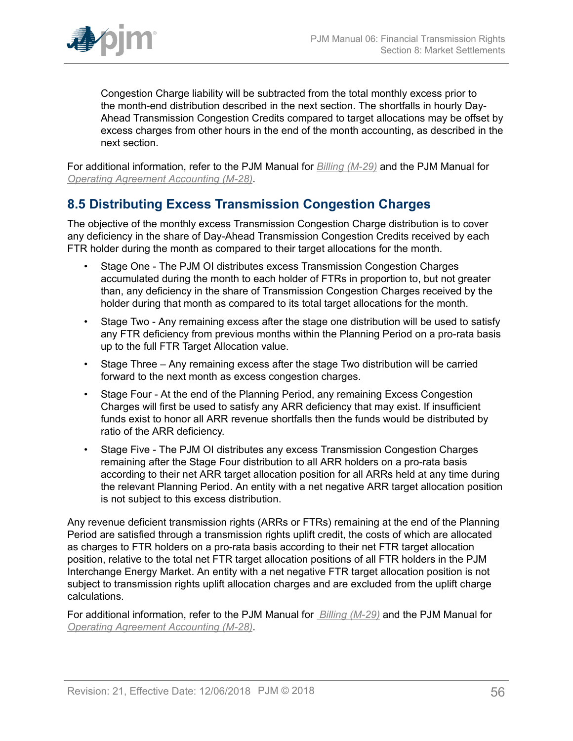Congestion Charge liability will be subtracted from the total monthly excess prior to the month-end distribution described in the next section. The shortfalls in hourly Day-Ahead Transmission Congestion Credits compared to target allocations may be offset by excess charges from other hours in the end of the month accounting, as described in the next section.

For additional information, refer to the PJM Manual for *Billing (M-29)* and the PJM Manual for *Operating Agreement Accounting (M-28)*.

## 8.5 Distributing Excess Transmission Congestion Charges

The objective of the monthly excess Transmission Congestion Charge distribution is to cover any deficiency in the share of Day-Ahead Transmission Congestion Credits received by each FTR holder during the month as compared to their target allocations for the month.

- Stage One - The PJM OI distributes excess Transmission Congestion Charges accumulated during the month to each holder of FTRs in proportion to, but not greater than, any deficiency in the share of Transmission Congestion Charges received by the holder during that month as compared to its total target allocations for the month.
- Stage Two - Any remaining excess after the stage one distribution will be used to satisfy any FTR deficiency from previous months within the Planning Period on a pro-rata basis up to the full FTR Target Allocation value.
- Stage Three – Any remaining excess after the stage Two distribution will be carried forward to the next month as excess congestion charges.
- Stage Four - At the end of the Planning Period, any remaining Excess Congestion Charges will first be used to satisfy any ARR deficiency that may exist. If insufficient funds exist to honor all ARR revenue shortfalls then the funds would be distributed by ratio of the ARR deficiency.
- Stage Five - The PJM OI distributes any excess Transmission Congestion Charges remaining after the Stage Four distribution to all ARR holders on a pro-rata basis according to their net ARR target allocation position for all ARRs held at any time during the relevant Planning Period. An entity with a net negative ARR target allocation position is not subject to this excess distribution.

Any revenue deficient transmission rights (ARRs or FTRs) remaining at the end of the Planning Period are satisfied through a transmission rights uplift credit, the costs of which are allocated as charges to FTR holders on a pro-rata basis according to their net FTR target allocation position, relative to the total net FTR target allocation positions of all FTR holders in the PJM Interchange Energy Market. An entity with a net negative FTR target allocation position is not subject to transmission rights uplift allocation charges and are excluded from the uplift charge calculations.

For additional information, refer to the PJM Manual for *Billing (M-29)* and the PJM Manual for *Operating Agreement Accounting (M-28)*.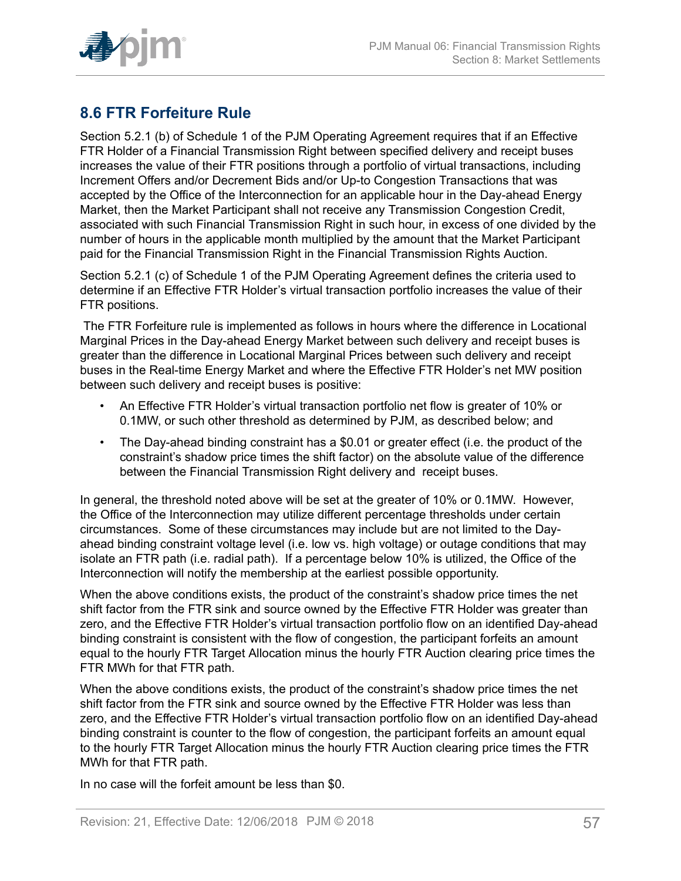## 8.6 FTR Forfeiture Rule

Section 5.2.1 (b) of Schedule 1 of the PJM Operating Agreement requires that if an Effective FTR Holder of a Financial Transmission Right between specified delivery and receipt buses increases the value of their FTR positions through a portfolio of virtual transactions, including Increment Offers and/or Decrement Bids and/or Up-to Congestion Transactions that was accepted by the Office of the Interconnection for an applicable hour in the Day-ahead Energy Market, then the Market Participant shall not receive any Transmission Congestion Credit, associated with such Financial Transmission Right in such hour, in excess of one divided by the number of hours in the applicable month multiplied by the amount that the Market Participant paid for the Financial Transmission Right in the Financial Transmission Rights Auction.

Section 5.2.1 (c) of Schedule 1 of the PJM Operating Agreement defines the criteria used to determine if an Effective FTR Holder's virtual transaction portfolio increases the value of their FTR positions.

The FTR Forfeiture rule is implemented as follows in hours where the difference in Locational Marginal Prices in the Day-ahead Energy Market between such delivery and receipt buses is greater than the difference in Locational Marginal Prices between such delivery and receipt buses in the Real-time Energy Market and where the Effective FTR Holder's net MW position between such delivery and receipt buses is positive:

- An Effective FTR Holder's virtual transaction portfolio net flow is greater of 10% or 0.1MW, or such other threshold as determined by PJM, as described below; and
- The Day-ahead binding constraint has a $0.01 or greater effect (i.e. the product of the constraint's shadow price times the shift factor) on the absolute value of the difference between the Financial Transmission Right delivery and receipt buses.

In general, the threshold noted above will be set at the greater of 10% or 0.1MW. However, the Office of the Interconnection may utilize different percentage thresholds under certain circumstances. Some of these circumstances may include but are not limited to the Day-ahead binding constraint voltage level (i.e. low vs. high voltage) or outage conditions that may isolate an FTR path (i.e. radial path). If a percentage below 10% is utilized, the Office of the Interconnection will notify the membership at the earliest possible opportunity.

When the above conditions exists, the product of the constraint's shadow price times the net shift factor from the FTR sink and source owned by the Effective FTR Holder was greater than zero, and the Effective FTR Holder's virtual transaction portfolio flow on an identified Day-ahead binding constraint is consistent with the flow of congestion, the participant forfeits an amount equal to the hourly FTR Target Allocation minus the hourly FTR Auction clearing price times the FTR MWh for that FTR path.

When the above conditions exists, the product of the constraint's shadow price times the net shift factor from the FTR sink and source owned by the Effective FTR Holder was less than zero, and the Effective FTR Holder's virtual transaction portfolio flow on an identified Day-ahead binding constraint is counter to the flow of congestion, the participant forfeits an amount equal to the hourly FTR Target Allocation minus the hourly FTR Auction clearing price times the FTR MWh for that FTR path.

In no case will the forfeit amount be less than $0.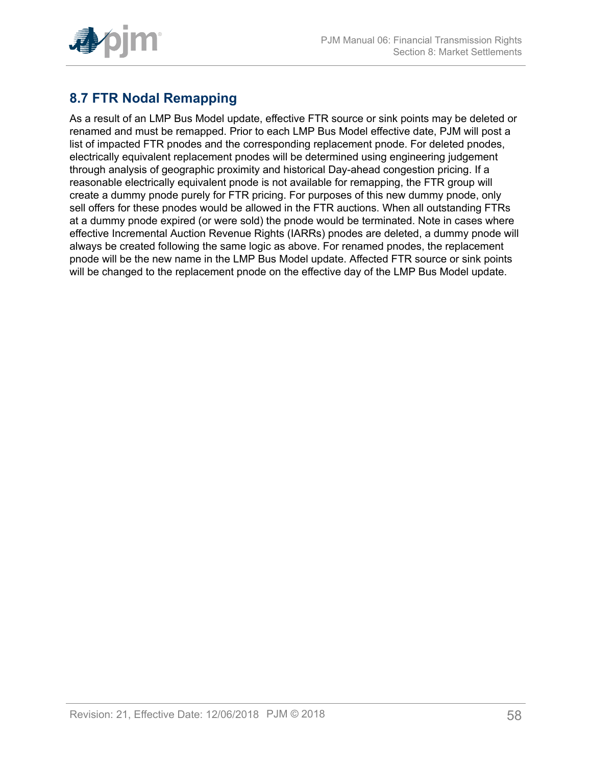## 8.7 FTR Nodal Remapping

As a result of an LMP Bus Model update, effective FTR source or sink points may be deleted or renamed and must be remapped. Prior to each LMP Bus Model effective date, PJM will post a list of impacted FTR pnodes and the corresponding replacement pnode. For deleted pnodes, electrically equivalent replacement pnodes will be determined using engineering judgement through analysis of geographic proximity and historical Day-ahead congestion pricing. If a reasonable electrically equivalent pnode is not available for remapping, the FTR group will create a dummy pnode purely for FTR pricing. For purposes of this new dummy pnode, only sell offers for these pnodes would be allowed in the FTR auctions. When all outstanding FTRs at a dummy pnode expired (or were sold) the pnode would be terminated. Note in cases where effective Incremental Auction Revenue Rights (IARRs) pnodes are deleted, a dummy pnode will always be created following the same logic as above. For renamed pnodes, the replacement pnode will be the new name in the LMP Bus Model update. Affected FTR source or sink points will be changed to the replacement pnode on the effective day of the LMP Bus Model update.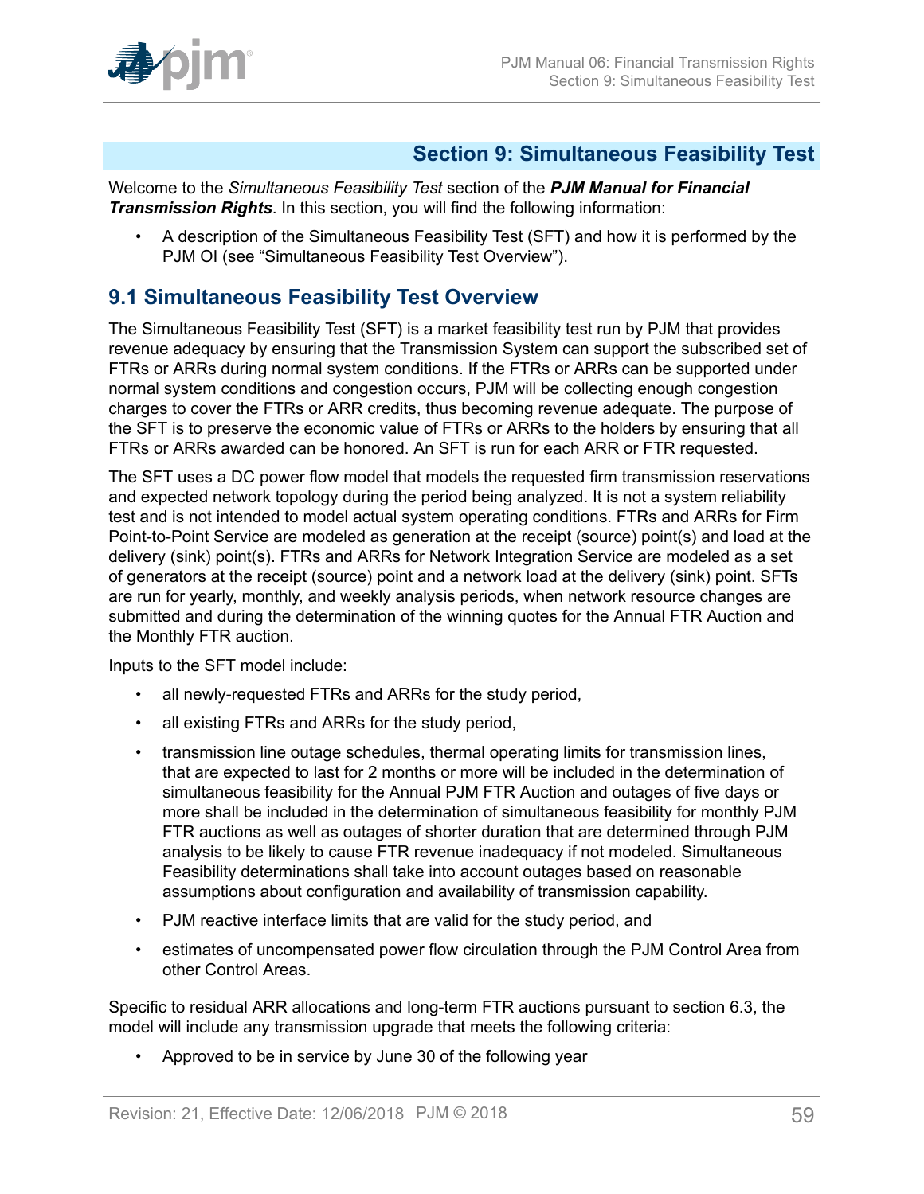# Section 9: Simultaneous Feasibility Test

Welcome to the *Simultaneous Feasibility Test* section of the ***PJM Manual for Financial Transmission Rights***. In this section, you will find the following information:

- A description of the Simultaneous Feasibility Test (SFT) and how it is performed by the PJM OI (see "Simultaneous Feasibility Test Overview").

## 9.1 Simultaneous Feasibility Test Overview

The Simultaneous Feasibility Test (SFT) is a market feasibility test run by PJM that provides revenue adequacy by ensuring that the Transmission System can support the subscribed set of FTRs or ARRs during normal system conditions. If the FTRs or ARRs can be supported under normal system conditions and congestion occurs, PJM will be collecting enough congestion charges to cover the FTRs or ARR credits, thus becoming revenue adequate. The purpose of the SFT is to preserve the economic value of FTRs or ARRs to the holders by ensuring that all FTRs or ARRs awarded can be honored. An SFT is run for each ARR or FTR requested.

The SFT uses a DC power flow model that models the requested firm transmission reservations and expected network topology during the period being analyzed. It is not a system reliability test and is not intended to model actual system operating conditions. FTRs and ARRs for Firm Point-to-Point Service are modeled as generation at the receipt (source) point(s) and load at the delivery (sink) point(s). FTRs and ARRs for Network Integration Service are modeled as a set of generators at the receipt (source) point and a network load at the delivery (sink) point. SFTs are run for yearly, monthly, and weekly analysis periods, when network resource changes are submitted and during the determination of the winning quotes for the Annual FTR Auction and the Monthly FTR auction.

Inputs to the SFT model include:

- all newly-requested FTRs and ARRs for the study period,
- all existing FTRs and ARRs for the study period,
- transmission line outage schedules, thermal operating limits for transmission lines, that are expected to last for 2 months or more will be included in the determination of simultaneous feasibility for the Annual PJM FTR Auction and outages of five days or more shall be included in the determination of simultaneous feasibility for monthly PJM FTR auctions as well as outages of shorter duration that are determined through PJM analysis to be likely to cause FTR revenue inadequacy if not modeled. Simultaneous Feasibility determinations shall take into account outages based on reasonable assumptions about configuration and availability of transmission capability.
- PJM reactive interface limits that are valid for the study period, and
- estimates of uncompensated power flow circulation through the PJM Control Area from other Control Areas.

Specific to residual ARR allocations and long-term FTR auctions pursuant to section 6.3, the model will include any transmission upgrade that meets the following criteria:

- Approved to be in service by June 30 of the following year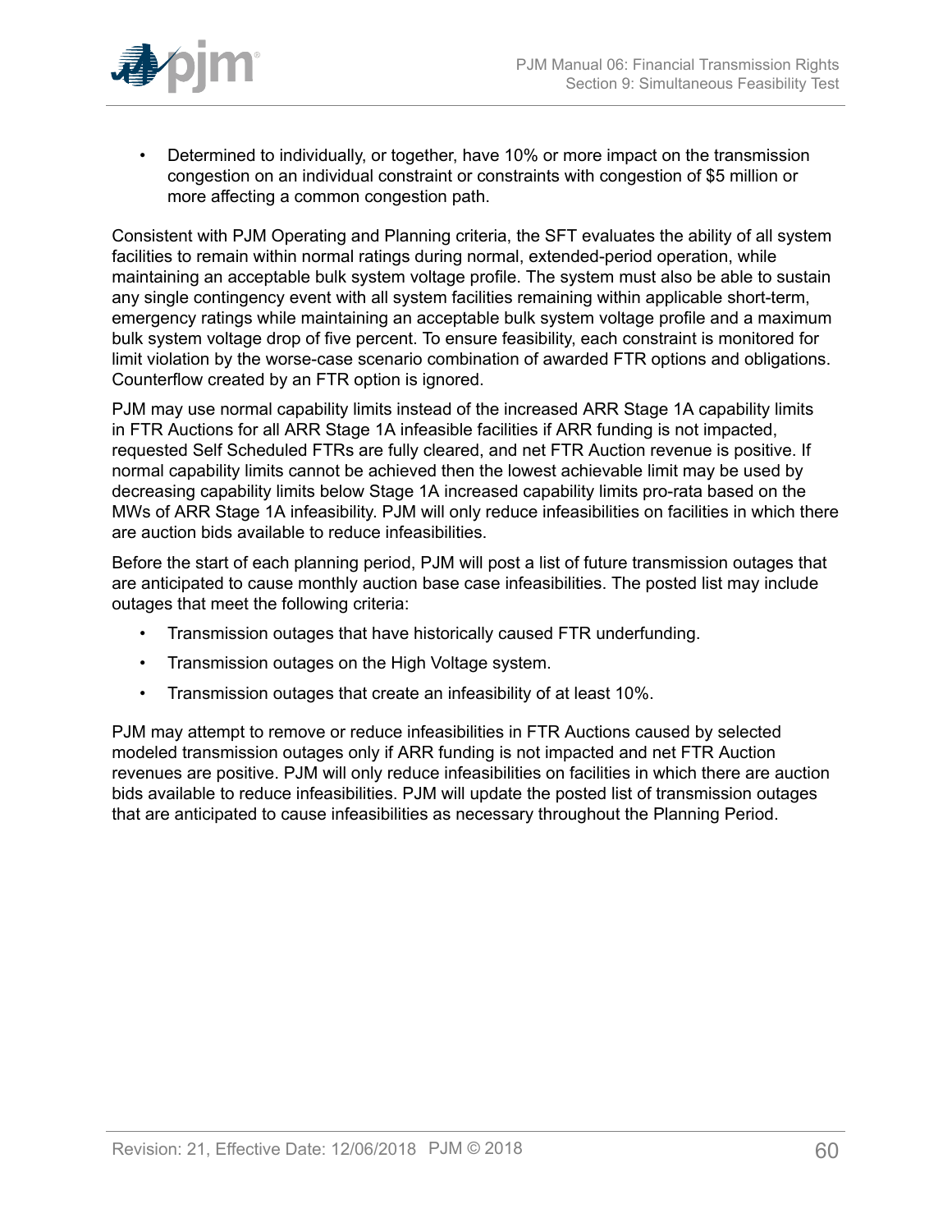- Determined to individually, or together, have 10% or more impact on the transmission congestion on an individual constraint or constraints with congestion of $5 million or more affecting a common congestion path.

Consistent with PJM Operating and Planning criteria, the SFT evaluates the ability of all system facilities to remain within normal ratings during normal, extended-period operation, while maintaining an acceptable bulk system voltage profile. The system must also be able to sustain any single contingency event with all system facilities remaining within applicable short-term, emergency ratings while maintaining an acceptable bulk system voltage profile and a maximum bulk system voltage drop of five percent. To ensure feasibility, each constraint is monitored for limit violation by the worse-case scenario combination of awarded FTR options and obligations. Counterflow created by an FTR option is ignored.

PJM may use normal capability limits instead of the increased ARR Stage 1A capability limits in FTR Auctions for all ARR Stage 1A infeasible facilities if ARR funding is not impacted, requested Self Scheduled FTRs are fully cleared, and net FTR Auction revenue is positive. If normal capability limits cannot be achieved then the lowest achievable limit may be used by decreasing capability limits below Stage 1A increased capability limits pro-rata based on the MWs of ARR Stage 1A infeasibility. PJM will only reduce infeasibilities on facilities in which there are auction bids available to reduce infeasibilities.

Before the start of each planning period, PJM will post a list of future transmission outages that are anticipated to cause monthly auction base case infeasibilities. The posted list may include outages that meet the following criteria:

- Transmission outages that have historically caused FTR underfunding.
- Transmission outages on the High Voltage system.
- Transmission outages that create an infeasibility of at least 10%.

PJM may attempt to remove or reduce infeasibilities in FTR Auctions caused by selected modeled transmission outages only if ARR funding is not impacted and net FTR Auction revenues are positive. PJM will only reduce infeasibilities on facilities in which there are auction bids available to reduce infeasibilities. PJM will update the posted list of transmission outages that are anticipated to cause infeasibilities as necessary throughout the Planning Period.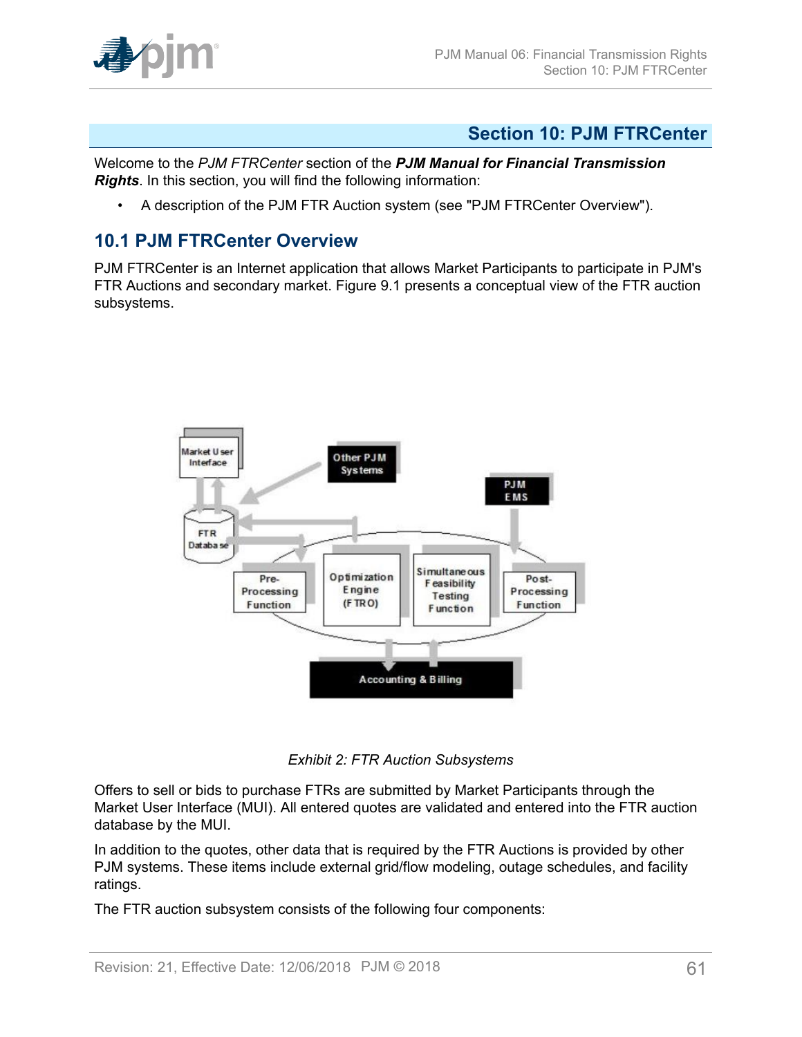# Section 10: PJM FTRCenter

Welcome to the *PJM FTRCenter* section of the ***PJM Manual for Financial Transmission Rights***. In this section, you will find the following information:

- A description of the PJM FTR Auction system (see "PJM FTRCenter Overview").

## 10.1 PJM FTRCenter Overview

PJM FTRCenter is an Internet application that allows Market Participants to participate in PJM's FTR Auctions and secondary market. Figure 9.1 presents a conceptual view of the FTR auction subsystems.

*Exhibit 2: FTR Auction Subsystems*

Offers to sell or bids to purchase FTRs are submitted by Market Participants through the Market User Interface (MUI). All entered quotes are validated and entered into the FTR auction database by the MUI.

In addition to the quotes, other data that is required by the FTR Auctions is provided by other PJM systems. These items include external grid/flow modeling, outage schedules, and facility ratings.

The FTR auction subsystem consists of the following four components: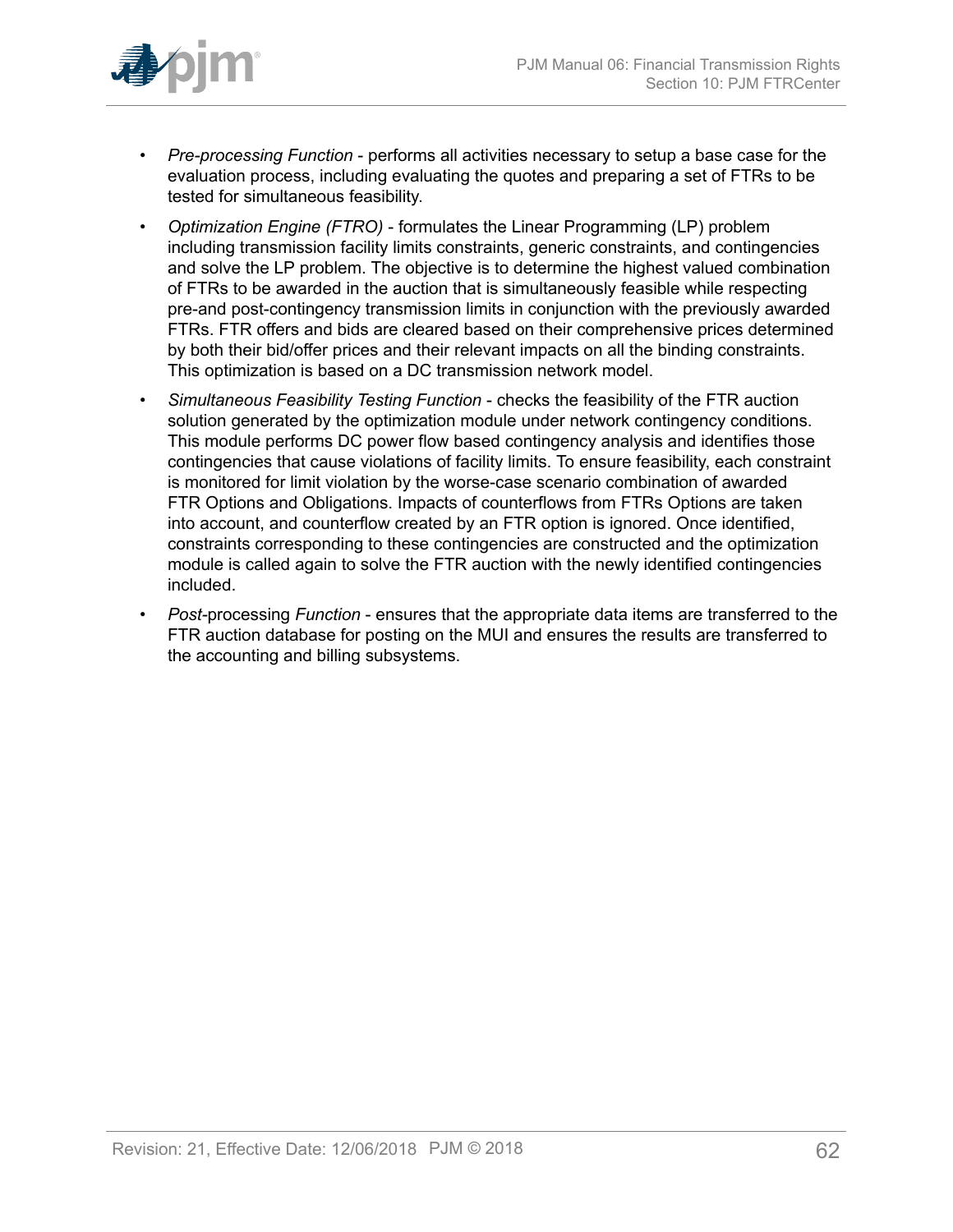- *Pre-processing Function* - performs all activities necessary to setup a base case for the evaluation process, including evaluating the quotes and preparing a set of FTRs to be tested for simultaneous feasibility.
- *Optimization Engine (FTRO)* - formulates the Linear Programming (LP) problem including transmission facility limits constraints, generic constraints, and contingencies and solve the LP problem. The objective is to determine the highest valued combination of FTRs to be awarded in the auction that is simultaneously feasible while respecting pre-and post-contingency transmission limits in conjunction with the previously awarded FTRs. FTR offers and bids are cleared based on their comprehensive prices determined by both their bid/offer prices and their relevant impacts on all the binding constraints. This optimization is based on a DC transmission network model.
- *Simultaneous Feasibility Testing Function* - checks the feasibility of the FTR auction solution generated by the optimization module under network contingency conditions. This module performs DC power flow based contingency analysis and identifies those contingencies that cause violations of facility limits. To ensure feasibility, each constraint is monitored for limit violation by the worse-case scenario combination of awarded FTR Options and Obligations. Impacts of counterflows from FTRs Options are taken into account, and counterflow created by an FTR option is ignored. Once identified, constraints corresponding to these contingencies are constructed and the optimization module is called again to solve the FTR auction with the newly identified contingencies included.
- *Post*-processing *Function* - ensures that the appropriate data items are transferred to the FTR auction database for posting on the MUI and ensures the results are transferred to the accounting and billing subsystems.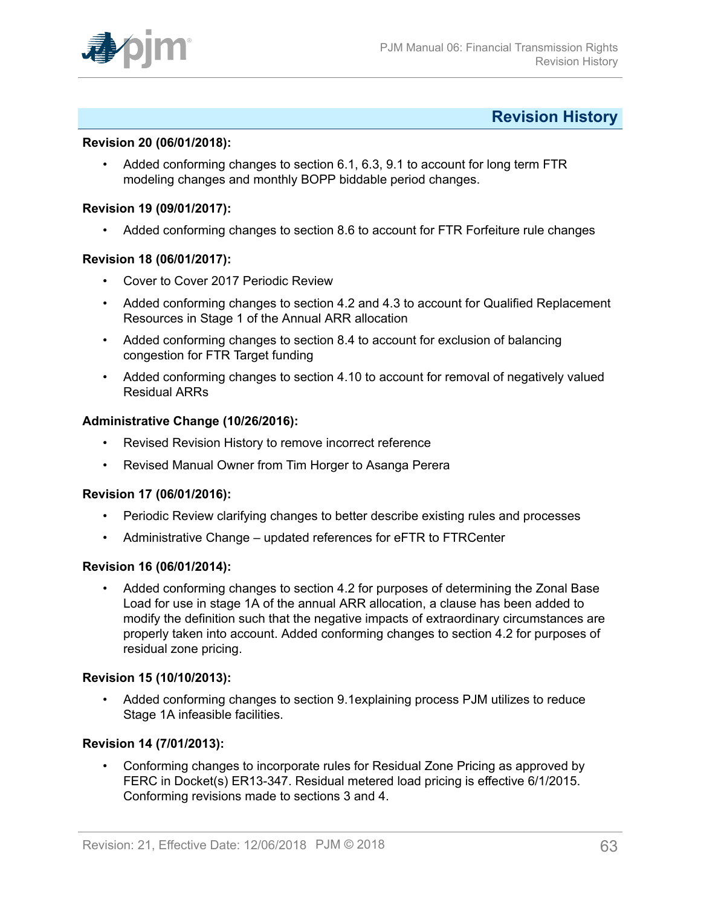# Revision History

**Revision 20 (06/01/2018):**

- Added conforming changes to section 6.1, 6.3, 9.1 to account for long term FTR modeling changes and monthly BOPP biddable period changes.

**Revision 19 (09/01/2017):**

- Added conforming changes to section 8.6 to account for FTR Forfeiture rule changes

**Revision 18 (06/01/2017):**

- Cover to Cover 2017 Periodic Review
- Added conforming changes to section 4.2 and 4.3 to account for Qualified Replacement Resources in Stage 1 of the Annual ARR allocation
- Added conforming changes to section 8.4 to account for exclusion of balancing congestion for FTR Target funding
- Added conforming changes to section 4.10 to account for removal of negatively valued Residual ARRs

**Administrative Change (10/26/2016):**

- Revised Revision History to remove incorrect reference
- Revised Manual Owner from Tim Horger to Asanga Perera

**Revision 17 (06/01/2016):**

- Periodic Review clarifying changes to better describe existing rules and processes
- Administrative Change – updated references for eFTR to FTRCenter

**Revision 16 (06/01/2014):**

- Added conforming changes to section 4.2 for purposes of determining the Zonal Base Load for use in stage 1A of the annual ARR allocation, a clause has been added to modify the definition such that the negative impacts of extraordinary circumstances are properly taken into account. Added conforming changes to section 4.2 for purposes of residual zone pricing.

**Revision 15 (10/10/2013):**

- Added conforming changes to section 9.1explaining process PJM utilizes to reduce Stage 1A infeasible facilities.

**Revision 14 (7/01/2013):**

- Conforming changes to incorporate rules for Residual Zone Pricing as approved by FERC in Docket(s) ER13-347. Residual metered load pricing is effective 6/1/2015. Conforming revisions made to sections 3 and 4.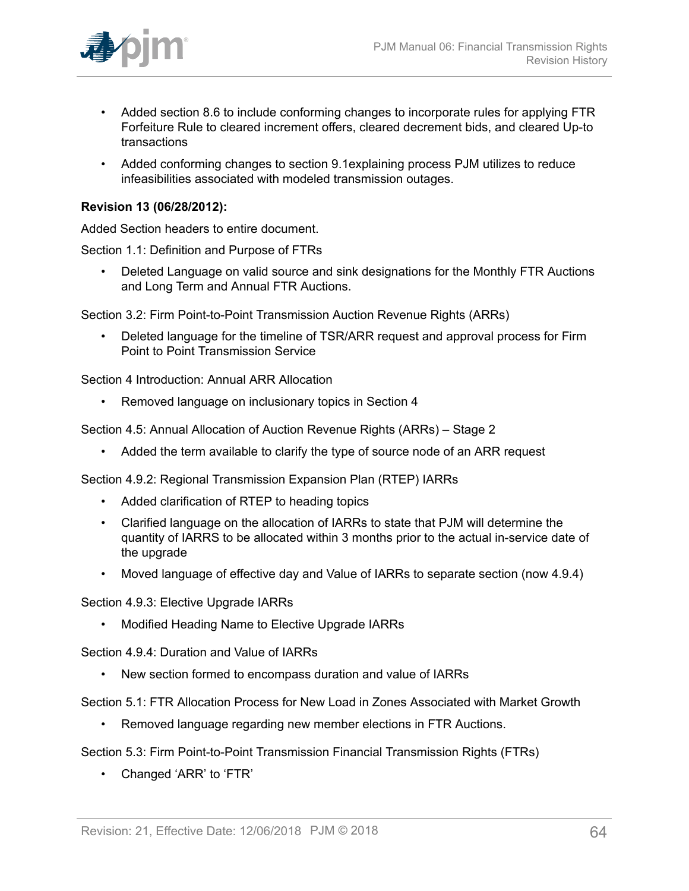- Added section 8.6 to include conforming changes to incorporate rules for applying FTR Forfeiture Rule to cleared increment offers, cleared decrement bids, and cleared Up-to transactions
- Added conforming changes to section 9.1explaining process PJM utilizes to reduce infeasibilities associated with modeled transmission outages.

**Revision 13 (06/28/2012):**

Added Section headers to entire document.

Section 1.1: Definition and Purpose of FTRs

- Deleted Language on valid source and sink designations for the Monthly FTR Auctions and Long Term and Annual FTR Auctions.

Section 3.2: Firm Point-to-Point Transmission Auction Revenue Rights (ARRs)

- Deleted language for the timeline of TSR/ARR request and approval process for Firm Point to Point Transmission Service

Section 4 Introduction: Annual ARR Allocation

- Removed language on inclusionary topics in Section 4

Section 4.5: Annual Allocation of Auction Revenue Rights (ARRs) – Stage 2

- Added the term available to clarify the type of source node of an ARR request

Section 4.9.2: Regional Transmission Expansion Plan (RTEP) IARRs

- Added clarification of RTEP to heading topics
- Clarified language on the allocation of IARRs to state that PJM will determine the quantity of IARRS to be allocated within 3 months prior to the actual in-service date of the upgrade
- Moved language of effective day and Value of IARRs to separate section (now 4.9.4)

Section 4.9.3: Elective Upgrade IARRs

- Modified Heading Name to Elective Upgrade IARRs

Section 4.9.4: Duration and Value of IARRs

- New section formed to encompass duration and value of IARRs

Section 5.1: FTR Allocation Process for New Load in Zones Associated with Market Growth

- Removed language regarding new member elections in FTR Auctions.

Section 5.3: Firm Point-to-Point Transmission Financial Transmission Rights (FTRs)

- Changed 'ARR' to 'FTR'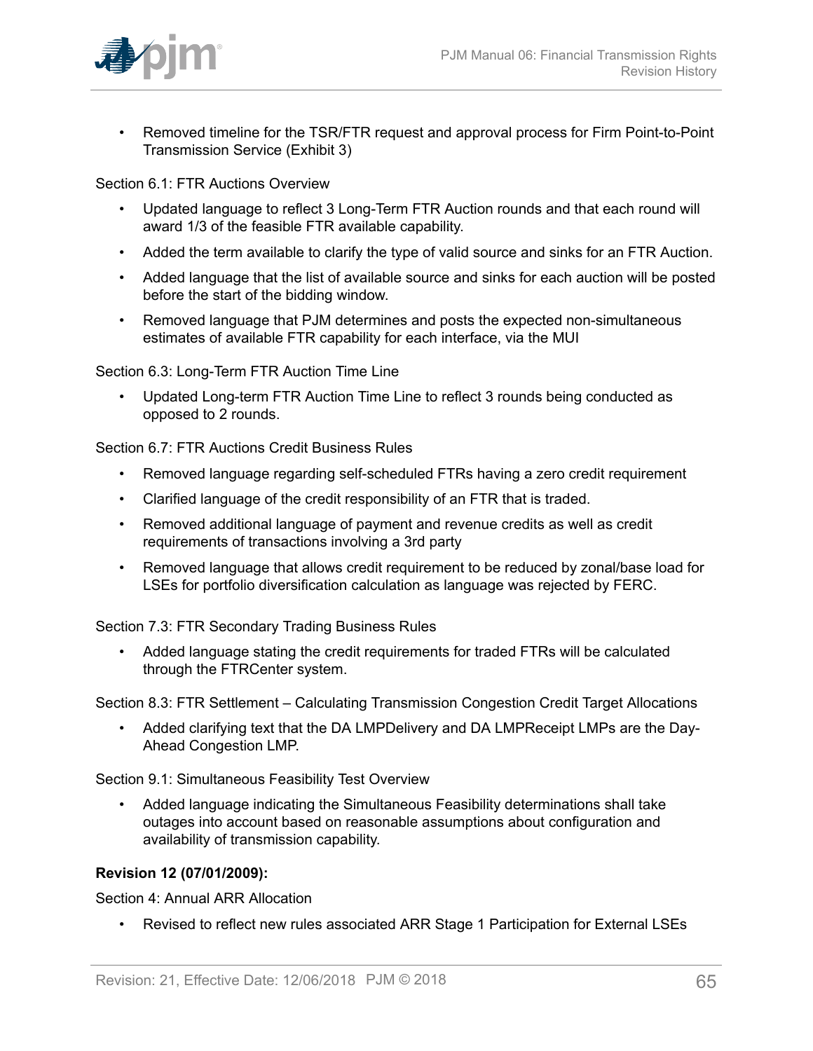- Removed timeline for the TSR/FTR request and approval process for Firm Point-to-Point Transmission Service (Exhibit 3)

Section 6.1: FTR Auctions Overview

- Updated language to reflect 3 Long-Term FTR Auction rounds and that each round will award 1/3 of the feasible FTR available capability.
- Added the term available to clarify the type of valid source and sinks for an FTR Auction.
- Added language that the list of available source and sinks for each auction will be posted before the start of the bidding window.
- Removed language that PJM determines and posts the expected non-simultaneous estimates of available FTR capability for each interface, via the MUI

Section 6.3: Long-Term FTR Auction Time Line

- Updated Long-term FTR Auction Time Line to reflect 3 rounds being conducted as opposed to 2 rounds.

Section 6.7: FTR Auctions Credit Business Rules

- Removed language regarding self-scheduled FTRs having a zero credit requirement
- Clarified language of the credit responsibility of an FTR that is traded.
- Removed additional language of payment and revenue credits as well as credit requirements of transactions involving a 3rd party
- Removed language that allows credit requirement to be reduced by zonal/base load for LSEs for portfolio diversification calculation as language was rejected by FERC.

Section 7.3: FTR Secondary Trading Business Rules

- Added language stating the credit requirements for traded FTRs will be calculated through the FTRCenter system.

Section 8.3: FTR Settlement – Calculating Transmission Congestion Credit Target Allocations

- Added clarifying text that the DA LMPDelivery and DA LMPReceipt LMPs are the Day-Ahead Congestion LMP.

Section 9.1: Simultaneous Feasibility Test Overview

- Added language indicating the Simultaneous Feasibility determinations shall take outages into account based on reasonable assumptions about configuration and availability of transmission capability.

**Revision 12 (07/01/2009):**

Section 4: Annual ARR Allocation

- Revised to reflect new rules associated ARR Stage 1 Participation for External LSEs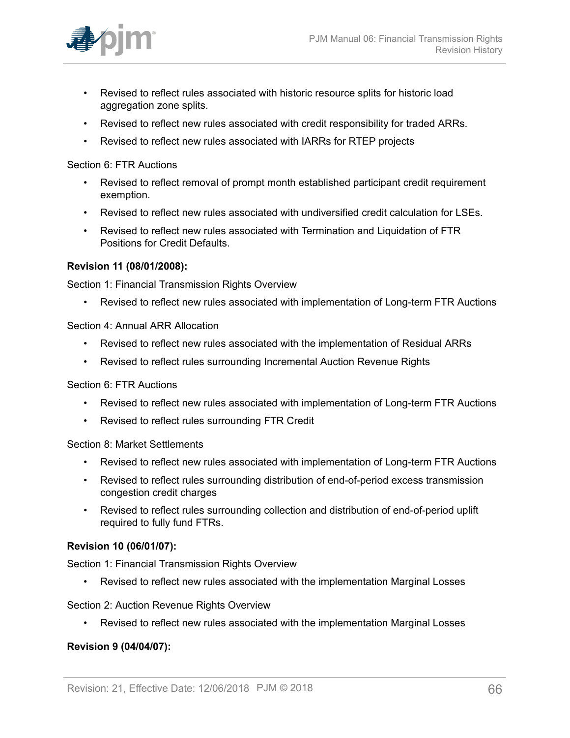- Revised to reflect rules associated with historic resource splits for historic load aggregation zone splits.
- Revised to reflect new rules associated with credit responsibility for traded ARRs.
- Revised to reflect new rules associated with IARRs for RTEP projects

Section 6: FTR Auctions

- Revised to reflect removal of prompt month established participant credit requirement exemption.
- Revised to reflect new rules associated with undiversified credit calculation for LSEs.
- Revised to reflect new rules associated with Termination and Liquidation of FTR Positions for Credit Defaults.

**Revision 11 (08/01/2008):**

Section 1: Financial Transmission Rights Overview

- Revised to reflect new rules associated with implementation of Long-term FTR Auctions

Section 4: Annual ARR Allocation

- Revised to reflect new rules associated with the implementation of Residual ARRs
- Revised to reflect rules surrounding Incremental Auction Revenue Rights

Section 6: FTR Auctions

- Revised to reflect new rules associated with implementation of Long-term FTR Auctions
- Revised to reflect rules surrounding FTR Credit

Section 8: Market Settlements

- Revised to reflect new rules associated with implementation of Long-term FTR Auctions
- Revised to reflect rules surrounding distribution of end-of-period excess transmission congestion credit charges
- Revised to reflect rules surrounding collection and distribution of end-of-period uplift required to fully fund FTRs.

**Revision 10 (06/01/07):**

Section 1: Financial Transmission Rights Overview

- Revised to reflect new rules associated with the implementation Marginal Losses

Section 2: Auction Revenue Rights Overview

- Revised to reflect new rules associated with the implementation Marginal Losses

**Revision 9 (04/04/07):**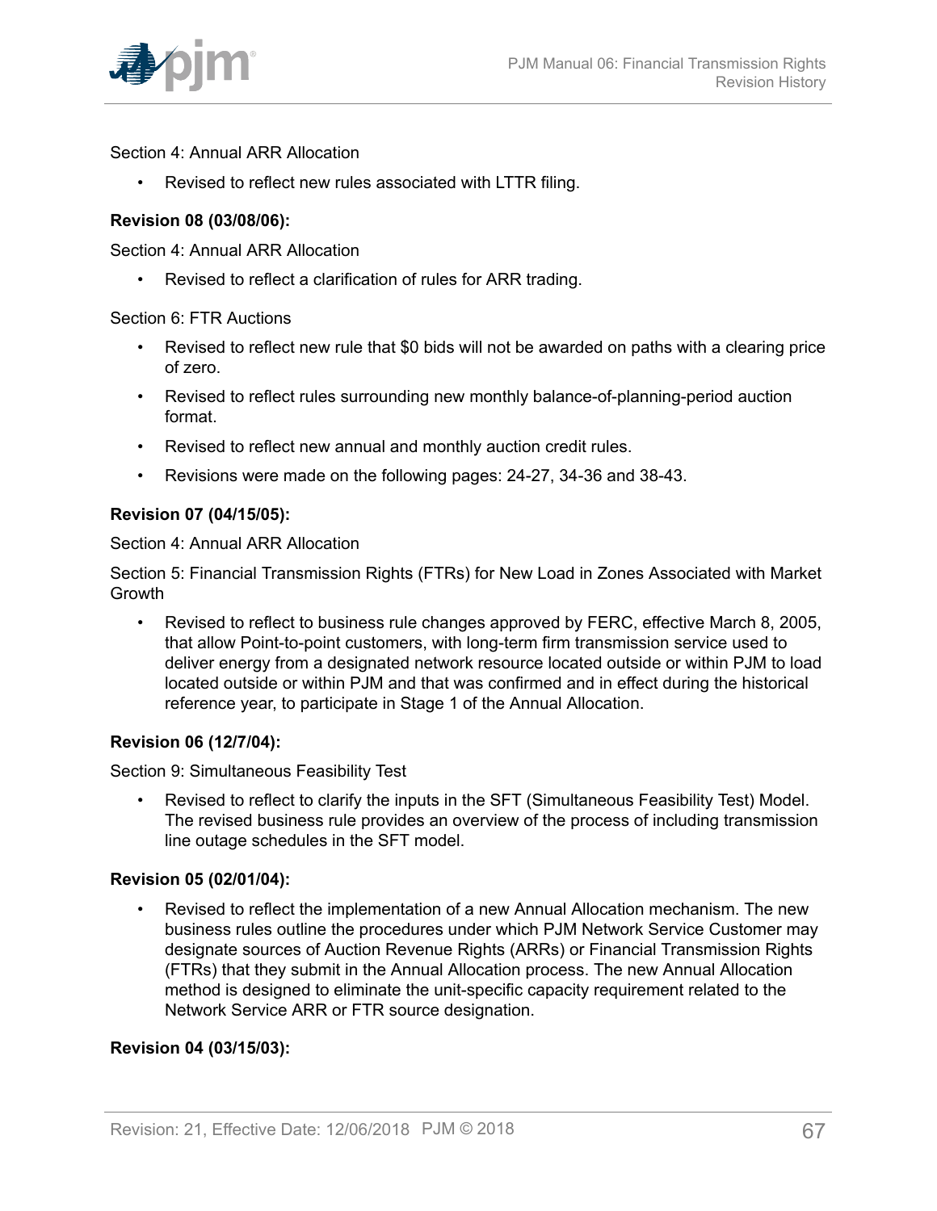Section 4: Annual ARR Allocation

- Revised to reflect new rules associated with LTTR filing.

**Revision 08 (03/08/06):**

Section 4: Annual ARR Allocation

- Revised to reflect a clarification of rules for ARR trading.

Section 6: FTR Auctions

- Revised to reflect new rule that $0 bids will not be awarded on paths with a clearing price of zero.
- Revised to reflect rules surrounding new monthly balance-of-planning-period auction format.
- Revised to reflect new annual and monthly auction credit rules.
- Revisions were made on the following pages: 24-27, 34-36 and 38-43.

**Revision 07 (04/15/05):**

Section 4: Annual ARR Allocation

Section 5: Financial Transmission Rights (FTRs) for New Load in Zones Associated with Market Growth

- Revised to reflect to business rule changes approved by FERC, effective March 8, 2005, that allow Point-to-point customers, with long-term firm transmission service used to deliver energy from a designated network resource located outside or within PJM to load located outside or within PJM and that was confirmed and in effect during the historical reference year, to participate in Stage 1 of the Annual Allocation.

**Revision 06 (12/7/04):**

Section 9: Simultaneous Feasibility Test

- Revised to reflect to clarify the inputs in the SFT (Simultaneous Feasibility Test) Model. The revised business rule provides an overview of the process of including transmission line outage schedules in the SFT model.

**Revision 05 (02/01/04):**

- Revised to reflect the implementation of a new Annual Allocation mechanism. The new business rules outline the procedures under which PJM Network Service Customer may designate sources of Auction Revenue Rights (ARRs) or Financial Transmission Rights (FTRs) that they submit in the Annual Allocation process. The new Annual Allocation method is designed to eliminate the unit-specific capacity requirement related to the Network Service ARR or FTR source designation.

**Revision 04 (03/15/03):**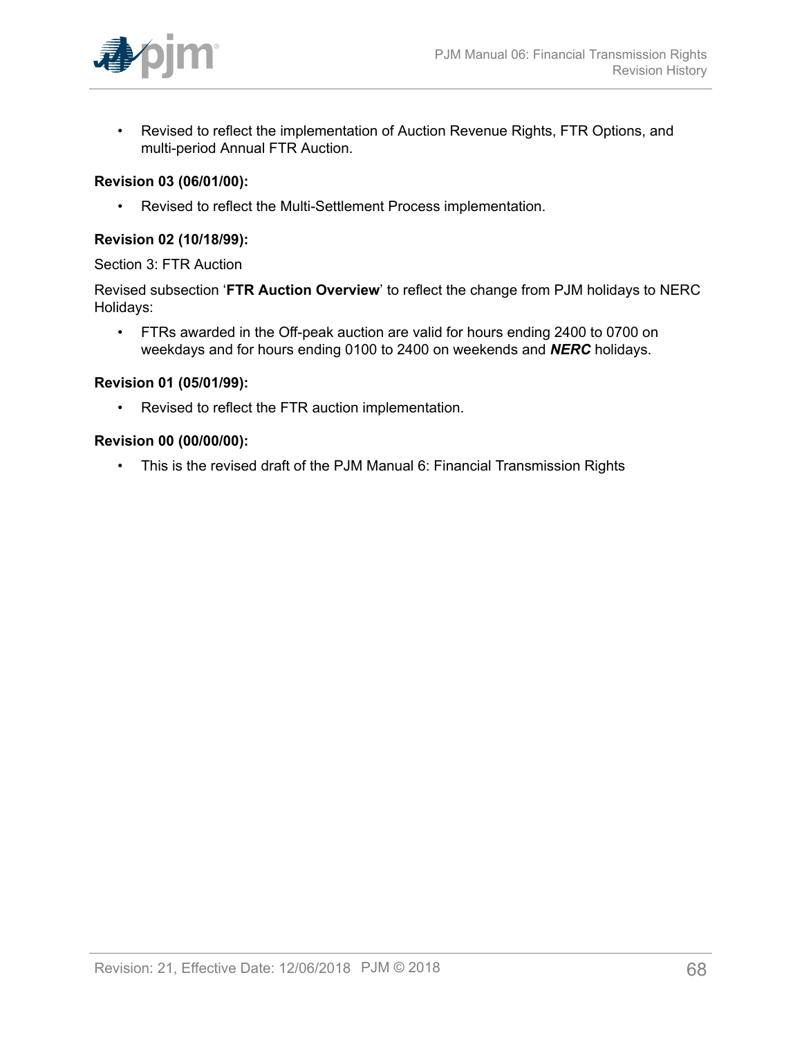- Revised to reflect the implementation of Auction Revenue Rights, FTR Options, and multi-period Annual FTR Auction.

**Revision 03 (06/01/00):**

- Revised to reflect the Multi-Settlement Process implementation.

**Revision 02 (10/18/99):**

Section 3: FTR Auction

Revised subsection '**FTR Auction Overview**' to reflect the change from PJM holidays to NERC Holidays:

- FTRs awarded in the Off-peak auction are valid for hours ending 2400 to 0700 on weekdays and for hours ending 0100 to 2400 on weekends and ***NERC*** holidays.

**Revision 01 (05/01/99):**

- Revised to reflect the FTR auction implementation.

**Revision 00 (00/00/00):**

- This is the revised draft of the PJM Manual 6: Financial Transmission Rights